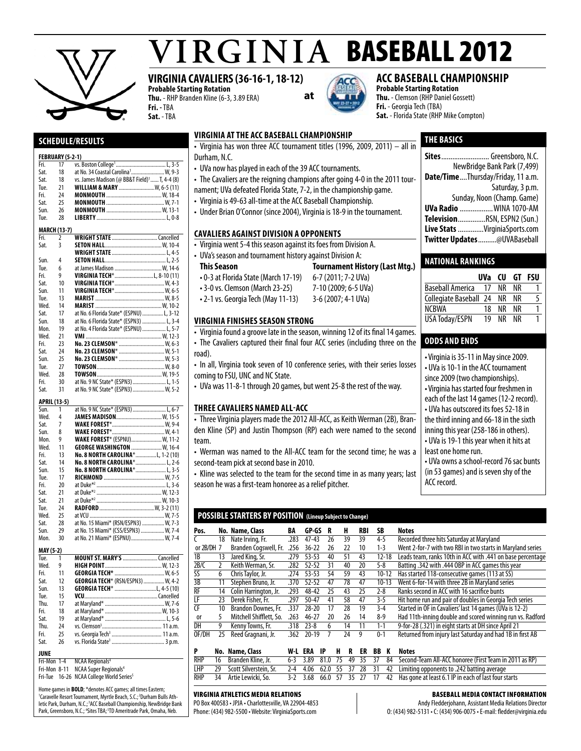# VIRGINIA BASEBALL 2012

## VIRGINIA CAVALIERS (36-16-1, 18-12)

**Probable Starting Rotation**
**Thu.** - RHP Branden Kline (6-3, 3.89 ERA)
**Fri.** - TBA
**Sat.** - TBA

**at**

## ACC BASEBALL CHAMPIONSHIP

**Probable Starting Rotation**
**Thu.** - Clemson (RHP Daniel Gossett)
**Fri.** - Georgia Tech (TBA)
**Sat.** - Florida State (RHP Mike Compton)

## SCHEDULE/RESULTS

**FEBRUARY (5-2-1)**

| | | |
|---|---|---|
| Fri. | 17 | vs. Boston College[1] L, 3-5 |
| Sat. | 18 | at No. 34 Coastal Carolina[1] W, 9-3 |
| Sat. | 18 | vs. James Madison (@ BB&T Field)[1] T, 4-4 (8) |
| Tue. | 21 | **WILLIAM & MARY** W, 6-5 (11) |
| Fri. | 24 | **MONMOUTH** W, 18-4 |
| Sat. | 25 | **MONMOUTH** W, 7-1 |
| Sun. | 26 | **MONMOUTH** W, 13-1 |
| Tue. | 28 | **LIBERTY** L, 0-8 |

**MARCH (17-7)**

| | | |
|---|---|---|
| Fri. | 2 | **WRIGHT STATE** Cancelled |
| Sat. | 3 | **SETON HALL** W, 10-4 |
| | | **WRIGHT STATE** L, 4-5 |
| Sun. | 4 | **SETON HALL** L, 2-5 |
| Tue. | 6 | at James Madison W, 14-6 |
| Fri. | 9 | **VIRGINIA TECH*** L, 8-10 (11) |
| Sat. | 10 | **VIRGINIA TECH*** W, 4-3 |
| Sun. | 11 | **VIRGINIA TECH*** W, 6-5 |
| Tue. | 13 | **MARIST** W, 8-5 |
| Wed. | 14 | **MARIST** W, 10-2 |
| Sat. | 17 | at No. 6 Florida State* (ESPNU) L, 3-12 |
| Sun. | 18 | at No. 6 Florida State* (ESPN3) L, 3-4 |
| Mon. | 19 | at No. 4 Florida State* (ESPNU) L, 5-7 |
| Wed. | 21 | **VMI** W, 12-3 |
| Fri. | 23 | **No. 23 CLEMSON*** W, 6-3 |
| Sat. | 24 | **No. 23 CLEMSON*** W, 5-1 |
| Sun. | 25 | **No. 23 CLEMSON*** W, 5-3 |
| Tue. | 27 | **TOWSON** W, 8-0 |
| Wed. | 28 | **TOWSON** W, 19-5 |
| Fri. | 30 | at No. 9 NC State* (ESPN3) L, 1-5 |
| Sat. | 31 | at No. 9 NC State* (ESPN3) W, 5-2 |

**APRIL (13-5)**

| | | |
|---|---|---|
| Sun. | 1 | at No. 9 NC State* (ESPN3) L, 6-7 |
| Wed. | 4 | **JAMES MADISON** W, 15-5 |
| Sat. | 7 | **WAKE FOREST*** W, 9-4 |
| Sun. | 8 | **WAKE FOREST*** W, 4-1 |
| Mon. | 9 | **WAKE FOREST*** (ESPNU) W, 11-2 |
| Wed. | 11 | **GEORGE WASHINGTON** W, 16-4 |
| Fri. | 13 | **No. 8 NORTH CAROLINA*** L, 1-2 (10) |
| Sat. | 14 | **No. 8 NORTH CAROLINA*** L, 2-6 |
| Sun. | 15 | **No. 8 NORTH CAROLINA*** L, 3-5 |
| Tue. | 17 | **RICHMOND** W, 7-5 |
| Fri. | 20 | at Duke*[2] L, 3-6 |
| Sat. | 21 | at Duke*[2] W, 12-3 |
| Sat. | 21 | at Duke*[2] W, 10-3 |
| Tue. | 24 | **RADFORD** W, 3-2 (11) |
| Wed. | 25 | at VCU W, 7-5 |
| Sat. | 28 | at No. 15 Miami* (RSN/ESPN3) W, 7-3 |
| Sun. | 29 | at No. 15 Miami* (CSS/ESPN3) W, 7-4 |
| Mon. | 30 | at No. 21 Miami* (ESPNU) W, 7-4 |

**MAY (5-2)**

| | | |
|---|---|---|
| Tue. | 1 | **MOUNT ST. MARY'S** Cancelled |
| Wed. | 9 | **HIGH POINT** W, 12-3 |
| Fri. | 11 | **GEORGIA TECH*** W, 6-5 |
| Sat. | 12 | **GEORGIA TECH*** (RSN/ESPN3) W, 4-2 |
| Sun. | 13 | **GEORGIA TECH*** L, 4-5 (10) |
| Tue. | 15 | **VCU** Cancelled |
| Thu. | 17 | at Maryland* W, 7-6 |
| Fri. | 18 | at Maryland* W, 10-3 |
| Sat. | 19 | at Maryland* L, 5-6 |
| Thu. | 24 | vs. Clemson[3] 11 a.m. |
| Fri. | 25 | vs. Georgia Tech[3] 11 a.m. |
| Sat. | 26 | vs. Florida State[3] 3 p.m. |

**JUNE**

| | |
|---|---|
| Fri-Mon 1-4 | NCAA Regionals[4] |
| Fri-Mon 8-11 | NCAA Super Regionals[4] |
| Fri-Tue 16-26 | NCAA College World Series[5] |

Home games in **BOLD**; *denotes ACC games; all times Eastern; [1]Caravelle Resort Tournament, Myrtle Beach, S.C.; [2]Durham Bulls Athletic Park, Durham, N.C.; [3]ACC Baseball Championship, NewBridge Bank Park, Greensboro, N.C.; [4]Sites TBA; [5]TD Ameritrade Park, Omaha, Neb.

## VIRGINIA AT THE ACC BASEBALL CHAMPIONSHIP

- Virginia has won three ACC tournament titles (1996, 2009, 2011) – all in Durham, N.C.
- UVa now has played in each of the 39 ACC tournaments.
- The Cavaliers are the reigning champions after going 4-0 in the 2011 tournament; UVa defeated Florida State, 7-2, in the championship game.
- Virginia is 49-63 all-time at the ACC Baseball Championship.
- Under Brian O'Connor (since 2004), Virginia is 18-9 in the tournament.

## CAVALIERS AGAINST DIVISION A OPPONENTS

- Virginia went 5-4 this season against its foes from Division A.
- UVa's season and tournament history against Division A:

| This Season | Tournament History (Last Mtg.) |
|---|---|
| • 0-3 at Florida State (March 17-19) | 6-7 (2011; 7-2 UVa) |
| • 3-0 vs. Clemson (March 23-25) | 7-10 (2009; 6-5 UVa) |
| • 2-1 vs. Georgia Tech (May 11-13) | 3-6 (2007; 4-1 UVa) |

## VIRGINIA FINISHES SEASON STRONG

- Virginia found a groove late in the season, winning 12 of its final 14 games.
- The Cavaliers captured their final four ACC series (including three on the road).
- In all, Virginia took seven of 10 conference series, with their series losses coming to FSU, UNC and NC State.
- UVa was 11-8-1 through 20 games, but went 25-8 the rest of the way.

## THREE CAVALIERS NAMED ALL-ACC

- Three Virginia players made the 2012 All-ACC, as Keith Werman (2B), Branden Kline (SP) and Justin Thompson (RP) were each named to the second team.
- Werman was named to the All-ACC team for the second time; he was a second-team pick at second base in 2010.
- Kline was selected to the team for the second time in as many years; last season he was a first-team honoree as a relief pitcher.

## THE BASICS

**Sites** Greensboro, N.C.
NewBridge Bank Park (7,499)
**Date/Time** Thursday/Friday, 11 a.m.
Saturday, 3 p.m.
Sunday, Noon (Champ. Game)
**UVa Radio** WINA 1070-AM
**Television** RSN, ESPN2 (Sun.)
**Live Stats** VirginiaSports.com
**Twitter Updates** @UVABaseball

## NATIONAL RANKINGS

| | UVa | CU | GT | FSU |
|---|---|---|---|---|
| Baseball America | 17 | NR | NR | 1 |
| Collegiate Baseball | 24 | NR | NR | 5 |
| NCBWA | 18 | NR | NR | 1 |
| USA Today/ESPN | 19 | NR | NR | 1 |

## ODDS AND ENDS

- Virginia is 35-11 in May since 2009.
- UVa is 10-1 in the ACC tournament since 2009 (two championships).
- Virginia has started four freshmen in each of the last 14 games (12-2 record).
- UVa has outscored its foes 52-18 in the third inning and 66-18 in the sixth inning this year (258-186 in others).
- UVa is 19-1 this year when it hits at least one home run.
- UVa owns a school-record 76 sac bunts (in 53 games) and is seven shy of the ACC record.

## POSSIBLE STARTERS BY POSITION (Lineup Subject to Change)

| Pos. | No. | Name, Class | BA | GP-GS | R | H | RBI | SB | Notes |
|---|---|---|---|---|---|---|---|---|---|
| C | 18 | Nate Irving, Fr. | .283 | 47-43 | 26 | 39 | 39 | 4-5 | Recorded three hits Saturday at Maryland |
| or 2B/DH | 7 | Branden Cogswell, Fr. | .256 | 36-22 | 26 | 22 | 10 | 1-3 | Went 2-for-7 with two RBI in two starts in Maryland series |
| 1B | 13 | Jared King, Sr. | .279 | 53-53 | 40 | 51 | 43 | 12-18 | Leads team, ranks 10th in ACC with .441 on base percentage |
| 2B/C | 2 | Keith Werman, Sr. | .282 | 52-52 | 31 | 40 | 20 | 5-8 | Batting .342 with .444 OBP in ACC games this year |
| SS | 6 | Chris Taylor, Jr. | .274 | 53-53 | 54 | 59 | 43 | 10-12 | Has started 118-consecutive games (113 at SS) |
| 3B | 11 | Stephen Bruno, Jr. | .370 | 52-52 | 47 | 78 | 47 | 10-13 | Went 6-for-14 with three 2B in Maryland series |
| RF | 14 | Colin Harrington, Jr. | .293 | 48-42 | 25 | 43 | 25 | 2-8 | Ranks second in ACC with 16 sacrifice bunts |
| LF | 23 | Derek Fisher, Fr. | .297 | 50-47 | 41 | 58 | 47 | 3-5 | Hit home run and pair of doubles in Georgia Tech series |
| CF | 10 | Brandon Downes, Fr. | .337 | 28-20 | 17 | 28 | 19 | 3-4 | Started in OF in Cavaliers' last 14 games (UVa is 12-2) |
| or | 5 | Mitchell Shifflett, So. | .263 | 46-27 | 20 | 26 | 14 | 8-9 | Had 11th-inning double and scored winning run vs. Radford |
| DH | 9 | Kenny Towns, Fr. | .318 | 23-8 | 6 | 14 | 11 | 1-1 | 9-for-28 (.321) in eight starts at DH since April 21 |
| OF/DH | 25 | Reed Gragnani, Jr. | .362 | 20-19 | 7 | 24 | 9 | 0-1 | Returned from injury last Saturday and had 1B in first AB |

| P | No. | Name, Class | W-L | ERA | IP | H | R | ER | BB | K | Notes |
|---|---|---|---|---|---|---|---|---|---|---|---|
| RHP | 16 | Branden Kline, Jr. | 6-3 | 3.89 | 81.0 | 75 | 49 | 35 | 37 | 84 | Second-Team All-ACC honoree (First Team in 2011 as RP) |
| LHP | 29 | Scott Silverstein, Sr. | 2-4 | 4.06 | 62.0 | 55 | 37 | 28 | 31 | 42 | Limiting opponents to .242 batting average |
| RHP | 34 | Artie Lewicki, So. | 3-2 | 3.68 | 66.0 | 57 | 35 | 27 | 17 | 42 | Has gone at least 6.1 IP in each of last four starts |

**VIRGINIA ATHLETICS MEDIA RELATIONS**
PO Box 400583 • JPJA • Charlottesville, VA 22904-4853
Phone: (434) 982-5500 • Website: VirginiaSports.com

**BASEBALL MEDIA CONTACT INFORMATION**
Andy Fledderjohann, Assistant Media Relations Director
O: (434) 982-5131 • C: (434) 906-0075 • E-mail: fledder@virginia.edu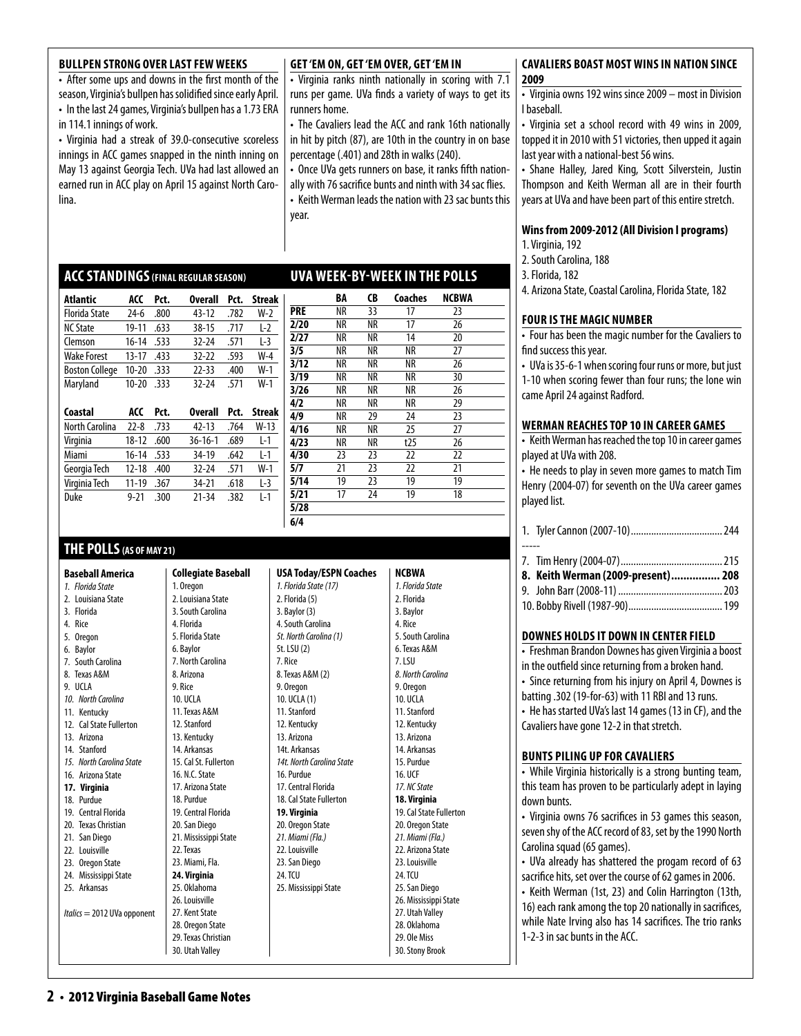### BULLPEN STRONG OVER LAST FEW WEEKS

- After some ups and downs in the first month of the season, Virginia's bullpen has solidified since early April.
- In the last 24 games, Virginia's bullpen has a 1.73 ERA in 114.1 innings of work.
- Virginia had a streak of 39.0-consecutive scoreless innings in ACC games snapped in the ninth inning on May 13 against Georgia Tech. UVa had last allowed an earned run in ACC play on April 15 against North Carolina.

### GET 'EM ON, GET 'EM OVER, GET 'EM IN

- Virginia ranks ninth nationally in scoring with 7.1 runs per game. UVa finds a variety of ways to get its runners home.
- The Cavaliers lead the ACC and rank 16th nationally in hit by pitch (87), are 10th in the country in on base percentage (.401) and 28th in walks (240).
- Once UVa gets runners on base, it ranks fifth nationally with 76 sacrifice bunts and ninth with 34 sac flies.
- Keith Werman leads the nation with 23 sac bunts this year.

### CAVALIERS BOAST MOST WINS IN NATION SINCE 2009

- Virginia owns 192 wins since 2009 – most in Division I baseball.
- Virginia set a school record with 49 wins in 2009, topped it in 2010 with 51 victories, then upped it again last year with a national-best 56 wins.
- Shane Halley, Jared King, Scott Silverstein, Justin Thompson and Keith Werman all are in their fourth years at UVa and have been part of this entire stretch.

#### Wins from 2009-2012 (All Division I programs)

1. Virginia, 192
2. South Carolina, 188
3. Florida, 182
4. Arizona State, Coastal Carolina, Florida State, 182

## ACC STANDINGS (FINAL REGULAR SEASON)

| Atlantic | ACC | Pct. | Overall | Pct. | Streak |
|---|---|---|---|---|---|
| Florida State | 24-6 | .800 | 43-12 | .782 | W-2 |
| NC State | 19-11 | .633 | 38-15 | .717 | L-2 |
| Clemson | 16-14 | .533 | 32-24 | .571 | L-3 |
| Wake Forest | 13-17 | .433 | 32-22 | .593 | W-4 |
| Boston College | 10-20 | .333 | 22-33 | .400 | W-1 |
| Maryland | 10-20 | .333 | 32-24 | .571 | W-1 |

| Coastal | ACC | Pct. | Overall | Pct. | Streak |
|---|---|---|---|---|---|
| North Carolina | 22-8 | .733 | 42-13 | .764 | W-13 |
| Virginia | 18-12 | .600 | 36-16-1 | .689 | L-1 |
| Miami | 16-14 | .533 | 34-19 | .642 | L-1 |
| Georgia Tech | 12-18 | .400 | 32-24 | .571 | W-1 |
| Virginia Tech | 11-19 | .367 | 34-21 | .618 | L-3 |
| Duke | 9-21 | .300 | 21-34 | .382 | L-1 |

## UVA WEEK-BY-WEEK IN THE POLLS

| | BA | CB | Coaches | NCBWA |
|---|---|---|---|---|
| PRE | NR | 33 | 17 | 23 |
| 2/20 | NR | NR | 17 | 26 |
| 2/27 | NR | NR | 14 | 20 |
| 3/5 | NR | NR | NR | 27 |
| 3/12 | NR | NR | NR | 26 |
| 3/19 | NR | NR | NR | 30 |
| 3/26 | NR | NR | NR | 26 |
| 4/2 | NR | NR | NR | 29 |
| 4/9 | NR | 29 | 24 | 23 |
| 4/16 | NR | NR | 25 | 27 |
| 4/23 | NR | NR | t25 | 26 |
| 4/30 | 23 | 23 | 22 | 22 |
| 5/7 | 21 | 23 | 22 | 21 |
| 5/14 | 19 | 23 | 19 | 19 |
| 5/21 | 17 | 24 | 19 | 18 |
| 5/28 | | | | |
| 6/4 | | | | |

### FOUR IS THE MAGIC NUMBER

- Four has been the magic number for the Cavaliers to find success this year.
- UVa is 35-6-1 when scoring four runs or more, but just 1-10 when scoring fewer than four runs; the lone win came April 24 against Radford.

### WERMAN REACHES TOP 10 IN CAREER GAMES

- Keith Werman has reached the top 10 in career games played at UVa with 208.
- He needs to play in seven more games to match Tim Henry (2004-07) for seventh on the UVa career games played list.

1. Tyler Cannon (2007-10) .................................... 244

-----

7. Tim Henry (2004-07) ........................................ 215
8. **Keith Werman (2009-present)................ 208**
9. John Barr (2008-11) ......................................... 203
10. Bobby Rivell (1987-90)..................................... 199

## THE POLLS (AS OF MAY 21)

| Baseball America | Collegiate Baseball | USA Today/ESPN Coaches | NCBWA |
|---|---|---|---|
| *1. Florida State* | 1. Oregon | *1. Florida State (17)* | *1. Florida State* |
| 2. Louisiana State | 2. Louisiana State | 2. Florida (5) | 2. Florida |
| 3. Florida | 3. South Carolina | 3. Baylor (3) | 3. Baylor |
| 4. Rice | 4. Florida | 4. South Carolina | 4. Rice |
| 5. Oregon | 5. Florida State | *5t. North Carolina (1)* | 5. South Carolina |
| 6. Baylor | 6. Baylor | 5t. LSU (2) | 6. Texas A&M |
| 7. South Carolina | 7. North Carolina | 7. Rice | 7. LSU |
| 8. Texas A&M | 8. Arizona | 8. Texas A&M (2) | *8. North Carolina* |
| 9. UCLA | 9. Rice | 9. Oregon | 9. Oregon |
| *10. North Carolina* | 10. UCLA | 10. UCLA (1) | 10. UCLA |
| 11. Kentucky | 11. Texas A&M | 11. Stanford | 11. Stanford |
| 12. Cal State Fullerton | 12. Stanford | 12. Kentucky | 12. Kentucky |
| 13. Arizona | 13. Kentucky | 13. Arizona | 13. Arizona |
| 14. Stanford | 14. Arkansas | 14t. Arkansas | 14. Arkansas |
| *15. North Carolina State* | 15. Cal St. Fullerton | *14t. North Carolina State* | 15. Purdue |
| 16. Arizona State | 16. N.C. State | 16. Purdue | 16. UCF |
| **17. Virginia** | 17. Arizona State | 17. Central Florida | *17. NC State* |
| 18. Purdue | 18. Purdue | 18. Cal State Fullerton | **18. Virginia** |
| 19. Central Florida | 19. Central Florida | **19. Virginia** | 19. Cal State Fullerton |
| 20. Texas Christian | 20. San Diego | 20. Oregon State | 20. Oregon State |
| 21. San Diego | 21. Mississippi State | *21. Miami (Fla.)* | *21. Miami (Fla.)* |
| 22. Louisville | 22. Texas | 22. Louisville | 22. Arizona State |
| 23. Oregon State | 23. Miami, Fla. | 23. San Diego | 23. Louisville |
| 24. Mississippi State | **24. Virginia** | 24. TCU | 24. TCU |
| 25. Arkansas | 25. Oklahoma | 25. Mississippi State | 25. San Diego |
| | 26. Louisville | | 26. Mississippi State |
| | 27. Kent State | | 27. Utah Valley |
| | 28. Oregon State | | 28. Oklahoma |
| | 29. Texas Christian | | 29. Ole Miss |
| | 30. Utah Valley | | 30. Stony Brook |

*Italics* = 2012 UVa opponent

### DOWNES HOLDS IT DOWN IN CENTER FIELD

- Freshman Brandon Downes has given Virginia a boost in the outfield since returning from a broken hand.
- Since returning from his injury on April 4, Downes is batting .302 (19-for-63) with 11 RBI and 13 runs.
- He has started UVa's last 14 games (13 in CF), and the Cavaliers have gone 12-2 in that stretch.

### BUNTS PILING UP FOR CAVALIERS

- While Virginia historically is a strong bunting team, this team has proven to be particularly adept in laying down bunts.
- Virginia owns 76 sacrifices in 53 games this season, seven shy of the ACC record of 83, set by the 1990 North Carolina squad (65 games).
- UVa already has shattered the progam record of 63 sacrifice hits, set over the course of 62 games in 2006.
- Keith Werman (1st, 23) and Colin Harrington (13th, 16) each rank among the top 20 nationally in sacrifices, while Nate Irving also has 14 sacrifices. The trio ranks 1-2-3 in sac bunts in the ACC.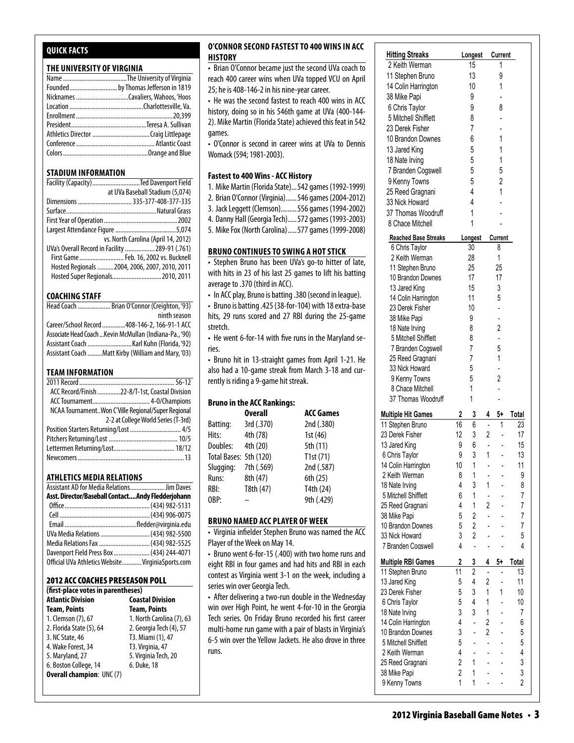## QUICK FACTS

### THE UNIVERSITY OF VIRGINIA

| | |
|---|---|
| Name | The University of Virginia |
| Founded | by Thomas Jefferson in 1819 |
| Nicknames | Cavaliers, Wahoos, 'Hoos |
| Location | Charlottesville, Va. |
| Enrollment | 20,399 |
| President | Teresa A. Sullivan |
| Athletics Director | Craig Littlepage |
| Conference | Atlantic Coast |
| Colors | Orange and Blue |

### STADIUM INFORMATION

| | |
|---|---|
| Facility (Capacity) | Ted Davenport Field at UVa Baseball Stadium (5,074) |
| Dimensions | 335-377-408-377-335 |
| Surface | Natural Grass |
| First Year of Operation | 2002 |
| Largest Attendance Figure | 5,074 vs. North Carolina (April 14, 2012) |
| UVa's Overall Record in Facility | 289-91 (.761) |
| First Game | Feb. 16, 2002 vs. Bucknell |
| Hosted Regionals | 2004, 2006, 2007, 2010, 2011 |
| Hosted Super Regionals | 2010, 2011 |

### COACHING STAFF

| | |
|---|---|
| Head Coach | Brian O'Connor (Creighton, '93) ninth season |
| Career/School Record | 408-146-2, 166-91-1 ACC |
| Associate Head Coach | Kevin McMullan (Indiana-Pa., '90) |
| Assistant Coach | Karl Kuhn (Florida, '92) |
| Assistant Coach | Matt Kirby (William and Mary, '03) |

### TEAM INFORMATION

| | |
|---|---|
| 2011 Record | 56-12 |
| ACC Record/Finish | 22-8/T-1st, Coastal Division |
| ACC Tournament | 4-0/Champions |
| NCAA Tournament | Won C'Ville Regional/Super Regional 2-2 at College World Series (T-3rd) |
| Position Starters Returning/Lost | 4/5 |
| Pitchers Returning/Lost | 10/5 |
| Lettermen Returning/Lost | 18/12 |
| Newcomers | 13 |

### ATHLETICS MEDIA RELATIONS

| | |
|---|---|
| Assistant AD for Media Relations | Jim Daves |
| **Asst. Director/Baseball Contact** | **Andy Fledderjohann** |
| Office | (434) 982-5131 |
| Cell | (434) 906-0075 |
| Email | fledder@virginia.edu |
| UVa Media Relations | (434) 982-5500 |
| Media Relations Fax | (434) 982-5525 |
| Davenport Field Press Box | (434) 244-4071 |
| Official UVa Athletics Website | VirginiaSports.com |

### 2012 ACC COACHES PRESEASON POLL

**(first-place votes in parentheses)**

| Atlantic Division | Coastal Division |
|---|---|
| **Team, Points** | **Team, Points** |
| 1. Clemson (7), 67 | 1. North Carolina (7), 63 |
| 2. Florida State (5), 64 | 2. Georgia Tech (4), 57 |
| 3. NC State, 46 | T3. Miami (1), 47 |
| 4. Wake Forest, 34 | T3. Virginia, 47 |
| 5. Maryland, 27 | 5. Virginia Tech, 20 |
| 6. Boston College, 14 | 6. Duke, 18 |

**Overall champion**: UNC (7)

## O'CONNOR SECOND FASTEST TO 400 WINS IN ACC HISTORY

• Brian O'Connor became just the second UVa coach to reach 400 career wins when UVa topped VCU on April 25; he is 408-146-2 in his nine-year career.

• He was the second fastest to reach 400 wins in ACC history, doing so in his 546th game at UVa (400-144-2). Mike Martin (Florida State) achieved this feat in 542 games.

• O'Connor is second in career wins at UVa to Dennis Womack (594; 1981-2003).

### Fastest to 400 Wins - ACC History

1. Mike Martin (Florida State)...542 games (1992-1999)
2. Brian O'Connor (Virginia)......546 games (2004-2012)
3. Jack Leggett (Clemson).........556 games (1994-2002)
4. Danny Hall (Georgia Tech).....572 games (1993-2003)
5. Mike Fox (North Carolina).....577 games (1999-2008)

## BRUNO CONTINUES TO SWING A HOT STICK

• Stephen Bruno has been UVa's go-to hitter of late, with hits in 23 of his last 25 games to lift his batting average to .370 (third in ACC).

• In ACC play, Bruno is batting .380 (second in league).

• Bruno is batting .425 (38-for-104) with 18 extra-base hits, 29 runs scored and 27 RBI during the 25-game stretch.

• He went 6-for-14 with five runs in the Maryland series.

• Bruno hit in 13-straight games from April 1-21. He also had a 10-game streak from March 3-18 and currently is riding a 9-game hit streak.

### Bruno in the ACC Rankings:

| | Overall | ACC Games |
|---|---|---|
| Batting: | 3rd (.370) | 2nd (.380) |
| Hits: | 4th (78) | 1st (46) |
| Doubles: | 4th (20) | 5th (11) |
| Total Bases: | 5th (120) | T1st (71) |
| Slugging: | 7th (.569) | 2nd (.587) |
| Runs: | 8th (47) | 6th (25) |
| RBI: | T8th (47) | T4th (24) |
| OBP: | – | 9th (.429) |

## BRUNO NAMED ACC PLAYER OF WEEK

• Virginia infielder Stephen Bruno was named the ACC Player of the Week on May 14.

• Bruno went 6-for-15 (.400) with two home runs and eight RBI in four games and had hits and RBI in each contest as Virginia went 3-1 on the week, including a series win over Georgia Tech.

• After delivering a two-run double in the Wednesday win over High Point, he went 4-for-10 in the Georgia Tech series. On Friday Bruno recorded his first career multi-home run game with a pair of blasts in Virginia's 6-5 win over the Yellow Jackets. He also drove in three runs.

| Hitting Streaks | Longest | Current |
|---|---|---|
| 2 Keith Werman | 15 | 1 |
| 11 Stephen Bruno | 13 | 9 |
| 14 Colin Harrington | 10 | 1 |
| 38 Mike Papi | 9 | - |
| 6 Chris Taylor | 9 | 8 |
| 5 Mitchell Shifflett | 8 | - |
| 23 Derek Fisher | 7 | - |
| 10 Brandon Downes | 6 | 1 |
| 13 Jared King | 5 | 1 |
| 18 Nate Irving | 5 | 1 |
| 7 Branden Cogswell | 5 | 5 |
| 9 Kenny Towns | 5 | 2 |
| 25 Reed Gragnani | 4 | 1 |
| 33 Nick Howard | 4 | - |
| 37 Thomas Woodruff | 1 | - |
| 8 Chace Mitchell | 1 | - |

| Reached Base Streaks | Longest | Current |
|---|---|---|
| 6 Chris Taylor | 30 | 8 |
| 2 Keith Werman | 28 | 1 |
| 11 Stephen Bruno | 25 | 25 |
| 10 Brandon Downes | 17 | 17 |
| 13 Jared King | 15 | 3 |
| 14 Colin Harrington | 11 | 5 |
| 23 Derek Fisher | 10 | - |
| 38 Mike Papi | 9 | - |
| 18 Nate Irving | 8 | 2 |
| 5 Mitchell Shifflett | 8 | - |
| 7 Branden Cogswell | 7 | 5 |
| 25 Reed Gragnani | 7 | 1 |
| 33 Nick Howard | 5 | - |
| 9 Kenny Towns | 5 | 2 |
| 8 Chace Mitchell | 1 | - |
| 37 Thomas Woodruff | 1 | - |

| Multiple Hit Games | 2 | 3 | 4 | 5+ | Total |
|---|---|---|---|---|---|
| 11 Stephen Bruno | 16 | 6 | - | 1 | 23 |
| 23 Derek Fisher | 12 | 3 | 2 | - | 17 |
| 13 Jared King | 9 | 6 | - | - | 15 |
| 6 Chris Taylor | 9 | 3 | 1 | - | 13 |
| 14 Colin Harrington | 10 | 1 | - | - | 11 |
| 2 Keith Werman | 8 | 1 | - | - | 9 |
| 18 Nate Irving | 4 | 3 | 1 | - | 8 |
| 5 Mitchell Shifflett | 6 | 1 | - | - | 7 |
| 25 Reed Gragnani | 4 | 1 | 2 | - | 7 |
| 38 Mike Papi | 5 | 2 | - | - | 7 |
| 10 Brandon Downes | 5 | 2 | - | - | 7 |
| 33 Nick Howard | 3 | 2 | - | - | 5 |
| 7 Branden Cogswell | 4 | - | - | - | 4 |

| Multiple RBI Games | 2 | 3 | 4 | 5+ | Total |
|---|---|---|---|---|---|
| 11 Stephen Bruno | 11 | 2 | - | - | 13 |
| 13 Jared King | 5 | 4 | 2 | - | 11 |
| 23 Derek Fisher | 5 | 3 | 1 | 1 | 10 |
| 6 Chris Taylor | 5 | 4 | 1 | - | 10 |
| 18 Nate Irving | 3 | 3 | 1 | - | 7 |
| 14 Colin Harrington | 4 | - | 2 | - | 6 |
| 10 Brandon Downes | 3 | - | 2 | - | 5 |
| 5 Mitchell Shifflett | 5 | - | - | - | 5 |
| 2 Keith Werman | 4 | - | - | - | 4 |
| 25 Reed Gragnani | 2 | 1 | - | - | 3 |
| 38 Mike Papi | 2 | 1 | - | - | 3 |
| 9 Kenny Towns | 1 | 1 | - | - | 2 |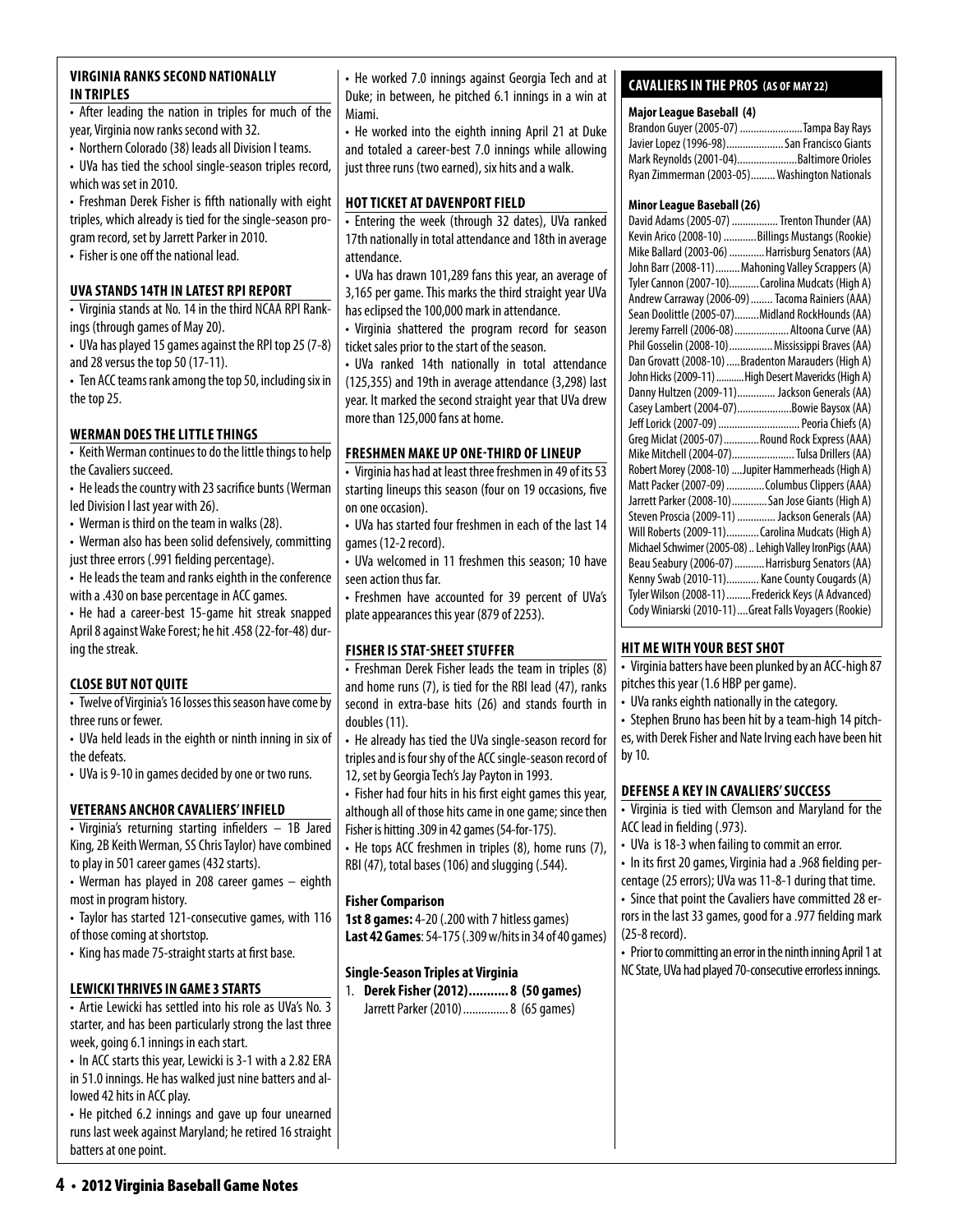## VIRGINIA RANKS SECOND NATIONALLY IN TRIPLES

- After leading the nation in triples for much of the year, Virginia now ranks second with 32.
- Northern Colorado (38) leads all Division I teams.
- UVa has tied the school single-season triples record, which was set in 2010.
- Freshman Derek Fisher is fifth nationally with eight triples, which already is tied for the single-season program record, set by Jarrett Parker in 2010.
- Fisher is one off the national lead.

## UVA STANDS 14TH IN LATEST RPI REPORT

- Virginia stands at No. 14 in the third NCAA RPI Rankings (through games of May 20).
- UVa has played 15 games against the RPI top 25 (7-8) and 28 versus the top 50 (17-11).
- Ten ACC teams rank among the top 50, including six in the top 25.

## WERMAN DOES THE LITTLE THINGS

- Keith Werman continues to do the little things to help the Cavaliers succeed.
- He leads the country with 23 sacrifice bunts (Werman led Division I last year with 26).
- Werman is third on the team in walks (28).
- Werman also has been solid defensively, committing just three errors (.991 fielding percentage).
- He leads the team and ranks eighth in the conference with a .430 on base percentage in ACC games.
- He had a career-best 15-game hit streak snapped April 8 against Wake Forest; he hit .458 (22-for-48) during the streak.

## CLOSE BUT NOT QUITE

- Twelve of Virginia's 16 losses this season have come by three runs or fewer.
- UVa held leads in the eighth or ninth inning in six of the defeats.
- UVa is 9-10 in games decided by one or two runs.

## VETERANS ANCHOR CAVALIERS' INFIELD

- Virginia's returning starting infielders – 1B Jared King, 2B Keith Werman, SS Chris Taylor) have combined to play in 501 career games (432 starts).
- Werman has played in 208 career games – eighth most in program history.
- Taylor has started 121-consecutive games, with 116 of those coming at shortstop.
- King has made 75-straight starts at first base.

## LEWICKI THRIVES IN GAME 3 STARTS

- Artie Lewicki has settled into his role as UVa's No. 3 starter, and has been particularly strong the last three week, going 6.1 innings in each start.
- In ACC starts this year, Lewicki is 3-1 with a 2.82 ERA in 51.0 innings. He has walked just nine batters and allowed 42 hits in ACC play.
- He pitched 6.2 innings and gave up four unearned runs last week against Maryland; he retired 16 straight batters at one point.
- He worked 7.0 innings against Georgia Tech and at Duke; in between, he pitched 6.1 innings in a win at Miami.
- He worked into the eighth inning April 21 at Duke and totaled a career-best 7.0 innings while allowing just three runs (two earned), six hits and a walk.

## HOT TICKET AT DAVENPORT FIELD

- Entering the week (through 32 dates), UVa ranked 17th nationally in total attendance and 18th in average attendance.
- UVa has drawn 101,289 fans this year, an average of 3,165 per game. This marks the third straight year UVa has eclipsed the 100,000 mark in attendance.
- Virginia shattered the program record for season ticket sales prior to the start of the season.
- UVa ranked 14th nationally in total attendance (125,355) and 19th in average attendance (3,298) last year. It marked the second straight year that UVa drew more than 125,000 fans at home.

## FRESHMEN MAKE UP ONE-THIRD OF LINEUP

- Virginia has had at least three freshmen in 49 of its 53 starting lineups this season (four on 19 occasions, five on one occasion).
- UVa has started four freshmen in each of the last 14 games (12-2 record).
- UVa welcomed in 11 freshmen this season; 10 have seen action thus far.
- Freshmen have accounted for 39 percent of UVa's plate appearances this year (879 of 2253).

## FISHER IS STAT-SHEET STUFFER

- Freshman Derek Fisher leads the team in triples (8) and home runs (7), is tied for the RBI lead (47), ranks second in extra-base hits (26) and stands fourth in doubles (11).
- He already has tied the UVa single-season record for triples and is four shy of the ACC single-season record of 12, set by Georgia Tech's Jay Payton in 1993.
- Fisher had four hits in his first eight games this year, although all of those hits came in one game; since then Fisher is hitting .309 in 42 games (54-for-175).
- He tops ACC freshmen in triples (8), home runs (7), RBI (47), total bases (106) and slugging (.544).

### Fisher Comparison

**1st 8 games:** 4-20 (.200 with 7 hitless games)
**Last 42 Games**: 54-175 (.309 w/hits in 34 of 40 games)

### Single-Season Triples at Virginia

1. **Derek Fisher (2012)........... 8 (50 games)**
   Jarrett Parker (2010)............... 8 (65 games)

## CAVALIERS IN THE PROS (AS OF MAY 22)

### Major League Baseball (4)

| Player | Team |
|---|---|
| Brandon Guyer (2005-07) | Tampa Bay Rays |
| Javier Lopez (1996-98) | San Francisco Giants |
| Mark Reynolds (2001-04) | Baltimore Orioles |
| Ryan Zimmerman (2003-05) | Washington Nationals |

### Minor League Baseball (26)

| Player | Team |
|---|---|
| David Adams (2005-07) | Trenton Thunder (AA) |
| Kevin Arico (2008-10) | Billings Mustangs (Rookie) |
| Mike Ballard (2003-06) | Harrisburg Senators (AA) |
| John Barr (2008-11) | Mahoning Valley Scrappers (A) |
| Tyler Cannon (2007-10) | Carolina Mudcats (High A) |
| Andrew Carraway (2006-09) | Tacoma Rainiers (AAA) |
| Sean Doolittle (2005-07) | Midland RockHounds (AA) |
| Jeremy Farrell (2006-08) | Altoona Curve (AA) |
| Phil Gosselin (2008-10) | Mississippi Braves (AA) |
| Dan Grovatt (2008-10) | Bradenton Marauders (High A) |
| John Hicks (2009-11) | High Desert Mavericks (High A) |
| Danny Hultzen (2009-11) | Jackson Generals (AA) |
| Casey Lambert (2004-07) | Bowie Baysox (AA) |
| Jeff Lorick (2007-09) | Peoria Chiefs (A) |
| Greg Miclat (2005-07) | Round Rock Express (AAA) |
| Mike Mitchell (2004-07) | Tulsa Drillers (AA) |
| Robert Morey (2008-10) | Jupiter Hammerheads (High A) |
| Matt Packer (2007-09) | Columbus Clippers (AAA) |
| Jarrett Parker (2008-10) | San Jose Giants (High A) |
| Steven Proscia (2009-11) | Jackson Generals (AA) |
| Will Roberts (2009-11) | Carolina Mudcats (High A) |
| Michael Schwimer (2005-08) | Lehigh Valley IronPigs (AAA) |
| Beau Seabury (2006-07) | Harrisburg Senators (AA) |
| Kenny Swab (2010-11) | Kane County Cougards (A) |
| Tyler Wilson (2008-11) | Frederick Keys (A Advanced) |
| Cody Winiarski (2010-11) | Great Falls Voyagers (Rookie) |

## HIT ME WITH YOUR BEST SHOT

- Virginia batters have been plunked by an ACC-high 87 pitches this year (1.6 HBP per game).
- UVa ranks eighth nationally in the category.
- Stephen Bruno has been hit by a team-high 14 pitches, with Derek Fisher and Nate Irving each have been hit by 10.

## DEFENSE A KEY IN CAVALIERS' SUCCESS

- Virginia is tied with Clemson and Maryland for the ACC lead in fielding (.973).
- UVa is 18-3 when failing to commit an error.
- In its first 20 games, Virginia had a .968 fielding percentage (25 errors); UVa was 11-8-1 during that time.
- Since that point the Cavaliers have committed 28 errors in the last 33 games, good for a .977 fielding mark (25-8 record).
- Prior to committing an error in the ninth inning April 1 at NC State, UVa had played 70-consecutive errorless innings.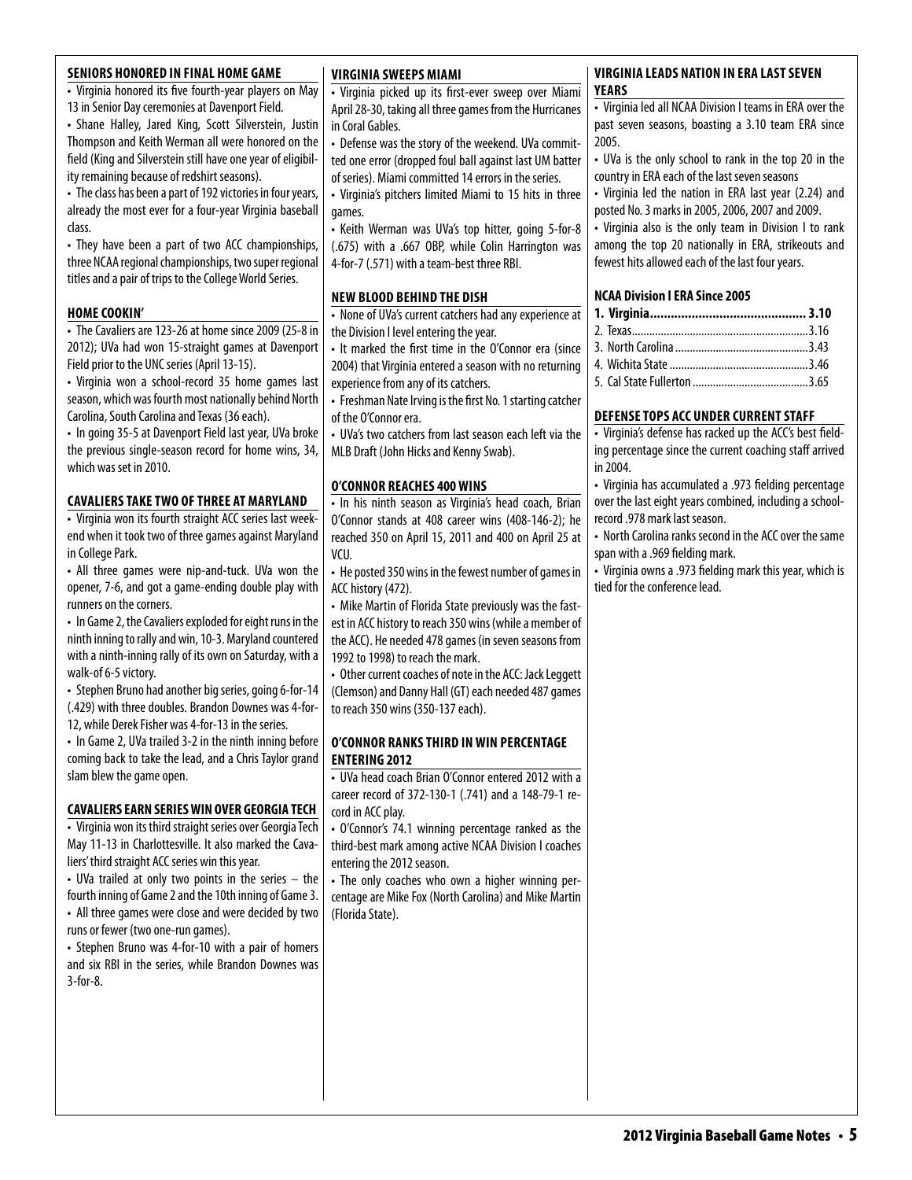## SENIORS HONORED IN FINAL HOME GAME

- Virginia honored its five fourth-year players on May 13 in Senior Day ceremonies at Davenport Field.
- Shane Halley, Jared King, Scott Silverstein, Justin Thompson and Keith Werman all were honored on the field (King and Silverstein still have one year of eligibility remaining because of redshirt seasons).
- The class has been a part of 192 victories in four years, already the most ever for a four-year Virginia baseball class.
- They have been a part of two ACC championships, three NCAA regional championships, two super regional titles and a pair of trips to the College World Series.

## HOME COOKIN'

- The Cavaliers are 123-26 at home since 2009 (25-8 in 2012); UVa had won 15-straight games at Davenport Field prior to the UNC series (April 13-15).
- Virginia won a school-record 35 home games last season, which was fourth most nationally behind North Carolina, South Carolina and Texas (36 each).
- In going 35-5 at Davenport Field last year, UVa broke the previous single-season record for home wins, 34, which was set in 2010.

## CAVALIERS TAKE TWO OF THREE AT MARYLAND

- Virginia won its fourth straight ACC series last weekend when it took two of three games against Maryland in College Park.
- All three games were nip-and-tuck. UVa won the opener, 7-6, and got a game-ending double play with runners on the corners.
- In Game 2, the Cavaliers exploded for eight runs in the ninth inning to rally and win, 10-3. Maryland countered with a ninth-inning rally of its own on Saturday, with a walk-of 6-5 victory.
- Stephen Bruno had another big series, going 6-for-14 (.429) with three doubles. Brandon Downes was 4-for-12, while Derek Fisher was 4-for-13 in the series.
- In Game 2, UVa trailed 3-2 in the ninth inning before coming back to take the lead, and a Chris Taylor grand slam blew the game open.

## CAVALIERS EARN SERIES WIN OVER GEORGIA TECH

- Virginia won its third straight series over Georgia Tech May 11-13 in Charlottesville. It also marked the Cavaliers' third straight ACC series win this year.
- UVa trailed at only two points in the series – the fourth inning of Game 2 and the 10th inning of Game 3.
- All three games were close and were decided by two runs or fewer (two one-run games).
- Stephen Bruno was 4-for-10 with a pair of homers and six RBI in the series, while Brandon Downes was 3-for-8.

## VIRGINIA SWEEPS MIAMI

- Virginia picked up its first-ever sweep over Miami April 28-30, taking all three games from the Hurricanes in Coral Gables.
- Defense was the story of the weekend. UVa committed one error (dropped foul ball against last UM batter of series). Miami committed 14 errors in the series.
- Virginia's pitchers limited Miami to 15 hits in three games.
- Keith Werman was UVa's top hitter, going 5-for-8 (.675) with a .667 OBP, while Colin Harrington was 4-for-7 (.571) with a team-best three RBI.

## NEW BLOOD BEHIND THE DISH

- None of UVa's current catchers had any experience at the Division I level entering the year.
- It marked the first time in the O'Connor era (since 2004) that Virginia entered a season with no returning experience from any of its catchers.
- Freshman Nate Irving is the first No. 1 starting catcher of the O'Connor era.
- UVa's two catchers from last season each left via the MLB Draft (John Hicks and Kenny Swab).

## O'CONNOR REACHES 400 WINS

- In his ninth season as Virginia's head coach, Brian O'Connor stands at 408 career wins (408-146-2); he reached 350 on April 15, 2011 and 400 on April 25 at VCU.
- He posted 350 wins in the fewest number of games in ACC history (472).
- Mike Martin of Florida State previously was the fastest in ACC history to reach 350 wins (while a member of the ACC). He needed 478 games (in seven seasons from 1992 to 1998) to reach the mark.
- Other current coaches of note in the ACC: Jack Leggett (Clemson) and Danny Hall (GT) each needed 487 games to reach 350 wins (350-137 each).

## O'CONNOR RANKS THIRD IN WIN PERCENTAGE ENTERING 2012

- UVa head coach Brian O'Connor entered 2012 with a career record of 372-130-1 (.741) and a 148-79-1 record in ACC play.
- O'Connor's 74.1 winning percentage ranked as the third-best mark among active NCAA Division I coaches entering the 2012 season.
- The only coaches who own a higher winning percentage are Mike Fox (North Carolina) and Mike Martin (Florida State).

## VIRGINIA LEADS NATION IN ERA LAST SEVEN YEARS

- Virginia led all NCAA Division I teams in ERA over the past seven seasons, boasting a 3.10 team ERA since 2005.
- UVa is the only school to rank in the top 20 in the country in ERA each of the last seven seasons
- Virginia led the nation in ERA last year (2.24) and posted No. 3 marks in 2005, 2006, 2007 and 2009.
- Virginia also is the only team in Division I to rank among the top 20 nationally in ERA, strikeouts and fewest hits allowed each of the last four years.

### NCAA Division I ERA Since 2005

| Team | ERA |
|---|---|
| **1. Virginia** | **3.10** |
| 2. Texas | 3.16 |
| 3. North Carolina | 3.43 |
| 4. Wichita State | 3.46 |
| 5. Cal State Fullerton | 3.65 |

## DEFENSE TOPS ACC UNDER CURRENT STAFF

- Virginia's defense has racked up the ACC's best fielding percentage since the current coaching staff arrived in 2004.
- Virginia has accumulated a .973 fielding percentage over the last eight years combined, including a school-record .978 mark last season.
- North Carolina ranks second in the ACC over the same span with a .969 fielding mark.
- Virginia owns a .973 fielding mark this year, which is tied for the conference lead.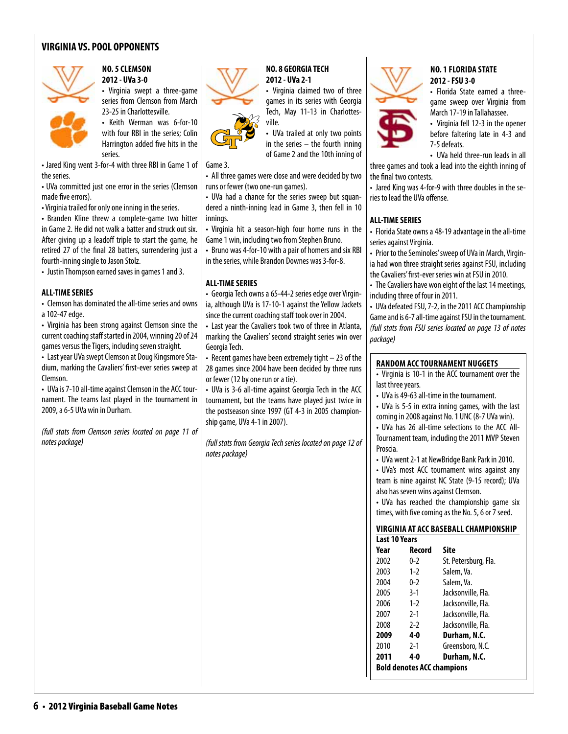## VIRGINIA VS. POOL OPPONENTS

### NO. 5 CLEMSON

**2012 - UVa 3-0**

- Virginia swept a three-game series from Clemson from March 23-25 in Charlottesville.
- Keith Werman was 6-for-10 with four RBI in the series; Colin Harrington added five hits in the series.
- Jared King went 3-for-4 with three RBI in Game 1 of the series.
- UVa committed just one error in the series (Clemson made five errors).
- Virginia trailed for only one inning in the series.
- Branden Kline threw a complete-game two hitter in Game 2. He did not walk a batter and struck out six. After giving up a leadoff triple to start the game, he retired 27 of the final 28 batters, surrendering just a fourth-inning single to Jason Stolz.
- Justin Thompson earned saves in games 1 and 3.

#### ALL-TIME SERIES

- Clemson has dominated the all-time series and owns a 102-47 edge.
- Virginia has been strong against Clemson since the current coaching staff started in 2004, winning 20 of 24 games versus the Tigers, including seven straight.
- Last year UVa swept Clemson at Doug Kingsmore Stadium, marking the Cavaliers' first-ever series sweep at Clemson.
- UVa is 7-10 all-time against Clemson in the ACC tournament. The teams last played in the tournament in 2009, a 6-5 UVa win in Durham.

*(full stats from Clemson series located on page 11 of notes package)*

### NO. 8 GEORGIA TECH

**2012 - UVa 2-1**

- Virginia claimed two of three games in its series with Georgia Tech, May 11-13 in Charlottesville.
- UVa trailed at only two points in the series – the fourth inning of Game 2 and the 10th inning of Game 3.
- All three games were close and were decided by two runs or fewer (two one-run games).
- UVa had a chance for the series sweep but squandered a ninth-inning lead in Game 3, then fell in 10 innings.
- Virginia hit a season-high four home runs in the Game 1 win, including two from Stephen Bruno.
- Bruno was 4-for-10 with a pair of homers and six RBI in the series, while Brandon Downes was 3-for-8.

#### ALL-TIME SERIES

- Georgia Tech owns a 65-44-2 series edge over Virginia, although UVa is 17-10-1 against the Yellow Jackets since the current coaching staff took over in 2004.
- Last year the Cavaliers took two of three in Atlanta, marking the Cavaliers' second straight series win over Georgia Tech.
- Recent games have been extremely tight – 23 of the 28 games since 2004 have been decided by three runs or fewer (12 by one run or a tie).
- UVa is 3-6 all-time against Georgia Tech in the ACC tournament, but the teams have played just twice in the postseason since 1997 (GT 4-3 in 2005 championship game, UVa 4-1 in 2007).

*(full stats from Georgia Tech series located on page 12 of notes package)*

### NO. 1 FLORIDA STATE

**2012 - FSU 3-0**

- Florida State earned a three-game sweep over Virginia from March 17-19 in Tallahassee.
- Virginia fell 12-3 in the opener before faltering late in 4-3 and 7-5 defeats.
- UVa held three-run leads in all three games and took a lead into the eighth inning of the final two contests.
- Jared King was 4-for-9 with three doubles in the series to lead the UVa offense.

#### ALL-TIME SERIES

- Florida State owns a 48-19 advantage in the all-time series against Virginia.
- Prior to the Seminoles' sweep of UVa in March, Virginia had won three straight series against FSU, including the Cavaliers' first-ever series win at FSU in 2010.
- The Cavaliers have won eight of the last 14 meetings, including three of four in 2011.
- UVa defeated FSU, 7-2, in the 2011 ACC Championship Game and is 6-7 all-time against FSU in the tournament.

*(full stats from FSU series located on page 13 of notes package)*

#### RANDOM ACC TOURNAMENT NUGGETS

- Virginia is 10-1 in the ACC tournament over the last three years.
- UVa is 49-63 all-time in the tournament.
- UVa is 5-5 in extra inning games, with the last coming in 2008 against No. 1 UNC (8-7 UVa win).
- UVa has 26 all-time selections to the ACC All-Tournament team, including the 2011 MVP Steven Proscia.
- UVa went 2-1 at NewBridge Bank Park in 2010.
- UVa's most ACC tournament wins against any team is nine against NC State (9-15 record); UVa also has seven wins against Clemson.
- UVa has reached the championship game six times, with five coming as the No. 5, 6 or 7 seed.

#### VIRGINIA AT ACC BASEBALL CHAMPIONSHIP

**Last 10 Years**

| Year | Record | Site |
|---|---|---|
| 2002 | 0-2 | St. Petersburg, Fla. |
| 2003 | 1-2 | Salem, Va. |
| 2004 | 0-2 | Salem, Va. |
| 2005 | 3-1 | Jacksonville, Fla. |
| 2006 | 1-2 | Jacksonville, Fla. |
| 2007 | 2-1 | Jacksonville, Fla. |
| 2008 | 2-2 | Jacksonville, Fla. |
| **2009** | **4-0** | **Durham, N.C.** |
| 2010 | 2-1 | Greensboro, N.C. |
| **2011** | **4-0** | **Durham, N.C.** |

**Bold denotes ACC champions**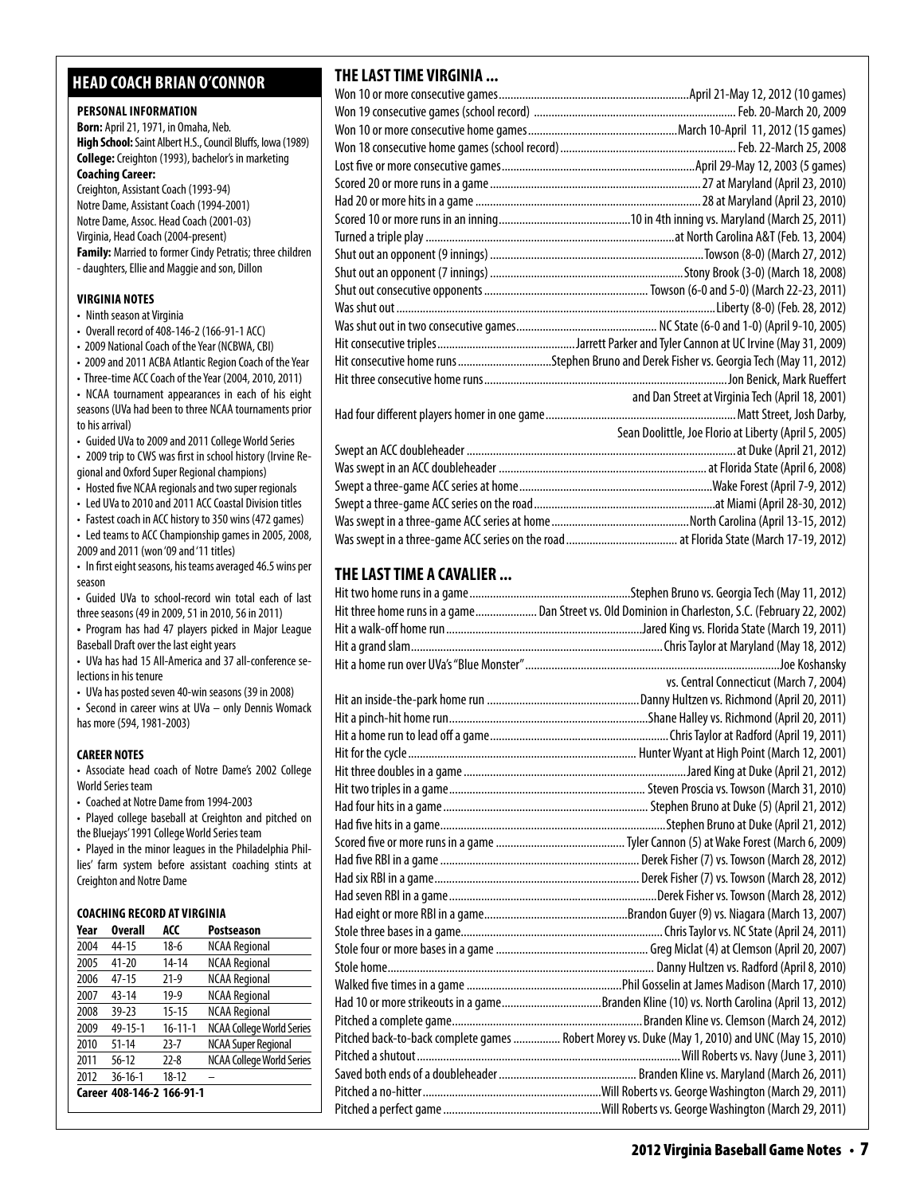## HEAD COACH BRIAN O'CONNOR

### PERSONAL INFORMATION

**Born:** April 21, 1971, in Omaha, Neb.
**High School:** Saint Albert H.S., Council Bluffs, Iowa (1989)
**College:** Creighton (1993), bachelor's in marketing
**Coaching Career:**
Creighton, Assistant Coach (1993-94)
Notre Dame, Assistant Coach (1994-2001)
Notre Dame, Assoc. Head Coach (2001-03)
Virginia, Head Coach (2004-present)
**Family:** Married to former Cindy Petratis; three children - daughters, Ellie and Maggie and son, Dillon

### VIRGINIA NOTES

- Ninth season at Virginia
- Overall record of 408-146-2 (166-91-1 ACC)
- 2009 National Coach of the Year (NCBWA, CBI)
- 2009 and 2011 ACBA Atlantic Region Coach of the Year
- Three-time ACC Coach of the Year (2004, 2010, 2011)
- NCAA tournament appearances in each of his eight seasons (UVa had been to three NCAA tournaments prior to his arrival)
- Guided UVa to 2009 and 2011 College World Series
- 2009 trip to CWS was first in school history (Irvine Regional and Oxford Super Regional champions)
- Hosted five NCAA regionals and two super regionals
- Led UVa to 2010 and 2011 ACC Coastal Division titles
- Fastest coach in ACC history to 350 wins (472 games)
- Led teams to ACC Championship games in 2005, 2008, 2009 and 2011 (won '09 and '11 titles)
- In first eight seasons, his teams averaged 46.5 wins per season
- Guided UVa to school-record win total each of last three seasons (49 in 2009, 51 in 2010, 56 in 2011)
- Program has had 47 players picked in Major League Baseball Draft over the last eight years
- UVa has had 15 All-America and 37 all-conference selections in his tenure
- UVa has posted seven 40-win seasons (39 in 2008)
- Second in career wins at UVa – only Dennis Womack has more (594, 1981-2003)

### CAREER NOTES

- Associate head coach of Notre Dame's 2002 College World Series team
- Coached at Notre Dame from 1994-2003
- Played college baseball at Creighton and pitched on the Bluejays' 1991 College World Series team
- Played in the minor leagues in the Philadelphia Phillies' farm system before assistant coaching stints at Creighton and Notre Dame

### COACHING RECORD AT VIRGINIA

| Year | Overall | ACC | Postseason |
|---|---|---|---|
| 2004 | 44-15 | 18-6 | NCAA Regional |
| 2005 | 41-20 | 14-14 | NCAA Regional |
| 2006 | 47-15 | 21-9 | NCAA Regional |
| 2007 | 43-14 | 19-9 | NCAA Regional |
| 2008 | 39-23 | 15-15 | NCAA Regional |
| 2009 | 49-15-1 | 16-11-1 | NCAA College World Series |
| 2010 | 51-14 | 23-7 | NCAA Super Regional |
| 2011 | 56-12 | 22-8 | NCAA College World Series |
| 2012 | 36-16-1 | 18-12 | – |
| **Career** | **408-146-2** | **166-91-1** | |

## THE LAST TIME VIRGINIA ...

Won 10 or more consecutive games....April 21-May 12, 2012 (10 games)
Won 19 consecutive games (school record) .... Feb. 20-March 20, 2009
Won 10 or more consecutive home games....March 10-April 11, 2012 (15 games)
Won 18 consecutive home games (school record)....Feb. 22-March 25, 2008
Lost five or more consecutive games....April 29-May 12, 2003 (5 games)
Scored 20 or more runs in a game....27 at Maryland (April 23, 2010)
Had 20 or more hits in a game....28 at Maryland (April 23, 2010)
Scored 10 or more runs in an inning....10 in 4th inning vs. Maryland (March 25, 2011)
Turned a triple play....at North Carolina A&T (Feb. 13, 2004)
Shut out an opponent (9 innings)....Towson (8-0) (March 27, 2012)
Shut out an opponent (7 innings)....Stony Brook (3-0) (March 18, 2008)
Shut out consecutive opponents....Towson (6-0 and 5-0) (March 22-23, 2011)
Was shut out....Liberty (8-0) (Feb. 28, 2012)
Was shut out in two consecutive games....NC State (6-0 and 1-0) (April 9-10, 2005)
Hit consecutive triples....Jarrett Parker and Tyler Cannon at UC Irvine (May 31, 2009)
Hit consecutive home runs....Stephen Bruno and Derek Fisher vs. Georgia Tech (May 11, 2012)
Hit three consecutive home runs....Jon Benick, Mark Rueffert and Dan Street at Virginia Tech (April 18, 2001)
Had four different players homer in one game....Matt Street, Josh Darby, Sean Doolittle, Joe Florio at Liberty (April 5, 2005)
Swept an ACC doubleheader....at Duke (April 21, 2012)
Was swept in an ACC doubleheader....at Florida State (April 6, 2008)
Swept a three-game ACC series at home....Wake Forest (April 7-9, 2012)
Swept a three-game ACC series on the road....at Miami (April 28-30, 2012)
Was swept in a three-game ACC series at home....North Carolina (April 13-15, 2012)
Was swept in a three-game ACC series on the road....at Florida State (March 17-19, 2012)

## THE LAST TIME A CAVALIER ...

Hit two home runs in a game....Stephen Bruno vs. Georgia Tech (May 11, 2012)
Hit three home runs in a game....Dan Street vs. Old Dominion in Charleston, S.C. (February 22, 2002)
Hit a walk-off home run....Jared King vs. Florida State (March 19, 2011)
Hit a grand slam....Chris Taylor at Maryland (May 18, 2012)
Hit a home run over UVa's "Blue Monster"....Joe Koshansky vs. Central Connecticut (March 7, 2004)
Hit an inside-the-park home run....Danny Hultzen vs. Richmond (April 20, 2011)
Hit a pinch-hit home run....Shane Halley vs. Richmond (April 20, 2011)
Hit a home run to lead off a game....Chris Taylor at Radford (April 19, 2011)
Hit for the cycle....Hunter Wyant at High Point (March 12, 2001)
Hit three doubles in a game....Jared King at Duke (April 21, 2012)
Hit two triples in a game....Steven Proscia vs. Towson (March 31, 2010)
Had four hits in a game....Stephen Bruno at Duke (5) (April 21, 2012)
Had five hits in a game....Stephen Bruno at Duke (April 21, 2012)
Scored five or more runs in a game....Tyler Cannon (5) at Wake Forest (March 6, 2009)
Had five RBI in a game....Derek Fisher (7) vs. Towson (March 28, 2012)
Had six RBI in a game....Derek Fisher (7) vs. Towson (March 28, 2012)
Had seven RBI in a game....Derek Fisher vs. Towson (March 28, 2012)
Had eight or more RBI in a game....Brandon Guyer (9) vs. Niagara (March 13, 2007)
Stole three bases in a game....Chris Taylor vs. NC State (April 24, 2011)
Stole four or more bases in a game....Greg Miclat (4) at Clemson (April 20, 2007)
Stole home....Danny Hultzen vs. Radford (April 8, 2010)
Walked five times in a game....Phil Gosselin at James Madison (March 17, 2010)
Had 10 or more strikeouts in a game....Branden Kline (10) vs. North Carolina (April 13, 2012)
Pitched a complete game....Branden Kline vs. Clemson (March 24, 2012)
Pitched back-to-back complete games....Robert Morey vs. Duke (May 1, 2010) and UNC (May 15, 2010)
Pitched a shutout....Will Roberts vs. Navy (June 3, 2011)
Saved both ends of a doubleheader....Branden Kline vs. Maryland (March 26, 2011)
Pitched a no-hitter....Will Roberts vs. George Washington (March 29, 2011)
Pitched a perfect game....Will Roberts vs. George Washington (March 29, 2011)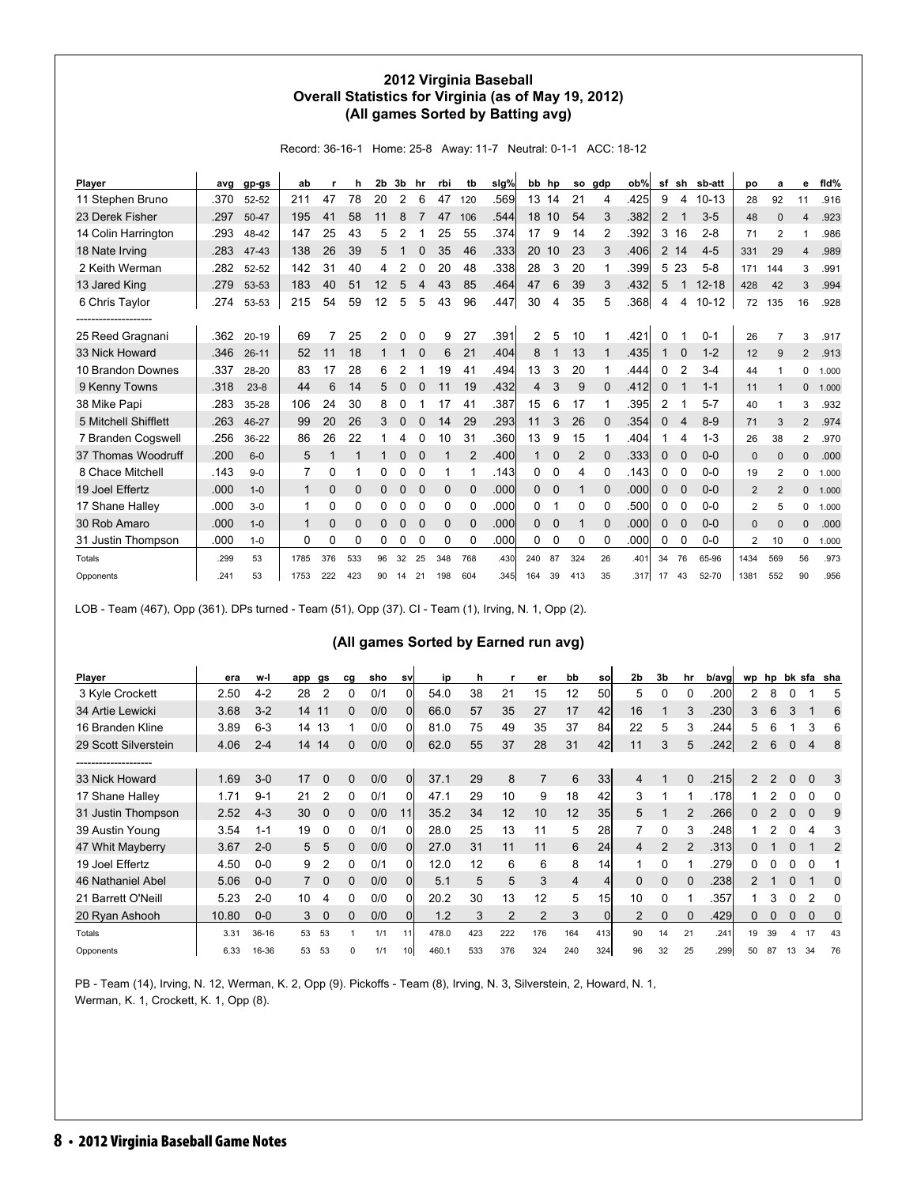# 2012 Virginia Baseball
## Overall Statistics for Virginia (as of May 19, 2012)
## (All games Sorted by Batting avg)

Record: 36-16-1 Home: 25-8 Away: 11-7 Neutral: 0-1-1 ACC: 18-12

| Player | avg | gp-gs | ab | r | h | 2b | 3b | hr | rbi | tb | slg% | bb | hp | so | gdp | ob% | sf | sh | sb-att | po | a | e | fld% |
|---|---|---|---|---|---|---|---|---|---|---|---|---|---|---|---|---|---|---|---|---|---|---|---|
| 11 Stephen Bruno | .370 | 52-52 | 211 | 47 | 78 | 20 | 2 | 6 | 47 | 120 | .569 | 13 | 14 | 21 | 4 | .425 | 9 | 4 | 10-13 | 28 | 92 | 11 | .916 |
| 23 Derek Fisher | .297 | 50-47 | 195 | 41 | 58 | 11 | 8 | 7 | 47 | 106 | .544 | 18 | 10 | 54 | 3 | .382 | 2 | 1 | 3-5 | 48 | 0 | 4 | .923 |
| 14 Colin Harrington | .293 | 48-42 | 147 | 25 | 43 | 5 | 2 | 1 | 25 | 55 | .374 | 17 | 9 | 14 | 2 | .392 | 3 | 16 | 2-8 | 71 | 2 | 1 | .986 |
| 18 Nate Irving | .283 | 47-43 | 138 | 26 | 39 | 5 | 1 | 0 | 35 | 46 | .333 | 20 | 10 | 23 | 3 | .406 | 2 | 14 | 4-5 | 331 | 29 | 4 | .989 |
| 2 Keith Werman | .282 | 52-52 | 142 | 31 | 40 | 4 | 2 | 0 | 20 | 48 | .338 | 28 | 3 | 20 | 1 | .399 | 5 | 23 | 5-8 | 171 | 144 | 3 | .991 |
| 13 Jared King | .279 | 53-53 | 183 | 40 | 51 | 12 | 5 | 4 | 43 | 85 | .464 | 47 | 6 | 39 | 3 | .432 | 5 | 1 | 12-18 | 428 | 42 | 3 | .994 |
| 6 Chris Taylor | .274 | 53-53 | 215 | 54 | 59 | 12 | 5 | 5 | 43 | 96 | .447 | 30 | 4 | 35 | 5 | .368 | 4 | 4 | 10-12 | 72 | 135 | 16 | .928 |
| -------------------- | | | | | | | | | | | | | | | | | | | | | | | |
| 25 Reed Gragnani | .362 | 20-19 | 69 | 7 | 25 | 2 | 0 | 0 | 9 | 27 | .391 | 2 | 5 | 10 | 1 | .421 | 0 | 1 | 0-1 | 26 | 7 | 3 | .917 |
| 33 Nick Howard | .346 | 26-11 | 52 | 11 | 18 | 1 | 1 | 0 | 6 | 21 | .404 | 8 | 1 | 13 | 1 | .435 | 1 | 0 | 1-2 | 12 | 9 | 2 | .913 |
| 10 Brandon Downes | .337 | 28-20 | 83 | 17 | 28 | 6 | 2 | 1 | 19 | 41 | .494 | 13 | 3 | 20 | 1 | .444 | 0 | 2 | 3-4 | 44 | 1 | 0 | 1.000 |
| 9 Kenny Towns | .318 | 23-8 | 44 | 6 | 14 | 5 | 0 | 0 | 11 | 19 | .432 | 4 | 3 | 9 | 0 | .412 | 0 | 1 | 1-1 | 11 | 1 | 0 | 1.000 |
| 38 Mike Papi | .283 | 35-28 | 106 | 24 | 30 | 8 | 0 | 1 | 17 | 41 | .387 | 15 | 6 | 17 | 1 | .395 | 2 | 1 | 5-7 | 40 | 1 | 3 | .932 |
| 5 Mitchell Shifflett | .263 | 46-27 | 99 | 20 | 26 | 3 | 0 | 0 | 14 | 29 | .293 | 11 | 3 | 26 | 0 | .354 | 0 | 4 | 8-9 | 71 | 3 | 2 | .974 |
| 7 Branden Cogswell | .256 | 36-22 | 86 | 26 | 22 | 1 | 4 | 0 | 10 | 31 | .360 | 13 | 9 | 15 | 1 | .404 | 1 | 4 | 1-3 | 26 | 38 | 2 | .970 |
| 37 Thomas Woodruff | .200 | 6-0 | 5 | 1 | 1 | 1 | 0 | 0 | 1 | 2 | .400 | 1 | 0 | 2 | 0 | .333 | 0 | 0 | 0-0 | 0 | 0 | 0 | .000 |
| 8 Chace Mitchell | .143 | 9-0 | 7 | 0 | 1 | 0 | 0 | 0 | 1 | 1 | .143 | 0 | 0 | 4 | 0 | .143 | 0 | 0 | 0-0 | 19 | 2 | 0 | 1.000 |
| 19 Joel Effertz | .000 | 1-0 | 1 | 0 | 0 | 0 | 0 | 0 | 0 | 0 | .000 | 0 | 0 | 1 | 0 | .000 | 0 | 0 | 0-0 | 2 | 2 | 0 | 1.000 |
| 17 Shane Halley | .000 | 3-0 | 1 | 0 | 0 | 0 | 0 | 0 | 0 | 0 | .000 | 0 | 1 | 0 | 0 | .500 | 0 | 0 | 0-0 | 2 | 5 | 0 | 1.000 |
| 30 Rob Amaro | .000 | 1-0 | 1 | 0 | 0 | 0 | 0 | 0 | 0 | 0 | .000 | 0 | 0 | 1 | 0 | .000 | 0 | 0 | 0-0 | 0 | 0 | 0 | .000 |
| 31 Justin Thompson | .000 | 1-0 | 0 | 0 | 0 | 0 | 0 | 0 | 0 | 0 | .000 | 0 | 0 | 0 | 0 | .000 | 0 | 0 | 0-0 | 2 | 10 | 0 | 1.000 |
| Totals | .299 | 53 | 1785 | 376 | 533 | 96 | 32 | 25 | 348 | 768 | .430 | 240 | 87 | 324 | 26 | .401 | 34 | 76 | 65-96 | 1434 | 569 | 56 | .973 |
| Opponents | .241 | 53 | 1753 | 222 | 423 | 90 | 14 | 21 | 198 | 604 | .345 | 164 | 39 | 413 | 35 | .317 | 17 | 43 | 52-70 | 1381 | 552 | 90 | .956 |

LOB - Team (467), Opp (361). DPs turned - Team (51), Opp (37). CI - Team (1), Irving, N. 1, Opp (2).

## (All games Sorted by Earned run avg)

| Player | era | w-l | app | gs | cg | sho | sv | ip | h | r | er | bb | so | 2b | 3b | hr | b/avg | wp | hp | bk | sfa | sha |
|---|---|---|---|---|---|---|---|---|---|---|---|---|---|---|---|---|---|---|---|---|---|---|
| 3 Kyle Crockett | 2.50 | 4-2 | 28 | 2 | 0 | 0/1 | 0 | 54.0 | 38 | 21 | 15 | 12 | 50 | 5 | 0 | 0 | .200 | 2 | 8 | 0 | 1 | 5 |
| 34 Artie Lewicki | 3.68 | 3-2 | 14 | 11 | 0 | 0/0 | 0 | 66.0 | 57 | 35 | 27 | 17 | 42 | 16 | 1 | 3 | .230 | 3 | 6 | 3 | 1 | 6 |
| 16 Branden Kline | 3.89 | 6-3 | 14 | 13 | 1 | 0/0 | 0 | 81.0 | 75 | 49 | 35 | 37 | 84 | 22 | 5 | 3 | .244 | 5 | 6 | 1 | 3 | 6 |
| 29 Scott Silverstein | 4.06 | 2-4 | 14 | 14 | 0 | 0/0 | 0 | 62.0 | 55 | 37 | 28 | 31 | 42 | 11 | 3 | 5 | .242 | 2 | 6 | 0 | 4 | 8 |
| -------------------- | | | | | | | | | | | | | | | | | | | | | | |
| 33 Nick Howard | 1.69 | 3-0 | 17 | 0 | 0 | 0/0 | 0 | 37.1 | 29 | 8 | 7 | 6 | 33 | 4 | 1 | 0 | .215 | 2 | 2 | 0 | 0 | 3 |
| 17 Shane Halley | 1.71 | 9-1 | 21 | 2 | 0 | 0/1 | 0 | 47.1 | 29 | 10 | 9 | 18 | 42 | 3 | 1 | 1 | .178 | 1 | 2 | 0 | 0 | 0 |
| 31 Justin Thompson | 2.52 | 4-3 | 30 | 0 | 0 | 0/0 | 11 | 35.2 | 34 | 12 | 10 | 12 | 35 | 5 | 1 | 2 | .266 | 0 | 2 | 0 | 0 | 9 |
| 39 Austin Young | 3.54 | 1-1 | 19 | 0 | 0 | 0/1 | 0 | 28.0 | 25 | 13 | 11 | 5 | 28 | 7 | 0 | 3 | .248 | 1 | 2 | 0 | 4 | 3 |
| 47 Whit Mayberry | 3.67 | 2-0 | 5 | 5 | 0 | 0/0 | 0 | 27.0 | 31 | 11 | 11 | 6 | 24 | 4 | 2 | 2 | .313 | 0 | 1 | 0 | 1 | 2 |
| 19 Joel Effertz | 4.50 | 0-0 | 9 | 2 | 0 | 0/1 | 0 | 12.0 | 12 | 6 | 6 | 8 | 14 | 1 | 0 | 1 | .279 | 0 | 0 | 0 | 0 | 1 |
| 46 Nathaniel Abel | 5.06 | 0-0 | 7 | 0 | 0 | 0/0 | 0 | 5.1 | 5 | 5 | 3 | 4 | 4 | 0 | 0 | 0 | .238 | 2 | 1 | 0 | 1 | 0 |
| 21 Barrett O'Neill | 5.23 | 2-0 | 10 | 4 | 0 | 0/0 | 0 | 20.2 | 30 | 13 | 12 | 5 | 15 | 10 | 0 | 1 | .357 | 1 | 3 | 0 | 2 | 0 |
| 20 Ryan Ashooh | 10.80 | 0-0 | 3 | 0 | 0 | 0/0 | 0 | 1.2 | 3 | 2 | 2 | 3 | 0 | 2 | 0 | 0 | .429 | 0 | 0 | 0 | 0 | 0 |
| Totals | 3.31 | 36-16 | 53 | 53 | 1 | 1/1 | 11 | 478.0 | 423 | 222 | 176 | 164 | 413 | 90 | 14 | 21 | .241 | 19 | 39 | 4 | 17 | 43 |
| Opponents | 6.33 | 16-36 | 53 | 53 | 0 | 1/1 | 10 | 460.1 | 533 | 376 | 324 | 240 | 324 | 96 | 32 | 25 | .299 | 50 | 87 | 13 | 34 | 76 |

PB - Team (14), Irving, N. 12, Werman, K. 2, Opp (9). Pickoffs - Team (8), Irving, N. 3, Silverstein, 2, Howard, N. 1, Werman, K. 1, Crockett, K. 1, Opp (8).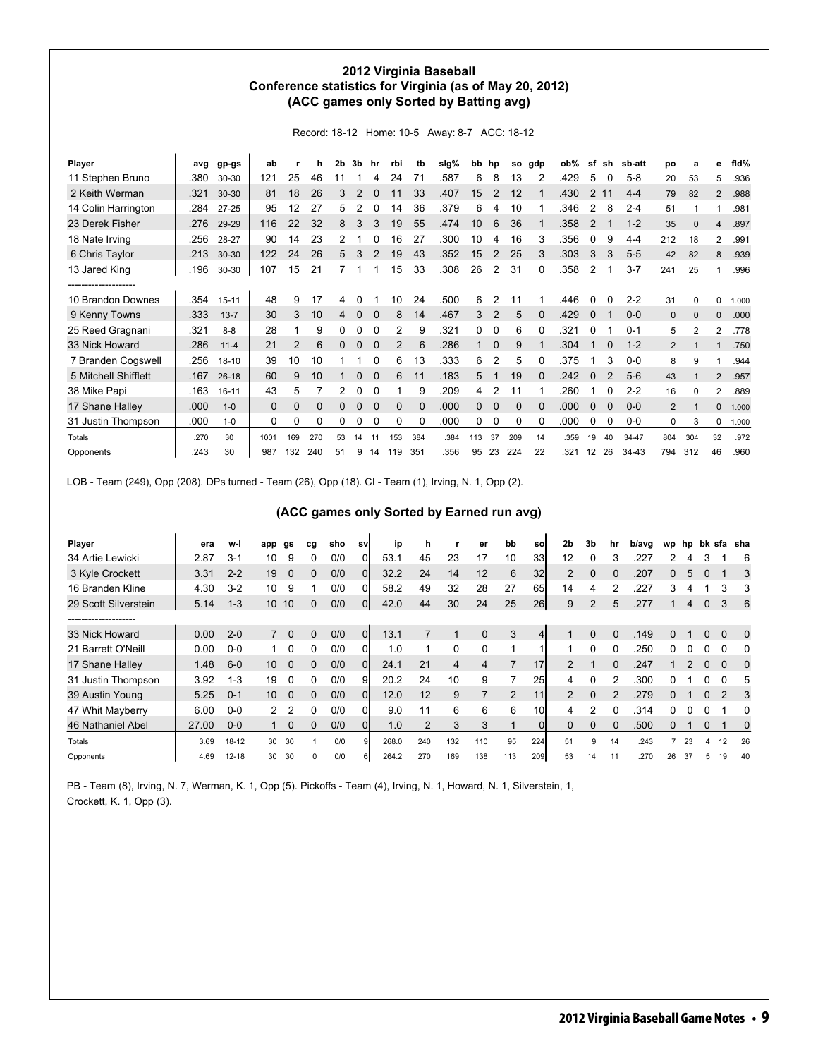## 2012 Virginia Baseball
## Conference statistics for Virginia (as of May 20, 2012)
## (ACC games only Sorted by Batting avg)

Record: 18-12 Home: 10-5 Away: 8-7 ACC: 18-12

| Player | avg | gp-gs | ab | r | h | 2b | 3b | hr | rbi | tb | slg% | bb | hp | so | gdp | ob% | sf | sh | sb-att | po | a | e | fld% |
|---|---|---|---|---|---|---|---|---|---|---|---|---|---|---|---|---|---|---|---|---|---|---|---|
| 11 Stephen Bruno | .380 | 30-30 | 121 | 25 | 46 | 11 | 1 | 4 | 24 | 71 | .587 | 6 | 8 | 13 | 2 | .429 | 5 | 0 | 5-8 | 20 | 53 | 5 | .936 |
| 2 Keith Werman | .321 | 30-30 | 81 | 18 | 26 | 3 | 2 | 0 | 11 | 33 | .407 | 15 | 2 | 12 | 1 | .430 | 2 | 11 | 4-4 | 79 | 82 | 2 | .988 |
| 14 Colin Harrington | .284 | 27-25 | 95 | 12 | 27 | 5 | 2 | 0 | 14 | 36 | .379 | 6 | 4 | 10 | 1 | .346 | 2 | 8 | 2-4 | 51 | 1 | 1 | .981 |
| 23 Derek Fisher | .276 | 29-29 | 116 | 22 | 32 | 8 | 3 | 3 | 19 | 55 | .474 | 10 | 6 | 36 | 1 | .358 | 2 | 1 | 1-2 | 35 | 0 | 4 | .897 |
| 18 Nate Irving | .256 | 28-27 | 90 | 14 | 23 | 2 | 1 | 0 | 16 | 27 | .300 | 10 | 4 | 16 | 3 | .356 | 0 | 9 | 4-4 | 212 | 18 | 2 | .991 |
| 6 Chris Taylor | .213 | 30-30 | 122 | 24 | 26 | 5 | 3 | 2 | 19 | 43 | .352 | 15 | 2 | 25 | 3 | .303 | 3 | 3 | 5-5 | 42 | 82 | 8 | .939 |
| 13 Jared King | .196 | 30-30 | 107 | 15 | 21 | 7 | 1 | 1 | 15 | 33 | .308 | 26 | 2 | 31 | 0 | .358 | 2 | 1 | 3-7 | 241 | 25 | 1 | .996 |
| -------------------- | | | | | | | | | | | | | | | | | | | | | | | |
| 10 Brandon Downes | .354 | 15-11 | 48 | 9 | 17 | 4 | 0 | 1 | 10 | 24 | .500 | 6 | 2 | 11 | 1 | .446 | 0 | 0 | 2-2 | 31 | 0 | 0 | 1.000 |
| 9 Kenny Towns | .333 | 13-7 | 30 | 3 | 10 | 4 | 0 | 0 | 8 | 14 | .467 | 3 | 2 | 5 | 0 | .429 | 0 | 1 | 0-0 | 0 | 0 | 0 | .000 |
| 25 Reed Gragnani | .321 | 8-8 | 28 | 1 | 9 | 0 | 0 | 0 | 2 | 9 | .321 | 0 | 0 | 6 | 0 | .321 | 0 | 1 | 0-1 | 5 | 2 | 2 | .778 |
| 33 Nick Howard | .286 | 11-4 | 21 | 2 | 6 | 0 | 0 | 0 | 2 | 6 | .286 | 1 | 0 | 9 | 1 | .304 | 1 | 0 | 1-2 | 2 | 1 | 1 | .750 |
| 7 Branden Cogswell | .256 | 18-10 | 39 | 10 | 10 | 1 | 1 | 0 | 6 | 13 | .333 | 6 | 2 | 5 | 0 | .375 | 1 | 3 | 0-0 | 8 | 9 | 1 | .944 |
| 5 Mitchell Shifflett | .167 | 26-18 | 60 | 9 | 10 | 1 | 0 | 0 | 6 | 11 | .183 | 5 | 1 | 19 | 0 | .242 | 0 | 2 | 5-6 | 43 | 1 | 2 | .957 |
| 38 Mike Papi | .163 | 16-11 | 43 | 5 | 7 | 2 | 0 | 0 | 1 | 9 | .209 | 4 | 2 | 11 | 1 | .260 | 1 | 0 | 2-2 | 16 | 0 | 2 | .889 |
| 17 Shane Halley | .000 | 1-0 | 0 | 0 | 0 | 0 | 0 | 0 | 0 | 0 | .000 | 0 | 0 | 0 | 0 | .000 | 0 | 0 | 0-0 | 2 | 1 | 0 | 1.000 |
| 31 Justin Thompson | .000 | 1-0 | 0 | 0 | 0 | 0 | 0 | 0 | 0 | 0 | .000 | 0 | 0 | 0 | 0 | .000 | 0 | 0 | 0-0 | 0 | 3 | 0 | 1.000 |
| Totals | .270 | 30 | 1001 | 169 | 270 | 53 | 14 | 11 | 153 | 384 | .384 | 113 | 37 | 209 | 14 | .359 | 19 | 40 | 34-47 | 804 | 304 | 32 | .972 |
| Opponents | .243 | 30 | 987 | 132 | 240 | 51 | 9 | 14 | 119 | 351 | .356 | 95 | 23 | 224 | 22 | .321 | 12 | 26 | 34-43 | 794 | 312 | 46 | .960 |

LOB - Team (249), Opp (208). DPs turned - Team (26), Opp (18). CI - Team (1), Irving, N. 1, Opp (2).

### (ACC games only Sorted by Earned run avg)

| Player | era | w-l | app | gs | cg | sho | sv | ip | h | r | er | bb | so | 2b | 3b | hr | b/avg | wp | hp | bk | sfa | sha |
|---|---|---|---|---|---|---|---|---|---|---|---|---|---|---|---|---|---|---|---|---|---|---|
| 34 Artie Lewicki | 2.87 | 3-1 | 10 | 9 | 0 | 0/0 | 0 | 53.1 | 45 | 23 | 17 | 10 | 33 | 12 | 0 | 3 | .227 | 2 | 4 | 3 | 1 | 6 |
| 3 Kyle Crockett | 3.31 | 2-2 | 19 | 0 | 0 | 0/0 | 0 | 32.2 | 24 | 14 | 12 | 6 | 32 | 2 | 0 | 0 | .207 | 0 | 5 | 0 | 1 | 3 |
| 16 Branden Kline | 4.30 | 3-2 | 10 | 9 | 1 | 0/0 | 0 | 58.2 | 49 | 32 | 28 | 27 | 65 | 14 | 4 | 2 | .227 | 3 | 4 | 1 | 3 | 3 |
| 29 Scott Silverstein | 5.14 | 1-3 | 10 | 10 | 0 | 0/0 | 0 | 42.0 | 44 | 30 | 24 | 25 | 26 | 9 | 2 | 5 | .277 | 1 | 4 | 0 | 3 | 6 |
| -------------------- | | | | | | | | | | | | | | | | | | | | | | |
| 33 Nick Howard | 0.00 | 2-0 | 7 | 0 | 0 | 0/0 | 0 | 13.1 | 7 | 1 | 0 | 3 | 4 | 1 | 0 | 0 | .149 | 0 | 1 | 0 | 0 | 0 |
| 21 Barrett O'Neill | 0.00 | 0-0 | 1 | 0 | 0 | 0/0 | 0 | 1.0 | 1 | 0 | 0 | 1 | 1 | 1 | 0 | 0 | .250 | 0 | 0 | 0 | 0 | 0 |
| 17 Shane Halley | 1.48 | 6-0 | 10 | 0 | 0 | 0/0 | 0 | 24.1 | 21 | 4 | 4 | 7 | 17 | 2 | 1 | 0 | .247 | 1 | 2 | 0 | 0 | 0 |
| 31 Justin Thompson | 3.92 | 1-3 | 19 | 0 | 0 | 0/0 | 9 | 20.2 | 24 | 10 | 9 | 7 | 25 | 4 | 0 | 2 | .300 | 0 | 1 | 0 | 0 | 5 |
| 39 Austin Young | 5.25 | 0-1 | 10 | 0 | 0 | 0/0 | 0 | 12.0 | 12 | 9 | 7 | 2 | 11 | 2 | 0 | 2 | .279 | 0 | 1 | 0 | 2 | 3 |
| 47 Whit Mayberry | 6.00 | 0-0 | 2 | 2 | 0 | 0/0 | 0 | 9.0 | 11 | 6 | 6 | 6 | 10 | 4 | 2 | 0 | .314 | 0 | 0 | 0 | 1 | 0 |
| 46 Nathaniel Abel | 27.00 | 0-0 | 1 | 0 | 0 | 0/0 | 0 | 1.0 | 2 | 3 | 3 | 1 | 0 | 0 | 0 | 0 | .500 | 0 | 1 | 0 | 1 | 0 |
| Totals | 3.69 | 18-12 | 30 | 30 | 1 | 0/0 | 9 | 268.0 | 240 | 132 | 110 | 95 | 224 | 51 | 9 | 14 | .243 | 7 | 23 | 4 | 12 | 26 |
| Opponents | 4.69 | 12-18 | 30 | 30 | 0 | 0/0 | 6 | 264.2 | 270 | 169 | 138 | 113 | 209 | 53 | 14 | 11 | .270 | 26 | 37 | 5 | 19 | 40 |

PB - Team (8), Irving, N. 7, Werman, K. 1, Opp (5). Pickoffs - Team (4), Irving, N. 1, Howard, N. 1, Silverstein, 1, Crockett, K. 1, Opp (3).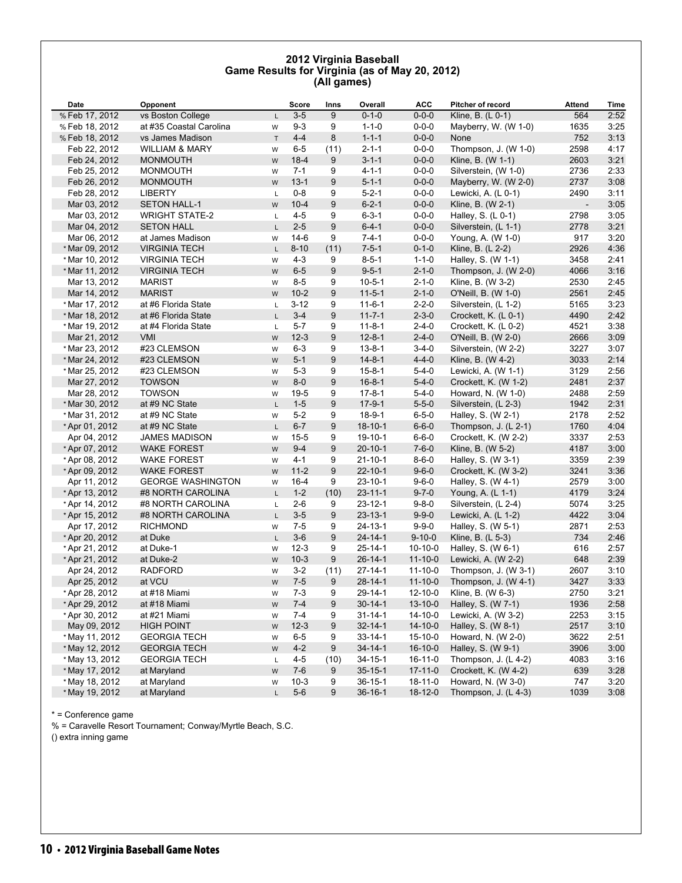**2012 Virginia Baseball**
**Game Results for Virginia (as of May 20, 2012)**
**(All games)**

| Date | Opponent | | Score | Inns | Overall | ACC | Pitcher of record | Attend | Time |
|---|---|---|---|---|---|---|---|---|---|
| % Feb 17, 2012 | vs Boston College | L | 3-5 | 9 | 0-1-0 | 0-0-0 | Kline, B. (L 0-1) | 564 | 2:52 |
| % Feb 18, 2012 | at #35 Coastal Carolina | W | 9-3 | 9 | 1-1-0 | 0-0-0 | Mayberry, W. (W 1-0) | 1635 | 3:25 |
| % Feb 18, 2012 | vs James Madison | T | 4-4 | 8 | 1-1-1 | 0-0-0 | None | 752 | 3:13 |
| Feb 22, 2012 | WILLIAM & MARY | W | 6-5 | (11) | 2-1-1 | 0-0-0 | Thompson, J. (W 1-0) | 2598 | 4:17 |
| Feb 24, 2012 | MONMOUTH | W | 18-4 | 9 | 3-1-1 | 0-0-0 | Kline, B. (W 1-1) | 2603 | 3:21 |
| Feb 25, 2012 | MONMOUTH | W | 7-1 | 9 | 4-1-1 | 0-0-0 | Silverstein, (W 1-0) | 2736 | 2:33 |
| Feb 26, 2012 | MONMOUTH | W | 13-1 | 9 | 5-1-1 | 0-0-0 | Mayberry, W. (W 2-0) | 2737 | 3:08 |
| Feb 28, 2012 | LIBERTY | L | 0-8 | 9 | 5-2-1 | 0-0-0 | Lewicki, A. (L 0-1) | 2490 | 3:11 |
| Mar 03, 2012 | SETON HALL-1 | W | 10-4 | 9 | 6-2-1 | 0-0-0 | Kline, B. (W 2-1) | - | 3:05 |
| Mar 03, 2012 | WRIGHT STATE-2 | L | 4-5 | 9 | 6-3-1 | 0-0-0 | Halley, S. (L 0-1) | 2798 | 3:05 |
| Mar 04, 2012 | SETON HALL | L | 2-5 | 9 | 6-4-1 | 0-0-0 | Silverstein, (L 1-1) | 2778 | 3:21 |
| Mar 06, 2012 | at James Madison | W | 14-6 | 9 | 7-4-1 | 0-0-0 | Young, A. (W 1-0) | 917 | 3:20 |
| * Mar 09, 2012 | VIRGINIA TECH | L | 8-10 | (11) | 7-5-1 | 0-1-0 | Kline, B. (L 2-2) | 2926 | 4:36 |
| * Mar 10, 2012 | VIRGINIA TECH | W | 4-3 | 9 | 8-5-1 | 1-1-0 | Halley, S. (W 1-1) | 3458 | 2:41 |
| * Mar 11, 2012 | VIRGINIA TECH | W | 6-5 | 9 | 9-5-1 | 2-1-0 | Thompson, J. (W 2-0) | 4066 | 3:16 |
| Mar 13, 2012 | MARIST | W | 8-5 | 9 | 10-5-1 | 2-1-0 | Kline, B. (W 3-2) | 2530 | 2:45 |
| Mar 14, 2012 | MARIST | W | 10-2 | 9 | 11-5-1 | 2-1-0 | O'Neill, B. (W 1-0) | 2561 | 2:45 |
| * Mar 17, 2012 | at #6 Florida State | L | 3-12 | 9 | 11-6-1 | 2-2-0 | Silverstein, (L 1-2) | 5165 | 3:23 |
| * Mar 18, 2012 | at #6 Florida State | L | 3-4 | 9 | 11-7-1 | 2-3-0 | Crockett, K. (L 0-1) | 4490 | 2:42 |
| * Mar 19, 2012 | at #4 Florida State | L | 5-7 | 9 | 11-8-1 | 2-4-0 | Crockett, K. (L 0-2) | 4521 | 3:38 |
| Mar 21, 2012 | VMI | W | 12-3 | 9 | 12-8-1 | 2-4-0 | O'Neill, B. (W 2-0) | 2666 | 3:09 |
| * Mar 23, 2012 | #23 CLEMSON | W | 6-3 | 9 | 13-8-1 | 3-4-0 | Silverstein, (W 2-2) | 3227 | 3:07 |
| * Mar 24, 2012 | #23 CLEMSON | W | 5-1 | 9 | 14-8-1 | 4-4-0 | Kline, B. (W 4-2) | 3033 | 2:14 |
| * Mar 25, 2012 | #23 CLEMSON | W | 5-3 | 9 | 15-8-1 | 5-4-0 | Lewicki, A. (W 1-1) | 3129 | 2:56 |
| Mar 27, 2012 | TOWSON | W | 8-0 | 9 | 16-8-1 | 5-4-0 | Crockett, K. (W 1-2) | 2481 | 2:37 |
| Mar 28, 2012 | TOWSON | W | 19-5 | 9 | 17-8-1 | 5-4-0 | Howard, N. (W 1-0) | 2488 | 2:59 |
| * Mar 30, 2012 | at #9 NC State | L | 1-5 | 9 | 17-9-1 | 5-5-0 | Silverstein, (L 2-3) | 1942 | 2:31 |
| * Mar 31, 2012 | at #9 NC State | W | 5-2 | 9 | 18-9-1 | 6-5-0 | Halley, S. (W 2-1) | 2178 | 2:52 |
| * Apr 01, 2012 | at #9 NC State | L | 6-7 | 9 | 18-10-1 | 6-6-0 | Thompson, J. (L 2-1) | 1760 | 4:04 |
| Apr 04, 2012 | JAMES MADISON | W | 15-5 | 9 | 19-10-1 | 6-6-0 | Crockett, K. (W 2-2) | 3337 | 2:53 |
| * Apr 07, 2012 | WAKE FOREST | W | 9-4 | 9 | 20-10-1 | 7-6-0 | Kline, B. (W 5-2) | 4187 | 3:00 |
| * Apr 08, 2012 | WAKE FOREST | W | 4-1 | 9 | 21-10-1 | 8-6-0 | Halley, S. (W 3-1) | 3359 | 2:39 |
| * Apr 09, 2012 | WAKE FOREST | W | 11-2 | 9 | 22-10-1 | 9-6-0 | Crockett, K. (W 3-2) | 3241 | 3:36 |
| Apr 11, 2012 | GEORGE WASHINGTON | W | 16-4 | 9 | 23-10-1 | 9-6-0 | Halley, S. (W 4-1) | 2579 | 3:00 |
| * Apr 13, 2012 | #8 NORTH CAROLINA | L | 1-2 | (10) | 23-11-1 | 9-7-0 | Young, A. (L 1-1) | 4179 | 3:24 |
| * Apr 14, 2012 | #8 NORTH CAROLINA | L | 2-6 | 9 | 23-12-1 | 9-8-0 | Silverstein, (L 2-4) | 5074 | 3:25 |
| * Apr 15, 2012 | #8 NORTH CAROLINA | L | 3-5 | 9 | 23-13-1 | 9-9-0 | Lewicki, A. (L 1-2) | 4422 | 3:04 |
| Apr 17, 2012 | RICHMOND | W | 7-5 | 9 | 24-13-1 | 9-9-0 | Halley, S. (W 5-1) | 2871 | 2:53 |
| * Apr 20, 2012 | at Duke | L | 3-6 | 9 | 24-14-1 | 9-10-0 | Kline, B. (L 5-3) | 734 | 2:46 |
| * Apr 21, 2012 | at Duke-1 | W | 12-3 | 9 | 25-14-1 | 10-10-0 | Halley, S. (W 6-1) | 616 | 2:57 |
| * Apr 21, 2012 | at Duke-2 | W | 10-3 | 9 | 26-14-1 | 11-10-0 | Lewicki, A. (W 2-2) | 648 | 2:39 |
| Apr 24, 2012 | RADFORD | W | 3-2 | (11) | 27-14-1 | 11-10-0 | Thompson, J. (W 3-1) | 2607 | 3:10 |
| Apr 25, 2012 | at VCU | W | 7-5 | 9 | 28-14-1 | 11-10-0 | Thompson, J. (W 4-1) | 3427 | 3:33 |
| * Apr 28, 2012 | at #18 Miami | W | 7-3 | 9 | 29-14-1 | 12-10-0 | Kline, B. (W 6-3) | 2750 | 3:21 |
| * Apr 29, 2012 | at #18 Miami | W | 7-4 | 9 | 30-14-1 | 13-10-0 | Halley, S. (W 7-1) | 1936 | 2:58 |
| * Apr 30, 2012 | at #21 Miami | W | 7-4 | 9 | 31-14-1 | 14-10-0 | Lewicki, A. (W 3-2) | 2253 | 3:15 |
| May 09, 2012 | HIGH POINT | W | 12-3 | 9 | 32-14-1 | 14-10-0 | Halley, S. (W 8-1) | 2517 | 3:10 |
| * May 11, 2012 | GEORGIA TECH | W | 6-5 | 9 | 33-14-1 | 15-10-0 | Howard, N. (W 2-0) | 3622 | 2:51 |
| * May 12, 2012 | GEORGIA TECH | W | 4-2 | 9 | 34-14-1 | 16-10-0 | Halley, S. (W 9-1) | 3906 | 3:00 |
| * May 13, 2012 | GEORGIA TECH | L | 4-5 | (10) | 34-15-1 | 16-11-0 | Thompson, J. (L 4-2) | 4083 | 3:16 |
| * May 17, 2012 | at Maryland | W | 7-6 | 9 | 35-15-1 | 17-11-0 | Crockett, K. (W 4-2) | 639 | 3:28 |
| * May 18, 2012 | at Maryland | W | 10-3 | 9 | 36-15-1 | 18-11-0 | Howard, N. (W 3-0) | 747 | 3:20 |
| * May 19, 2012 | at Maryland | L | 5-6 | 9 | 36-16-1 | 18-12-0 | Thompson, J. (L 4-3) | 1039 | 3:08 |

* = Conference game

% = Caravelle Resort Tournament; Conway/Myrtle Beach, S.C.

() extra inning game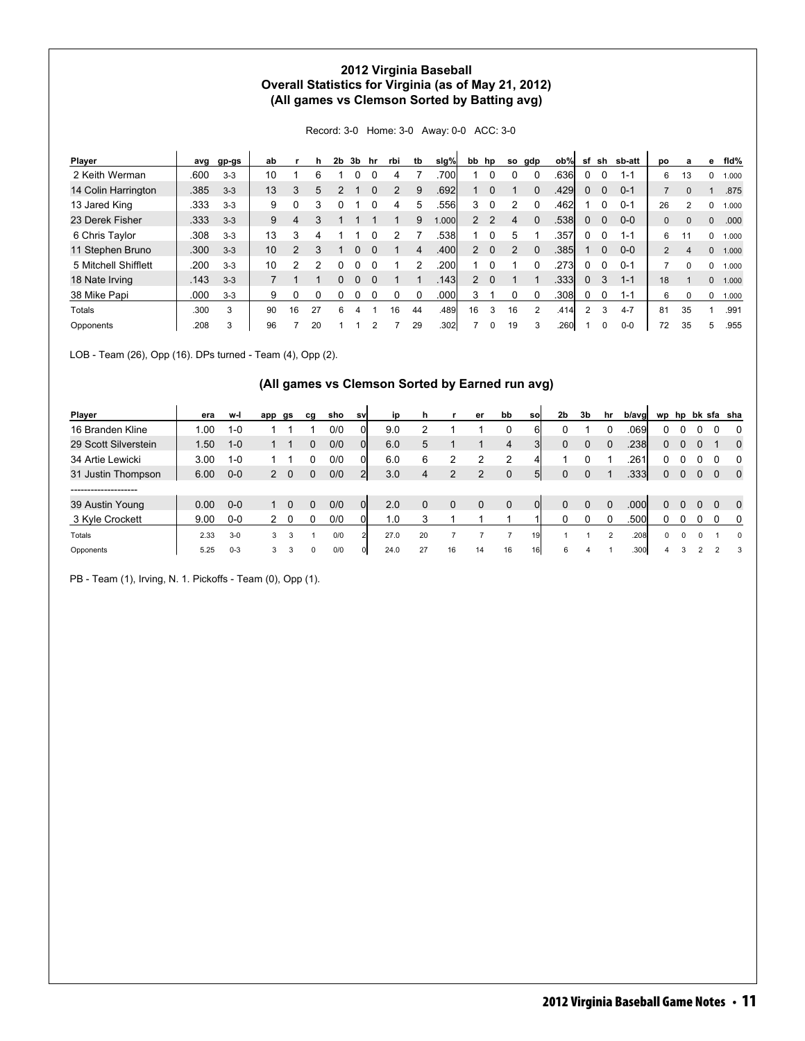# 2012 Virginia Baseball
## Overall Statistics for Virginia (as of May 21, 2012)
## (All games vs Clemson Sorted by Batting avg)

Record: 3-0 Home: 3-0 Away: 0-0 ACC: 3-0

| Player | avg | gp-gs | ab | r | h | 2b | 3b | hr | rbi | tb | slg% | bb | hp | so | gdp | ob% | sf | sh | sb-att | po | a | e | fld% |
|---|---|---|---|---|---|---|---|---|---|---|---|---|---|---|---|---|---|---|---|---|---|---|---|
| 2 Keith Werman | .600 | 3-3 | 10 | 1 | 6 | 1 | 0 | 0 | 4 | 7 | .700 | 1 | 0 | 0 | 0 | .636 | 0 | 0 | 1-1 | 6 | 13 | 0 | 1.000 |
| 14 Colin Harrington | .385 | 3-3 | 13 | 3 | 5 | 2 | 1 | 0 | 2 | 9 | .692 | 1 | 0 | 1 | 0 | .429 | 0 | 0 | 0-1 | 7 | 0 | 1 | .875 |
| 13 Jared King | .333 | 3-3 | 9 | 0 | 3 | 0 | 1 | 0 | 4 | 5 | .556 | 3 | 0 | 2 | 0 | .462 | 1 | 0 | 0-1 | 26 | 2 | 0 | 1.000 |
| 23 Derek Fisher | .333 | 3-3 | 9 | 4 | 3 | 1 | 1 | 1 | 1 | 9 | 1.000 | 2 | 2 | 4 | 0 | .538 | 0 | 0 | 0-0 | 0 | 0 | 0 | .000 |
| 6 Chris Taylor | .308 | 3-3 | 13 | 3 | 4 | 1 | 1 | 0 | 2 | 7 | .538 | 1 | 0 | 5 | 1 | .357 | 0 | 0 | 1-1 | 6 | 11 | 0 | 1.000 |
| 11 Stephen Bruno | .300 | 3-3 | 10 | 2 | 3 | 1 | 0 | 0 | 1 | 4 | .400 | 2 | 0 | 2 | 0 | .385 | 1 | 0 | 0-0 | 2 | 4 | 0 | 1.000 |
| 5 Mitchell Shifflett | .200 | 3-3 | 10 | 2 | 2 | 0 | 0 | 0 | 1 | 2 | .200 | 1 | 0 | 1 | 0 | .273 | 0 | 0 | 0-1 | 7 | 0 | 0 | 1.000 |
| 18 Nate Irving | .143 | 3-3 | 7 | 1 | 1 | 0 | 0 | 0 | 1 | 1 | .143 | 2 | 0 | 1 | 1 | .333 | 0 | 3 | 1-1 | 18 | 1 | 0 | 1.000 |
| 38 Mike Papi | .000 | 3-3 | 9 | 0 | 0 | 0 | 0 | 0 | 0 | 0 | .000 | 3 | 1 | 0 | 0 | .308 | 0 | 0 | 1-1 | 6 | 0 | 0 | 1.000 |
| Totals | .300 | 3 | 90 | 16 | 27 | 6 | 4 | 1 | 16 | 44 | .489 | 16 | 3 | 16 | 2 | .414 | 2 | 3 | 4-7 | 81 | 35 | 1 | .991 |
| Opponents | .208 | 3 | 96 | 7 | 20 | 1 | 1 | 2 | 7 | 29 | .302 | 7 | 0 | 19 | 3 | .260 | 1 | 0 | 0-0 | 72 | 35 | 5 | .955 |

LOB - Team (26), Opp (16). DPs turned - Team (4), Opp (2).

## (All games vs Clemson Sorted by Earned run avg)

| Player | era | w-l | app | gs | cg | sho | sv | ip | h | r | er | bb | so | 2b | 3b | hr | b/avg | wp | hp | bk | sfa | sha |
|---|---|---|---|---|---|---|---|---|---|---|---|---|---|---|---|---|---|---|---|---|---|---|
| 16 Branden Kline | 1.00 | 1-0 | 1 | 1 | 1 | 0/0 | 0 | 9.0 | 2 | 1 | 1 | 0 | 6 | 0 | 1 | 0 | .069 | 0 | 0 | 0 | 0 | 0 |
| 29 Scott Silverstein | 1.50 | 1-0 | 1 | 1 | 0 | 0/0 | 0 | 6.0 | 5 | 1 | 1 | 4 | 3 | 0 | 0 | 0 | .238 | 0 | 0 | 0 | 1 | 0 |
| 34 Artie Lewicki | 3.00 | 1-0 | 1 | 1 | 0 | 0/0 | 0 | 6.0 | 6 | 2 | 2 | 2 | 4 | 1 | 0 | 1 | .261 | 0 | 0 | 0 | 0 | 0 |
| 31 Justin Thompson | 6.00 | 0-0 | 2 | 0 | 0 | 0/0 | 2 | 3.0 | 4 | 2 | 2 | 0 | 5 | 0 | 0 | 1 | .333 | 0 | 0 | 0 | 0 | 0 |
| -------------------- | | | | | | | | | | | | | | | | | | | | | | |
| 39 Austin Young | 0.00 | 0-0 | 1 | 0 | 0 | 0/0 | 0 | 2.0 | 0 | 0 | 0 | 0 | 0 | 0 | 0 | 0 | .000 | 0 | 0 | 0 | 0 | 0 |
| 3 Kyle Crockett | 9.00 | 0-0 | 2 | 0 | 0 | 0/0 | 0 | 1.0 | 3 | 1 | 1 | 1 | 1 | 0 | 0 | 0 | .500 | 0 | 0 | 0 | 0 | 0 |
| Totals | 2.33 | 3-0 | 3 | 3 | 1 | 0/0 | 2 | 27.0 | 20 | 7 | 7 | 7 | 19 | 1 | 1 | 2 | .208 | 0 | 0 | 0 | 1 | 0 |
| Opponents | 5.25 | 0-3 | 3 | 3 | 0 | 0/0 | 0 | 24.0 | 27 | 16 | 14 | 16 | 16 | 6 | 4 | 1 | .300 | 4 | 3 | 2 | 2 | 3 |

PB - Team (1), Irving, N. 1. Pickoffs - Team (0), Opp (1).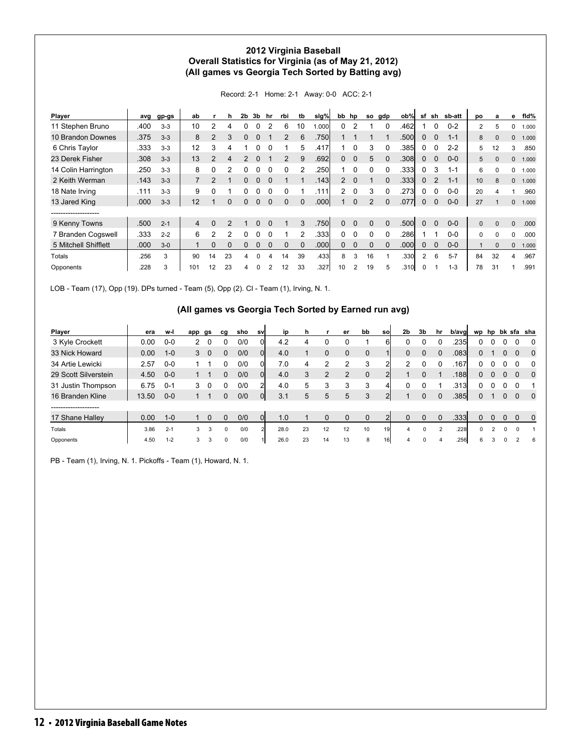# 2012 Virginia Baseball
## Overall Statistics for Virginia (as of May 21, 2012)
### (All games vs Georgia Tech Sorted by Batting avg)

Record: 2-1 Home: 2-1 Away: 0-0 ACC: 2-1

| Player | avg | gp-gs | ab | r | h | 2b | 3b | hr | rbi | tb | slg% | bb | hp | so | gdp | ob% | sf | sh | sb-att | po | a | e | fld% |
|---|---|---|---|---|---|---|---|---|---|---|---|---|---|---|---|---|---|---|---|---|---|---|---|
| 11 Stephen Bruno | .400 | 3-3 | 10 | 2 | 4 | 0 | 0 | 2 | 6 | 10 | 1.000 | 0 | 2 | 1 | 0 | .462 | 1 | 0 | 0-2 | 2 | 5 | 0 | 1.000 |
| 10 Brandon Downes | .375 | 3-3 | 8 | 2 | 3 | 0 | 0 | 1 | 2 | 6 | .750 | 1 | 1 | 1 | 1 | .500 | 0 | 0 | 1-1 | 8 | 0 | 0 | 1.000 |
| 6 Chris Taylor | .333 | 3-3 | 12 | 3 | 4 | 1 | 0 | 0 | 1 | 5 | .417 | 1 | 0 | 3 | 0 | .385 | 0 | 0 | 2-2 | 5 | 12 | 3 | .850 |
| 23 Derek Fisher | .308 | 3-3 | 13 | 2 | 4 | 2 | 0 | 1 | 2 | 9 | .692 | 0 | 0 | 5 | 0 | .308 | 0 | 0 | 0-0 | 5 | 0 | 0 | 1.000 |
| 14 Colin Harrington | .250 | 3-3 | 8 | 0 | 2 | 0 | 0 | 0 | 0 | 2 | .250 | 1 | 0 | 0 | 0 | .333 | 0 | 3 | 1-1 | 6 | 0 | 0 | 1.000 |
| 2 Keith Werman | .143 | 3-3 | 7 | 2 | 1 | 0 | 0 | 0 | 1 | 1 | .143 | 2 | 0 | 1 | 0 | .333 | 0 | 2 | 1-1 | 10 | 8 | 0 | 1.000 |
| 18 Nate Irving | .111 | 3-3 | 9 | 0 | 1 | 0 | 0 | 0 | 0 | 1 | .111 | 2 | 0 | 3 | 0 | .273 | 0 | 0 | 0-0 | 20 | 4 | 1 | .960 |
| 13 Jared King | .000 | 3-3 | 12 | 1 | 0 | 0 | 0 | 0 | 0 | 0 | .000 | 1 | 0 | 2 | 0 | .077 | 0 | 0 | 0-0 | 27 | 1 | 0 | 1.000 |
| -------------------- | | | | | | | | | | | | | | | | | | | | | | | |
| 9 Kenny Towns | .500 | 2-1 | 4 | 0 | 2 | 1 | 0 | 0 | 1 | 3 | .750 | 0 | 0 | 0 | 0 | .500 | 0 | 0 | 0-0 | 0 | 0 | 0 | .000 |
| 7 Branden Cogswell | .333 | 2-2 | 6 | 2 | 2 | 0 | 0 | 0 | 1 | 2 | .333 | 0 | 0 | 0 | 0 | .286 | 1 | 1 | 0-0 | 0 | 0 | 0 | .000 |
| 5 Mitchell Shifflett | .000 | 3-0 | 1 | 0 | 0 | 0 | 0 | 0 | 0 | 0 | .000 | 0 | 0 | 0 | 0 | .000 | 0 | 0 | 0-0 | 1 | 0 | 0 | 1.000 |
| Totals | .256 | 3 | 90 | 14 | 23 | 4 | 0 | 4 | 14 | 39 | .433 | 8 | 3 | 16 | 1 | .330 | 2 | 6 | 5-7 | 84 | 32 | 4 | .967 |
| Opponents | .228 | 3 | 101 | 12 | 23 | 4 | 0 | 2 | 12 | 33 | .327 | 10 | 2 | 19 | 5 | .310 | 0 | 1 | 1-3 | 78 | 31 | 1 | .991 |

LOB - Team (17), Opp (19). DPs turned - Team (5), Opp (2). CI - Team (1), Irving, N. 1.

### (All games vs Georgia Tech Sorted by Earned run avg)

| Player | era | w-l | app | gs | cg | sho | sv | ip | h | r | er | bb | so | 2b | 3b | hr | b/avg | wp | hp | bk | sfa | sha |
|---|---|---|---|---|---|---|---|---|---|---|---|---|---|---|---|---|---|---|---|---|---|---|
| 3 Kyle Crockett | 0.00 | 0-0 | 2 | 0 | 0 | 0/0 | 0 | 4.2 | 4 | 0 | 0 | 1 | 6 | 0 | 0 | 0 | .235 | 0 | 0 | 0 | 0 | 0 |
| 33 Nick Howard | 0.00 | 1-0 | 3 | 0 | 0 | 0/0 | 0 | 4.0 | 1 | 0 | 0 | 0 | 1 | 0 | 0 | 0 | .083 | 0 | 1 | 0 | 0 | 0 |
| 34 Artie Lewicki | 2.57 | 0-0 | 1 | 1 | 0 | 0/0 | 0 | 7.0 | 4 | 2 | 2 | 3 | 2 | 2 | 0 | 0 | .167 | 0 | 0 | 0 | 0 | 0 |
| 29 Scott Silverstein | 4.50 | 0-0 | 1 | 1 | 0 | 0/0 | 0 | 4.0 | 3 | 2 | 2 | 0 | 2 | 1 | 0 | 1 | .188 | 0 | 0 | 0 | 0 | 0 |
| 31 Justin Thompson | 6.75 | 0-1 | 3 | 0 | 0 | 0/0 | 2 | 4.0 | 5 | 3 | 3 | 3 | 4 | 0 | 0 | 1 | .313 | 0 | 0 | 0 | 0 | 1 |
| 16 Branden Kline | 13.50 | 0-0 | 1 | 1 | 0 | 0/0 | 0 | 3.1 | 5 | 5 | 5 | 3 | 2 | 1 | 0 | 0 | .385 | 0 | 1 | 0 | 0 | 0 |
| -------------------- | | | | | | | | | | | | | | | | | | | | | | |
| 17 Shane Halley | 0.00 | 1-0 | 1 | 0 | 0 | 0/0 | 0 | 1.0 | 1 | 0 | 0 | 0 | 2 | 0 | 0 | 0 | .333 | 0 | 0 | 0 | 0 | 0 |
| Totals | 3.86 | 2-1 | 3 | 3 | 0 | 0/0 | 2 | 28.0 | 23 | 12 | 12 | 10 | 19 | 4 | 0 | 2 | .228 | 0 | 2 | 0 | 0 | 1 |
| Opponents | 4.50 | 1-2 | 3 | 3 | 0 | 0/0 | 1 | 26.0 | 23 | 14 | 13 | 8 | 16 | 4 | 0 | 4 | .256 | 6 | 3 | 0 | 2 | 6 |

PB - Team (1), Irving, N. 1. Pickoffs - Team (1), Howard, N. 1.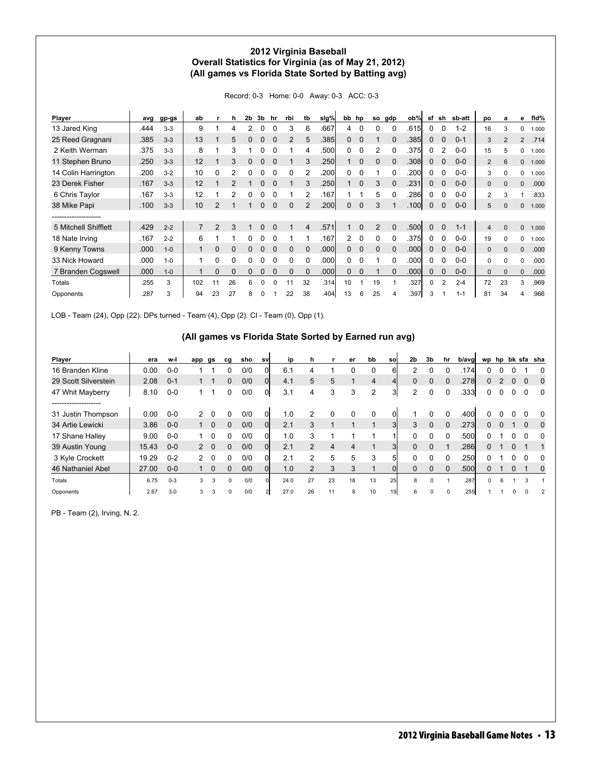## 2012 Virginia Baseball
## Overall Statistics for Virginia (as of May 21, 2012)
## (All games vs Florida State Sorted by Batting avg)

Record: 0-3 Home: 0-0 Away: 0-3 ACC: 0-3

| Player | avg | gp-gs | ab | r | h | 2b | 3b | hr | rbi | tb | slg% | bb | hp | so | gdp | ob% | sf | sh | sb-att | po | a | e | fld% |
|---|---|---|---|---|---|---|---|---|---|---|---|---|---|---|---|---|---|---|---|---|---|---|---|
| 13 Jared King | .444 | 3-3 | 9 | 1 | 4 | 2 | 0 | 0 | 3 | 6 | .667 | 4 | 0 | 0 | 0 | .615 | 0 | 0 | 1-2 | 16 | 3 | 0 | 1.000 |
| 25 Reed Gragnani | .385 | 3-3 | 13 | 1 | 5 | 0 | 0 | 0 | 2 | 5 | .385 | 0 | 0 | 1 | 0 | .385 | 0 | 0 | 0-1 | 3 | 2 | 2 | .714 |
| 2 Keith Werman | .375 | 3-3 | 8 | 1 | 3 | 1 | 0 | 0 | 1 | 4 | .500 | 0 | 0 | 2 | 0 | .375 | 0 | 2 | 0-0 | 15 | 5 | 0 | 1.000 |
| 11 Stephen Bruno | .250 | 3-3 | 12 | 1 | 3 | 0 | 0 | 0 | 1 | 3 | .250 | 1 | 0 | 0 | 0 | .308 | 0 | 0 | 0-0 | 2 | 6 | 0 | 1.000 |
| 14 Colin Harrington | .200 | 3-2 | 10 | 0 | 2 | 0 | 0 | 0 | 0 | 2 | .200 | 0 | 0 | 1 | 0 | .200 | 0 | 0 | 0-0 | 3 | 0 | 0 | 1.000 |
| 23 Derek Fisher | .167 | 3-3 | 12 | 1 | 2 | 1 | 0 | 0 | 1 | 3 | .250 | 1 | 0 | 3 | 0 | .231 | 0 | 0 | 0-0 | 0 | 0 | 0 | .000 |
| 6 Chris Taylor | .167 | 3-3 | 12 | 1 | 2 | 0 | 0 | 0 | 1 | 2 | .167 | 1 | 1 | 5 | 0 | .286 | 0 | 0 | 0-0 | 2 | 3 | 1 | .833 |
| 38 Mike Papi | .100 | 3-3 | 10 | 2 | 1 | 1 | 0 | 0 | 0 | 2 | .200 | 0 | 0 | 3 | 1 | .100 | 0 | 0 | 0-0 | 5 | 0 | 0 | 1.000 |
| -------------------- | | | | | | | | | | | | | | | | | | | | | | | |
| 5 Mitchell Shifflett | .429 | 2-2 | 7 | 2 | 3 | 1 | 0 | 0 | 1 | 4 | .571 | 1 | 0 | 2 | 0 | .500 | 0 | 0 | 1-1 | 4 | 0 | 0 | 1.000 |
| 18 Nate Irving | .167 | 2-2 | 6 | 1 | 1 | 0 | 0 | 0 | 1 | 1 | .167 | 2 | 0 | 0 | 0 | .375 | 0 | 0 | 0-0 | 19 | 0 | 0 | 1.000 |
| 9 Kenny Towns | .000 | 1-0 | 1 | 0 | 0 | 0 | 0 | 0 | 0 | 0 | .000 | 0 | 0 | 0 | 0 | .000 | 0 | 0 | 0-0 | 0 | 0 | 0 | .000 |
| 33 Nick Howard | .000 | 1-0 | 1 | 0 | 0 | 0 | 0 | 0 | 0 | 0 | .000 | 0 | 0 | 1 | 0 | .000 | 0 | 0 | 0-0 | 0 | 0 | 0 | .000 |
| 7 Branden Cogswell | .000 | 1-0 | 1 | 0 | 0 | 0 | 0 | 0 | 0 | 0 | .000 | 0 | 0 | 1 | 0 | .000 | 0 | 0 | 0-0 | 0 | 0 | 0 | .000 |
| Totals | .255 | 3 | 102 | 11 | 26 | 6 | 0 | 0 | 11 | 32 | .314 | 10 | 1 | 19 | 1 | .327 | 0 | 2 | 2-4 | 72 | 23 | 3 | .969 |
| Opponents | .287 | 3 | 94 | 23 | 27 | 8 | 0 | 1 | 22 | 38 | .404 | 13 | 6 | 25 | 4 | .397 | 3 | 1 | 1-1 | 81 | 34 | 4 | .966 |

LOB - Team (24), Opp (22). DPs turned - Team (4), Opp (2). CI - Team (0), Opp (1).

### (All games vs Florida State Sorted by Earned run avg)

| Player | era | w-l | app | gs | cg | sho | sv | ip | h | r | er | bb | so | 2b | 3b | hr | b/avg | wp | hp | bk | sfa | sha |
|---|---|---|---|---|---|---|---|---|---|---|---|---|---|---|---|---|---|---|---|---|---|---|
| 16 Branden Kline | 0.00 | 0-0 | 1 | 1 | 0 | 0/0 | 0 | 6.1 | 4 | 1 | 0 | 0 | 6 | 2 | 0 | 0 | .174 | 0 | 0 | 0 | 1 | 0 |
| 29 Scott Silverstein | 2.08 | 0-1 | 1 | 1 | 0 | 0/0 | 0 | 4.1 | 5 | 5 | 1 | 4 | 4 | 0 | 0 | 0 | .278 | 0 | 2 | 0 | 0 | 0 |
| 47 Whit Mayberry | 8.10 | 0-0 | 1 | 1 | 0 | 0/0 | 0 | 3.1 | 4 | 3 | 3 | 2 | 3 | 2 | 0 | 0 | .333 | 0 | 0 | 0 | 0 | 0 |
| -------------------- | | | | | | | | | | | | | | | | | | | | | | |
| 31 Justin Thompson | 0.00 | 0-0 | 2 | 0 | 0 | 0/0 | 0 | 1.0 | 2 | 0 | 0 | 0 | 0 | 1 | 0 | 0 | .400 | 0 | 0 | 0 | 0 | 0 |
| 34 Artie Lewicki | 3.86 | 0-0 | 1 | 0 | 0 | 0/0 | 0 | 2.1 | 3 | 1 | 1 | 1 | 3 | 3 | 0 | 0 | .273 | 0 | 0 | 1 | 0 | 0 |
| 17 Shane Halley | 9.00 | 0-0 | 1 | 0 | 0 | 0/0 | 0 | 1.0 | 3 | 1 | 1 | 1 | 1 | 0 | 0 | 0 | .500 | 0 | 1 | 0 | 0 | 0 |
| 39 Austin Young | 15.43 | 0-0 | 2 | 0 | 0 | 0/0 | 0 | 2.1 | 2 | 4 | 4 | 1 | 3 | 0 | 0 | 1 | .286 | 0 | 1 | 0 | 1 | 1 |
| 3 Kyle Crockett | 19.29 | 0-2 | 2 | 0 | 0 | 0/0 | 0 | 2.1 | 2 | 5 | 5 | 3 | 5 | 0 | 0 | 0 | .250 | 0 | 1 | 0 | 0 | 0 |
| 46 Nathaniel Abel | 27.00 | 0-0 | 1 | 0 | 0 | 0/0 | 0 | 1.0 | 2 | 3 | 3 | 1 | 0 | 0 | 0 | 0 | .500 | 0 | 1 | 0 | 1 | 0 |
| Totals | 6.75 | 0-3 | 3 | 3 | 0 | 0/0 | 0 | 24.0 | 27 | 23 | 18 | 13 | 25 | 8 | 0 | 1 | .287 | 0 | 6 | 1 | 3 | 1 |
| Opponents | 2.67 | 3-0 | 3 | 3 | 0 | 0/0 | 2 | 27.0 | 26 | 11 | 8 | 10 | 19 | 6 | 0 | 0 | .255 | 1 | 1 | 0 | 0 | 2 |

PB - Team (2), Irving, N. 2.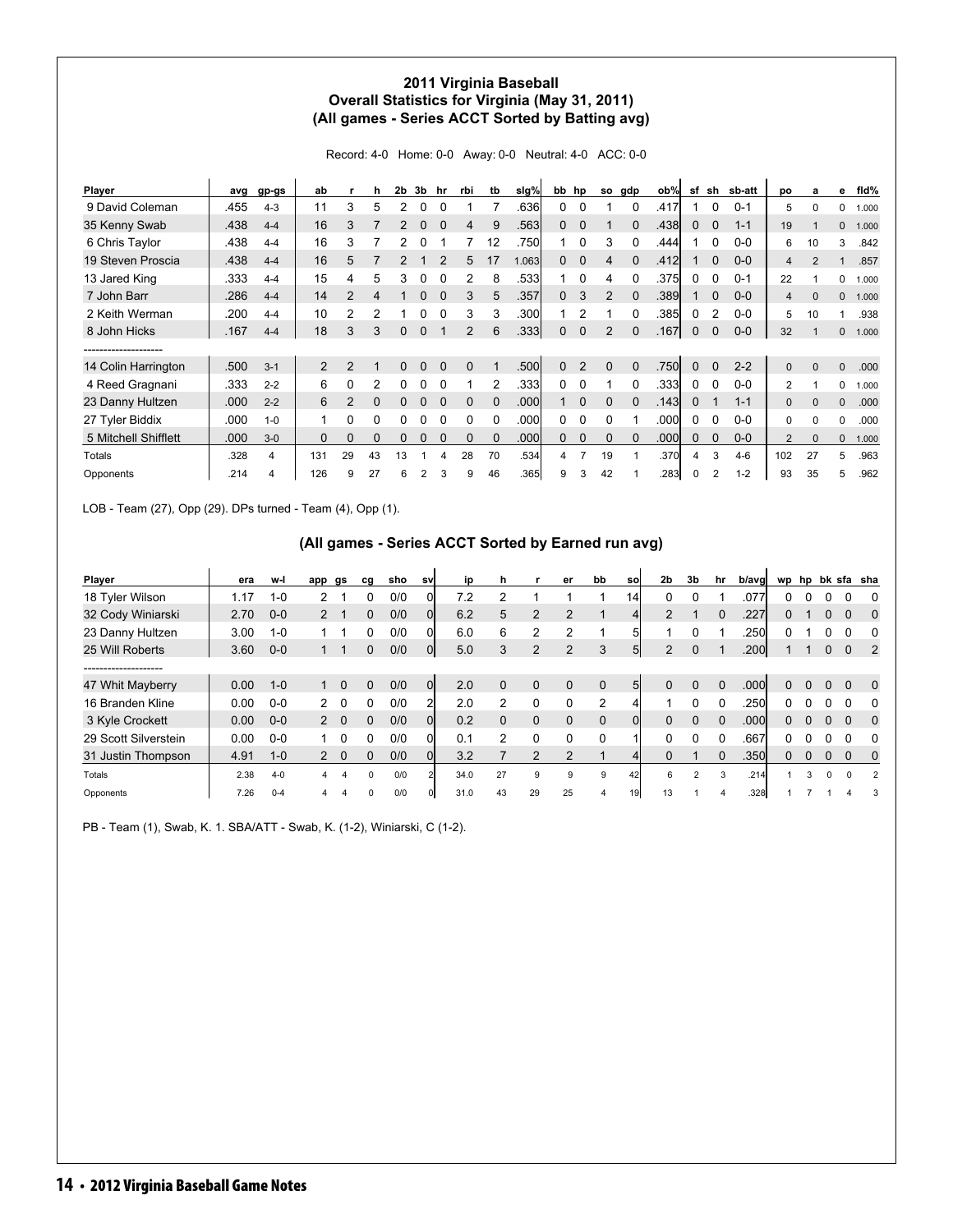**2011 Virginia Baseball**
**Overall Statistics for Virginia (May 31, 2011)**
**(All games - Series ACCT Sorted by Batting avg)**

Record: 4-0 Home: 0-0 Away: 0-0 Neutral: 4-0 ACC: 0-0

| Player | avg | gp-gs | ab | r | h | 2b | 3b | hr | rbi | tb | slg% | bb | hp | so | gdp | ob% | sf | sh | sb-att | po | a | e | fld% |
|---|---|---|---|---|---|---|---|---|---|---|---|---|---|---|---|---|---|---|---|---|---|---|---|
| 9 David Coleman | .455 | 4-3 | 11 | 3 | 5 | 2 | 0 | 0 | 1 | 7 | .636 | 0 | 0 | 1 | 0 | .417 | 1 | 0 | 0-1 | 5 | 0 | 0 | 1.000 |
| 35 Kenny Swab | .438 | 4-4 | 16 | 3 | 7 | 2 | 0 | 0 | 4 | 9 | .563 | 0 | 0 | 1 | 0 | .438 | 0 | 0 | 1-1 | 19 | 1 | 0 | 1.000 |
| 6 Chris Taylor | .438 | 4-4 | 16 | 3 | 7 | 2 | 0 | 1 | 7 | 12 | .750 | 1 | 0 | 3 | 0 | .444 | 1 | 0 | 0-0 | 6 | 10 | 3 | .842 |
| 19 Steven Proscia | .438 | 4-4 | 16 | 5 | 7 | 2 | 1 | 2 | 5 | 17 | 1.063 | 0 | 0 | 4 | 0 | .412 | 1 | 0 | 0-0 | 4 | 2 | 1 | .857 |
| 13 Jared King | .333 | 4-4 | 15 | 4 | 5 | 3 | 0 | 0 | 2 | 8 | .533 | 1 | 0 | 4 | 0 | .375 | 0 | 0 | 0-1 | 22 | 1 | 0 | 1.000 |
| 7 John Barr | .286 | 4-4 | 14 | 2 | 4 | 1 | 0 | 0 | 3 | 5 | .357 | 0 | 3 | 2 | 0 | .389 | 1 | 0 | 0-0 | 4 | 0 | 0 | 1.000 |
| 2 Keith Werman | .200 | 4-4 | 10 | 2 | 2 | 1 | 0 | 0 | 3 | 3 | .300 | 1 | 2 | 1 | 0 | .385 | 0 | 2 | 0-0 | 5 | 10 | 1 | .938 |
| 8 John Hicks | .167 | 4-4 | 18 | 3 | 3 | 0 | 0 | 1 | 2 | 6 | .333 | 0 | 0 | 2 | 0 | .167 | 0 | 0 | 0-0 | 32 | 1 | 0 | 1.000 |
| -------------------- | | | | | | | | | | | | | | | | | | | | | | | |
| 14 Colin Harrington | .500 | 3-1 | 2 | 2 | 1 | 0 | 0 | 0 | 0 | 1 | .500 | 0 | 2 | 0 | 0 | .750 | 0 | 0 | 2-2 | 0 | 0 | 0 | .000 |
| 4 Reed Gragnani | .333 | 2-2 | 6 | 0 | 2 | 0 | 0 | 0 | 1 | 2 | .333 | 0 | 0 | 1 | 0 | .333 | 0 | 0 | 0-0 | 2 | 1 | 0 | 1.000 |
| 23 Danny Hultzen | .000 | 2-2 | 6 | 2 | 0 | 0 | 0 | 0 | 0 | 0 | .000 | 1 | 0 | 0 | 0 | .143 | 0 | 1 | 1-1 | 0 | 0 | 0 | .000 |
| 27 Tyler Biddix | .000 | 1-0 | 1 | 0 | 0 | 0 | 0 | 0 | 0 | 0 | .000 | 0 | 0 | 0 | 1 | .000 | 0 | 0 | 0-0 | 0 | 0 | 0 | .000 |
| 5 Mitchell Shifflett | .000 | 3-0 | 0 | 0 | 0 | 0 | 0 | 0 | 0 | 0 | .000 | 0 | 0 | 0 | 0 | .000 | 0 | 0 | 0-0 | 2 | 0 | 0 | 1.000 |
| Totals | .328 | 4 | 131 | 29 | 43 | 13 | 1 | 4 | 28 | 70 | .534 | 4 | 7 | 19 | 1 | .370 | 4 | 3 | 4-6 | 102 | 27 | 5 | .963 |
| Opponents | .214 | 4 | 126 | 9 | 27 | 6 | 2 | 3 | 9 | 46 | .365 | 9 | 3 | 42 | 1 | .283 | 0 | 2 | 1-2 | 93 | 35 | 5 | .962 |

LOB - Team (27), Opp (29). DPs turned - Team (4), Opp (1).

**(All games - Series ACCT Sorted by Earned run avg)**

| Player | era | w-l | app | gs | cg | sho | sv | ip | h | r | er | bb | so | 2b | 3b | hr | b/avg | wp | hp | bk | sfa | sha |
|---|---|---|---|---|---|---|---|---|---|---|---|---|---|---|---|---|---|---|---|---|---|---|
| 18 Tyler Wilson | 1.17 | 1-0 | 2 | 1 | 0 | 0/0 | 0 | 7.2 | 2 | 1 | 1 | 1 | 14 | 0 | 0 | 1 | .077 | 0 | 0 | 0 | 0 | 0 |
| 32 Cody Winiarski | 2.70 | 0-0 | 2 | 1 | 0 | 0/0 | 0 | 6.2 | 5 | 2 | 2 | 1 | 4 | 2 | 1 | 0 | .227 | 0 | 1 | 0 | 0 | 0 |
| 23 Danny Hultzen | 3.00 | 1-0 | 1 | 1 | 0 | 0/0 | 0 | 6.0 | 6 | 2 | 2 | 1 | 5 | 1 | 0 | 1 | .250 | 0 | 1 | 0 | 0 | 0 |
| 25 Will Roberts | 3.60 | 0-0 | 1 | 1 | 0 | 0/0 | 0 | 5.0 | 3 | 2 | 2 | 3 | 5 | 2 | 0 | 1 | .200 | 1 | 1 | 0 | 0 | 2 |
| -------------------- | | | | | | | | | | | | | | | | | | | | | | |
| 47 Whit Mayberry | 0.00 | 1-0 | 1 | 0 | 0 | 0/0 | 0 | 2.0 | 0 | 0 | 0 | 0 | 5 | 0 | 0 | 0 | .000 | 0 | 0 | 0 | 0 | 0 |
| 16 Branden Kline | 0.00 | 0-0 | 2 | 0 | 0 | 0/0 | 2 | 2.0 | 2 | 0 | 0 | 2 | 4 | 1 | 0 | 0 | .250 | 0 | 0 | 0 | 0 | 0 |
| 3 Kyle Crockett | 0.00 | 0-0 | 2 | 0 | 0 | 0/0 | 0 | 0.2 | 0 | 0 | 0 | 0 | 0 | 0 | 0 | 0 | .000 | 0 | 0 | 0 | 0 | 0 |
| 29 Scott Silverstein | 0.00 | 0-0 | 1 | 0 | 0 | 0/0 | 0 | 0.1 | 2 | 0 | 0 | 0 | 1 | 0 | 0 | 0 | .667 | 0 | 0 | 0 | 0 | 0 |
| 31 Justin Thompson | 4.91 | 1-0 | 2 | 0 | 0 | 0/0 | 0 | 3.2 | 7 | 2 | 2 | 1 | 4 | 0 | 1 | 0 | .350 | 0 | 0 | 0 | 0 | 0 |
| Totals | 2.38 | 4-0 | 4 | 4 | 0 | 0/0 | 2 | 34.0 | 27 | 9 | 9 | 9 | 42 | 6 | 2 | 3 | .214 | 1 | 3 | 0 | 0 | 2 |
| Opponents | 7.26 | 0-4 | 4 | 4 | 0 | 0/0 | 0 | 31.0 | 43 | 29 | 25 | 4 | 19 | 13 | 1 | 4 | .328 | 1 | 7 | 1 | 4 | 3 |

PB - Team (1), Swab, K. 1. SBA/ATT - Swab, K. (1-2), Winiarski, C (1-2).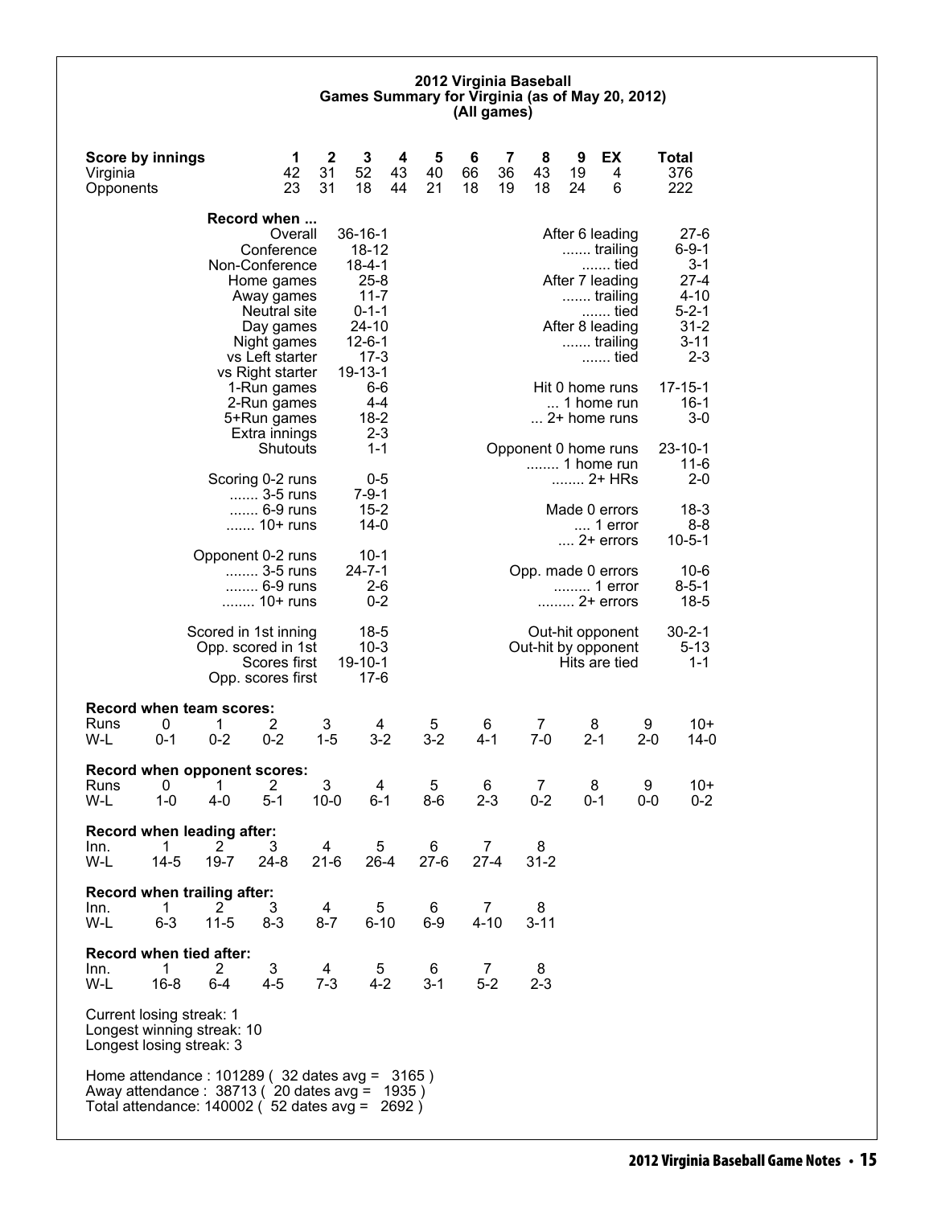# 2012 Virginia Baseball
## Games Summary for Virginia (as of May 20, 2012)
### (All games)

| Score by innings | 1 | 2 | 3 | 4 | 5 | 6 | 7 | 8 | 9 | EX | Total |
|---|---|---|---|---|---|---|---|---|---|---|---|
| Virginia | 42 | 31 | 52 | 43 | 40 | 66 | 36 | 43 | 19 | 4 | 376 |
| Opponents | 23 | 31 | 18 | 44 | 21 | 18 | 19 | 18 | 24 | 6 | 222 |

**Record when ...**

| | |
|---|---|
| Overall | 36-16-1 |
| Conference | 18-12 |
| Non-Conference | 18-4-1 |
| Home games | 25-8 |
| Away games | 11-7 |
| Neutral site | 0-1-1 |
| Day games | 24-10 |
| Night games | 12-6-1 |
| vs Left starter | 17-3 |
| vs Right starter | 19-13-1 |
| 1-Run games | 6-6 |
| 2-Run games | 4-4 |
| 5+Run games | 18-2 |
| Extra innings | 2-3 |
| Shutouts | 1-1 |
| Scoring 0-2 runs | 0-5 |
| ....... 3-5 runs | 7-9-1 |
| ....... 6-9 runs | 15-2 |
| ....... 10+ runs | 14-0 |
| Opponent 0-2 runs | 10-1 |
| ........ 3-5 runs | 24-7-1 |
| ........ 6-9 runs | 2-6 |
| ........ 10+ runs | 0-2 |
| Scored in 1st inning | 18-5 |
| Opp. scored in 1st | 10-3 |
| Scores first | 19-10-1 |
| Opp. scores first | 17-6 |

| | |
|---|---|
| After 6 leading | 27-6 |
| ....... trailing | 6-9-1 |
| ....... tied | 3-1 |
| After 7 leading | 27-4 |
| ....... trailing | 4-10 |
| ....... tied | 5-2-1 |
| After 8 leading | 31-2 |
| ....... trailing | 3-11 |
| ....... tied | 2-3 |
| Hit 0 home runs | 17-15-1 |
| ... 1 home run | 16-1 |
| ... 2+ home runs | 3-0 |
| Opponent 0 home runs | 23-10-1 |
| ........ 1 home run | 11-6 |
| ........ 2+ HRs | 2-0 |
| Made 0 errors | 18-3 |
| .... 1 error | 8-8 |
| .... 2+ errors | 10-5-1 |
| Opp. made 0 errors | 10-6 |
| ......... 1 error | 8-5-1 |
| ......... 2+ errors | 18-5 |
| Out-hit opponent | 30-2-1 |
| Out-hit by opponent | 5-13 |
| Hits are tied | 1-1 |

**Record when team scores:**

| Runs | 0 | 1 | 2 | 3 | 4 | 5 | 6 | 7 | 8 | 9 | 10+ |
|---|---|---|---|---|---|---|---|---|---|---|---|
| W-L | 0-1 | 0-2 | 0-2 | 1-5 | 3-2 | 3-2 | 4-1 | 7-0 | 2-1 | 2-0 | 14-0 |

**Record when opponent scores:**

| Runs | 0 | 1 | 2 | 3 | 4 | 5 | 6 | 7 | 8 | 9 | 10+ |
|---|---|---|---|---|---|---|---|---|---|---|---|
| W-L | 1-0 | 4-0 | 5-1 | 10-0 | 6-1 | 8-6 | 2-3 | 0-2 | 0-1 | 0-0 | 0-2 |

**Record when leading after:**

| Inn. | 1 | 2 | 3 | 4 | 5 | 6 | 7 | 8 |
|---|---|---|---|---|---|---|---|---|
| W-L | 14-5 | 19-7 | 24-8 | 21-6 | 26-4 | 27-6 | 27-4 | 31-2 |

**Record when trailing after:**

| Inn. | 1 | 2 | 3 | 4 | 5 | 6 | 7 | 8 |
|---|---|---|---|---|---|---|---|---|
| W-L | 6-3 | 11-5 | 8-3 | 8-7 | 6-10 | 6-9 | 4-10 | 3-11 |

**Record when tied after:**

| Inn. | 1 | 2 | 3 | 4 | 5 | 6 | 7 | 8 |
|---|---|---|---|---|---|---|---|---|
| W-L | 16-8 | 6-4 | 4-5 | 7-3 | 4-2 | 3-1 | 5-2 | 2-3 |

Current losing streak: 1
Longest winning streak: 10
Longest losing streak: 3

Home attendance : 101289 ( 32 dates avg = 3165 )
Away attendance : 38713 ( 20 dates avg = 1935 )
Total attendance: 140002 ( 52 dates avg = 2692 )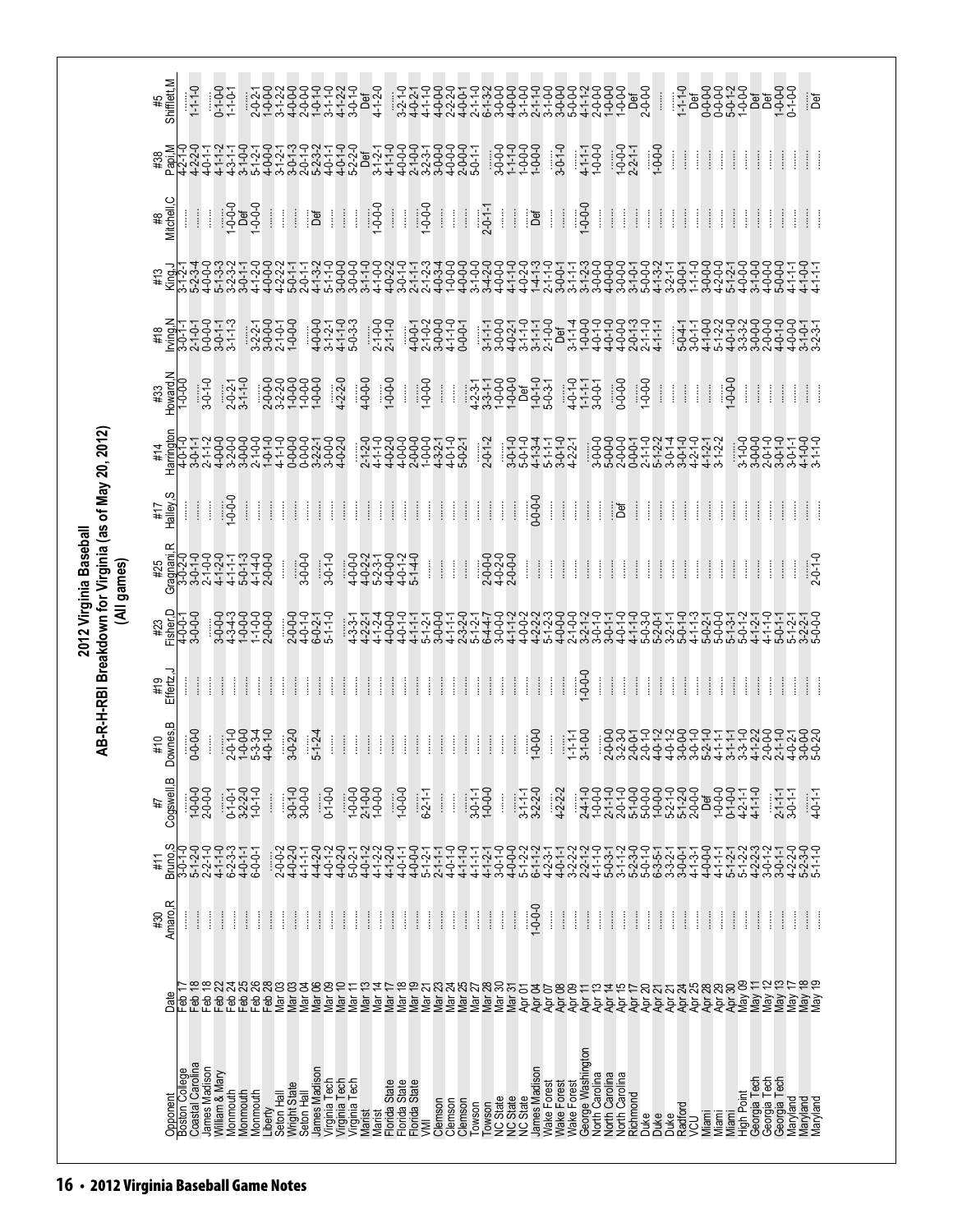# 2012 Virginia Baseball

## AB-R-H-RBI Breakdown for Virginia (as of May 20, 2012)

### (All games)

| Opponent | Date | #30 Amaro,R | #11 Bruno,S | #7 Cogswell,B | #10 Downes,B | #19 Effertz,J | #23 Fisher,D | #25 Gragnani,R | #17 Halley,S | #14 Harrington | #33 Howard,N | #18 Irving,N | #13 King,J | #8 Mitchell,C | #38 Papi,M | #5 Shifflett,M |
|---|---|---|---|---|---|---|---|---|---|---|---|---|---|---|---|---|
| Boston College | Feb 17 | ...... | 3-0-1-0 | ...... | ...... | ...... | 4-0-0-1 | 3-0-2-0 | ...... | 4-0-1-0 | 1-0-0-0 | 3-0-0-1 | 3-1-2-1 | ...... | 4-2-1-0 | ...... |
| Coastal Carolina | Feb 18 | ...... | 5-1-2-0 | 1-0-0-0 | 0-0-0-0 | ...... | 3-0-0-0 | 3-0-1-0 | ...... | 3-0-1-1 | ...... | 2-1-0-1 | 5-2-3-4 | ...... | 4-2-2-0 | 1-1-1-0 |
| James Madison | Feb 18 | ...... | 2-2-1-0 | 2-0-0-0 | ...... | ...... | ...... | 2-1-0-0 | ...... | 2-1-1-2 | 3-0-1-0 | 0-0-0-0 | 4-0-0-0 | ...... | 4-0-1-1 | ...... |
| William & Mary | Feb 22 | ...... | 4-1-1-0 | ...... | ...... | ...... | 3-0-0-0 | 4-1-2-0 | ...... | 4-0-0-0 | ...... | 3-0-1-1 | 5-1-3-3 | ...... | 4-1-1-2 | 0-1-0-0 |
| Monmouth | Feb 24 | ...... | 6-2-3-3 | 0-1-0-1 | 2-0-1-0 | ...... | 4-3-4-3 | 4-1-1-1 | 1-0-0-0 | 3-2-0-0 | ...... | 3-1-1-3 | 3-2-3-2 | 1-0-0-0 | 4-3-1-1 | 1-1-0-1 |
| Monmouth | Feb 25 | ...... | 4-0-1-1 | 3-2-2-0 | 1-0-0-0 | ...... | 1-0-0-0 | 5-0-1-3 | ...... | 3-0-0-0 | 2-0-2-1 | ...... | 3-0-1-1 | Def | 3-1-0-0 | ...... |
| Monmouth | Feb 26 | ...... | 6-0-0-1 | 1-0-1-0 | 5-3-3-4 | ...... | 1-1-0-0 | 4-1-4-0 | ...... | 2-1-0-0 | 3-1-1-0 | 3-2-2-1 | 4-1-2-0 | 1-0-0-0 | 5-1-2-1 | 2-0-2-1 |
| Liberty | Feb 28 | ...... | ...... | ...... | 4-0-1-0 | ...... | 2-0-0-0 | 2-0-0-0 | ...... | 1-0-1-0 | ...... | 3-0-0-0 | 4-0-0-0 | ...... | 4-0-0-0 | 1-0-0-0 |
| Seton Hall | Mar 03 | ...... | 2-0-0-2 | ...... | ...... | ...... | ...... | ...... | ...... | 4-1-1-0 | 2-0-0-0 | 2-1-0-1 | 4-2-2-2 | ...... | 3-1-2-1 | 3-1-2-2 |
| Wright State | Mar 03 | ...... | 4-0-2-0 | 3-0-1-0 | 3-0-2-0 | ...... | 2-0-0-0 | ...... | ...... | 0-0-0-0 | 3-2-2-0 | 1-0-0-0 | 5-0-1-1 | ...... | 3-0-1-3 | 4-0-0-0 |
| Seton Hall | Mar 04 | ...... | 4-1-1-1 | 3-0-0-0 | ...... | ...... | 4-0-1-0 | 3-0-0-0 | ...... | 0-0-0-0 | 1-0-0-0 | ...... | 2-0-1-1 | ...... | 2-0-1-0 | 2-0-0-0 |
| James Madison | Mar 06 | ...... | 4-4-2-0 | ...... | 5-1-2-4 | ...... | 6-0-2-1 | ...... | ...... | 3-2-2-1 | 1-0-0-0 | 4-0-0-0 | 4-1-3-2 | Def | 5-2-3-2 | 1-0-1-0 |
| Virginia Tech | Mar 09 | ...... | 4-0-1-2 | 0-1-0-0 | ...... | ...... | 5-1-1-0 | ...... | ...... | 3-0-0-0 | ...... | 3-1-2-1 | 5-1-1-0 | ...... | 4-0-1-1 | 3-1-1-0 |
| Virginia Tech | Mar 10 | ...... | 4-0-2-0 | ...... | ...... | ...... | ...... | 3-0-1-0 | ...... | 4-0-2-0 | 4-2-2-0 | 4-1-1-0 | 3-0-0-0 | ...... | 4-0-1-0 | 4-1-2-2 |
| Virginia Tech | Mar 11 | ...... | 5-0-2-1 | 1-0-0-0 | ...... | ...... | ...... | ...... | ...... | ...... | ...... | 5-0-3-3 | 3-0-0-0 | ...... | 5-2-2-0 | 3-0-1-0 |
| Marist | Mar 13 | ...... | 4-0-1-2 | 2-1-0-0 | ...... | ...... | 4-3-3-1 | 4-0-0-0 | ...... | 2-1-2-0 | ...... | ...... | 3-1-1-0 | ...... | Def | Def |
| Marist | Mar 14 | ...... | 4-1-2-2 | 1-0-0-0 | ...... | ...... | 4-2-2-1 | 4-0-2-2 | ...... | 4-1-1-0 | 4-0-0-0 | 2-1-0-0 | 4-0-2-2 | 1-0-0-0 | 3-1-2-1 | 4-1-2-0 |
| Florida State | Mar 17 | ...... | 4-1-2-2 | ...... | ...... | ...... | 4-1-2-4 | 5-2-3-1 | ...... | 4-0-2-0 | ...... | 2-1-1-0 | 3-0-1-0 | ...... | 4-1-1-0 | ...... |
| Florida State | Mar 18 | ...... | 4-0-1-1 | 1-0-0-0 | ...... | ...... | 4-0-0-0 | 4-0-0-0 | ...... | 4-0-0-0 | 1-0-0-0 | ...... | 2-1-1-1 | ...... | 4-0-0-0 | 3-2-1-0 |
| Florida State | Mar 19 | ...... | 4-0-0-0 | ...... | ...... | ...... | 4-0-1-0 | 4-0-1-2 | ...... | 2-0-0-0 | ...... | 4-0-0-1 | 2-1-2-3 | ...... | 2-1-0-0 | 4-0-2-1 |
| VMI | Mar 21 | ...... | 5-1-2-1 | 6-2-1-1 | ...... | ...... | 4-1-1-1 | 5-1-4-0 | ...... | 1-0-0-0 | 1-0-0-0 | 2-1-0-2 | 4-0-3-4 | 1-0-0-0 | 3-2-3-1 | 4-1-1-0 |
| Clemson | Mar 23 | ...... | 2-1-1-1 | ...... | ...... | ...... | 5-1-2-1 | ...... | ...... | 4-3-2-1 | ...... | 3-0-0-0 | 1-0-0-0 | ...... | 3-0-0-0 | 4-0-0-0 |
| Clemson | Mar 24 | ...... | 4-0-1-0 | ...... | ...... | ...... | 3-0-0-0 | ...... | ...... | 4-0-1-0 | ...... | 4-1-1-0 | 4-1-1-0 | ...... | 4-0-0-0 | 2-2-2-0 |
| Clemson | Mar 25 | ...... | 4-1-1-0 | ...... | ...... | ...... | 4-1-1-1 | ...... | ...... | 5-0-2-1 | ...... | 0-0-0-1 | 4-0-0-0 | ...... | 2-0-0-0 | 4-0-0-1 |
| Towson | Mar 27 | ...... | 4-1-1-1 | 3-0-1-1 | ...... | ...... | 2-3-2-0 | ...... | ...... | ...... | 4-2-3-1 | ...... | 3-1-0-0 | ...... | 5-0-1-1 | 2-1-1-0 |
| Towson | Mar 28 | ...... | 4-1-2-1 | 1-0-0-0 | ...... | ...... | 5-1-2-1 | 2-0-0-0 | ...... | 2-0-1-2 | 3-3-1-1 | 3-1-1-1 | 3-4-2-0 | 2-0-1-1 | ...... | 6-1-3-2 |
| NC State | Mar 30 | ...... | 3-0-1-0 | ...... | ...... | ...... | 6-4-4-7 | 4-0-2-0 | ...... | ...... | 1-0-0-0 | 3-0-0-0 | 4-0-0-0 | ...... | 3-0-0-0 | 3-0-0-0 |
| NC State | Mar 31 | ...... | 4-0-0-0 | ...... | ...... | ...... | 3-0-0-0 | 2-0-0-0 | ...... | 3-0-1-0 | 1-0-0-0 | 4-0-2-1 | 4-1-1-0 | ...... | 1-1-1-0 | 4-0-0-0 |
| NC State | Apr 01 | ...... | 5-1-2-2 | 3-1-1-1 | ...... | ...... | 4-1-1-2 | ...... | ...... | 5-0-1-0 | Def | 3-1-1-0 | 4-0-2-0 | ...... | 1-0-0-0 | 3-1-0-0 |
| James Madison | Apr 04 | 1-0-0-0 | 6-1-1-2 | 3-2-2-0 | 1-0-0-0 | ...... | 4-0-0-2 | ...... | 0-0-0-0 | 4-1-3-4 | 1-0-1-0 | 3-1-1-1 | 1-4-1-3 | Def | 1-0-0-0 | 2-1-1-0 |
| Wake Forest | Apr 07 | ...... | 4-2-3-1 | ...... | ...... | ...... | 4-2-2-2 | ...... | ...... | 5-1-1-1 | 5-0-3-1 | 2-1-0-0 | 2-1-0-0 | ...... | ...... | 3-1-0-0 |
| Wake Forest | Apr 08 | ...... | 4-0-1-1 | 4-2-2-2 | ...... | ...... | 5-1-2-3 | ...... | ...... | 3-0-1-0 | ...... | Def | 3-0-0-1 | ...... | ...... | 3-0-0-0 |
| Wake Forest | Apr 09 | ...... | 3-2-2-2 | ...... | 1-1-1-1 | ...... | 4-0-0-0 | ...... | ...... | 4-2-2-1 | ...... | 3-1-1-4 | 3-1-1-1 | ...... | 3-0-1-0 | 5-0-0-0 |
| George Washington | Apr 11 | ...... | 2-2-1-2 | 2-4-1-0 | 3-1-0-0 | 1-0-0-0 | 2-1-0-0 | ...... | ...... | ...... | 4-0-1-0 | 1-0-0-0 | 3-1-2-3 | 1-0-0-0 | ...... | 4-1-1-2 |
| North Carolina | Apr 13 | ...... | 4-1-1-0 | 1-0-0-0 | ...... | ...... | 3-2-1-2 | ...... | ...... | 3-0-1-0 | 1-1-1-1 | 4-0-1-0 | 3-0-0-0 | ...... | 4-1-1-1 | 2-0-0-0 |
| North Carolina | Apr 14 | ...... | 5-0-3-1 | 2-1-1-0 | 2-0-0-0 | ...... | 3-0-1-0 | ...... | ...... | 5-0-0-0 | 3-0-0-1 | 4-0-1-0 | 4-0-0-0 | ...... | 1-0-0-0 | 1-0-0-0 |
| North Carolina | Apr 15 | ...... | 3-1-1-2 | 2-0-1-0 | 3-2-3-0 | ...... | 3-0-1-1 | ...... | Def | 2-0-0-0 | ...... | 4-0-0-0 | 3-0-0-0 | ...... | ...... | 1-0-0-0 |
| Richmond | Apr 17 | ...... | 5-2-3-0 | 5-1-0-0 | 2-0-0-1 | ...... | 4-0-1-0 | ...... | ...... | 0-0-0-1 | 0-0-0-0 | 2-0-1-3 | 3-1-0-1 | ...... | 1-0-0-0 | Def |
| Duke | Apr 20 | ...... | 5-0-1-0 | 5-0-0-0 | 2-0-1-0 | ...... | 4-1-1-0 | ...... | ...... | 2-1-1-0 | ...... | 2-1-1-0 | 5-0-0-0 | ...... | 2-2-1-1 | 2-0-0-0 |
| Duke | Apr 21 | ...... | 6-3-5-1 | 1-0-0-0 | 4-0-1-2 | ...... | 5-3-0-0 | ...... | ...... | 5-1-2-2 | 1-0-0-0 | 4-1-1-1 | 4-1-3-2 | ...... | ...... | ...... |
| Duke | Apr 21 | ...... | 3-3-2-1 | 5-2-1-0 | 4-0-1-2 | ...... | 5-2-0-1 | ...... | ...... | 3-0-1-4 | ...... | ...... | 3-2-1-1 | ...... | 1-0-0-0 | ...... |
| Radford | Apr 24 | ...... | 3-0-0-1 | 5-1-2-0 | 3-0-0-0 | ...... | 3-2-1-1 | ...... | ...... | 3-0-1-0 | ...... | 5-0-4-1 | 3-0-0-1 | ...... | ...... | 1-1-1-0 |
| VCU | Apr 25 | ...... | 4-1-3-1 | 2-0-0-0 | 3-0-1-0 | ...... | 5-0-1-0 | ...... | ...... | 4-2-1-0 | ...... | 3-0-1-1 | 1-1-1-0 | ...... | ...... | Def |
| Miami | Apr 28 | ...... | 4-0-0-0 | Def | 5-2-1-0 | ...... | 4-1-1-3 | ...... | ...... | 4-1-2-1 | ...... | 4-1-0-0 | 3-0-0-0 | ...... | ...... | 0-0-0-0 |
| Miami | Apr 29 | ...... | 4-1-1-1 | 1-0-0-0 | 4-1-1-1 | ...... | 5-0-2-1 | ...... | ...... | 3-1-2-2 | ...... | 5-1-2-2 | 4-2-0-0 | ...... | ...... | 0-0-0-0 |
| Miami | Apr 30 | ...... | 5-1-2-1 | 0-1-0-0 | 3-1-1-1 | ...... | 5-0-0-0 | ...... | ...... | ...... | ...... | 4-0-1-0 | 5-1-2-1 | ...... | ...... | 5-0-1-2 |
| High Point | May 09 | ...... | 5-1-2-2 | 4-2-1-1 | 3-3-1-0 | ...... | 5-1-3-1 | ...... | ...... | 3-1-0-0 | 1-0-0-0 | 3-3-3-2 | 4-0-0-0 | ...... | ...... | 1-0-0-0 |
| Georgia Tech | May 11 | ...... | 4-2-2-3 | 4-1-1-0 | 4-1-2-2 | ...... | 5-0-1-2 | ...... | ...... | 3-0-0-0 | ...... | 3-0-0-0 | 3-1-0-0 | ...... | ...... | Def |
| Georgia Tech | May 12 | ...... | 3-0-1-2 | ...... | 2-0-0-0 | ...... | 4-1-1-2 | ...... | ...... | 2-0-1-0 | ...... | 2-0-0-0 | 4-0-0-0 | ...... | ...... | Def |
| Georgia Tech | May 13 | ...... | 3-0-1-1 | 2-1-1-1 | 2-1-1-0 | ...... | 4-1-1-0 | ...... | ...... | 3-0-1-0 | ...... | 4-0-1-0 | 5-0-0-0 | ...... | ...... | 1-0-0-0 |
| Maryland | May 17 | ...... | 4-2-2-0 | 3-0-1-1 | 4-0-2-1 | ...... | 5-1-2-1 | ...... | ...... | 3-0-1-1 | ...... | 4-0-0-0 | 4-1-1-1 | ...... | ...... | 0-1-0-0 |
| Maryland | May 18 | ...... | 5-2-3-0 | ...... | 3-0-0-0 | ...... | 3-2-2-1 | ...... | ...... | 4-1-0-0 | ...... | 3-1-0-1 | 4-1-0-0 | ...... | ...... | ...... |
| Maryland | May 19 | ...... | 5-1-1-0 | 4-0-1-1 | 5-0-2-0 | ...... | 5-0-0-0 | 2-0-1-0 | ...... | 3-1-1-0 | ...... | 3-2-3-1 | 4-1-1-1 | ...... | ...... | Def |

16 • 2012 Virginia Baseball Game Notes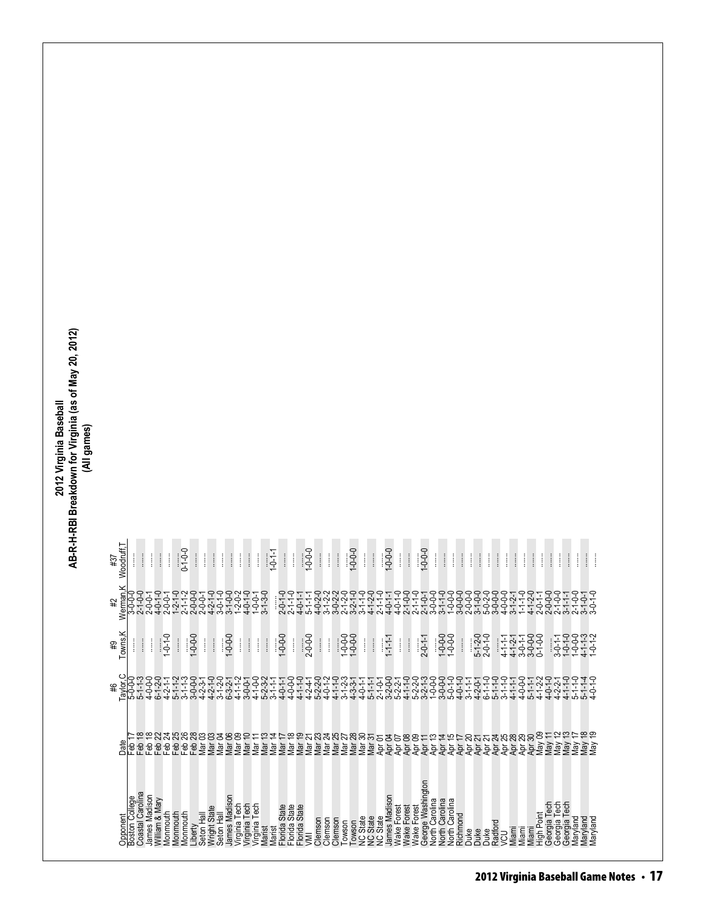# 2012 Virginia Baseball
## AB-R-H-RBI Breakdown for Virginia (as of May 20, 2012)
### (All games)

| Opponent | Date | #6 Taylor,C | #9 Towns,K | #2 Werman,K | #37 Woodruff,T |
|---|---|---|---|---|---|
| Boston College | Feb 17 | 5-0-0-0 | ....... | 3-0-0-0 | ....... |
| Coastal Carolina | Feb 18 | 5-1-1-3 | ....... | 2-1-0-0 | ....... |
| James Madison | Feb 18 | 4-0-0-0 | ....... | 2-0-0-1 | ....... |
| William & Mary | Feb 22 | 6-1-2-0 | ....... | 4-0-1-0 | ....... |
| Monmouth | Feb 24 | 4-2-1-1 | 1-0-1-0 | 2-0-0-1 | ....... |
| Monmouth | Feb 25 | 5-1-1-2 | ....... | 1-2-1-0 | ....... |
| Monmouth | Feb 26 | 3-1-1-3 | ....... | 2-1-1-2 | 0-1-0-0 |
| Liberty | Feb 28 | 3-0-0-0 | 1-0-0-0 | 2-0-0-0 | ....... |
| Seton Hall | Mar 03 | 4-2-3-1 | ....... | 2-0-0-1 | ....... |
| Wright State | Mar 03 | 4-2-1-0 | ....... | 4-2-1-0 | ....... |
| Seton Hall | Mar 04 | 3-1-2-0 | ....... | 3-0-1-0 | ....... |
| James Madison | Mar 06 | 6-3-2-1 | 1-0-0-0 | 3-1-0-0 | ....... |
| Virginia Tech | Mar 09 | 4-1-1-2 | ....... | 1-2-0-2 | ....... |
| Virginia Tech | Mar 10 | 3-0-0-1 | ....... | 4-0-1-0 | ....... |
| Virginia Tech | Mar 11 | 4-1-0-0 | ....... | 1-0-0-1 | ....... |
| Marist | Mar 13 | 5-2-3-2 | ....... | 3-1-3-0 | ....... |
| Marist | Mar 14 | 3-1-1-1 | ....... | ....... | 1-0-1-1 |
| Florida State | Mar 17 | 4-0-1-1 | 1-0-0-0 | 2-0-1-0 | ....... |
| Florida State | Mar 18 | 4-0-0-0 | ....... | 2-1-1-0 | ....... |
| Florida State | Mar 19 | 4-1-1-0 | ....... | 4-0-1-1 | ....... |
| VMI | Mar 21 | 4-2-4-1 | 2-0-0-0 | 5-1-1-1 | 1-0-0-0 |
| Clemson | Mar 23 | 5-2-2-0 | ....... | 4-0-2-0 | ....... |
| Clemson | Mar 24 | 4-0-1-2 | ....... | 3-1-2-2 | ....... |
| Clemson | Mar 25 | 4-1-1-0 | ....... | 3-0-2-2 | ....... |
| Towson | Mar 27 | 3-1-2-3 | 1-0-0-0 | 2-1-2-0 | ....... |
| Towson | Mar 28 | 4-3-3-1 | 1-0-0-0 | 3-2-1-0 | 1-0-0-0 |
| NC State | Mar 30 | 4-0-1-1 | ....... | 3-1-1-0 | ....... |
| NC State | Mar 31 | 5-1-1-1 | ....... | 4-1-2-0 | ....... |
| NC State | Apr 01 | 2-1-0-1 | ....... | 2-1-1-0 | ....... |
| James Madison | Apr 04 | 3-2-0-0 | 1-1-1-1 | 4-0-1-1 | 1-0-0-0 |
| Wake Forest | Apr 07 | 5-2-2-1 | ....... | 4-0-1-0 | ....... |
| Wake Forest | Apr 08 | 4-1-1-0 | ....... | 2-1-0-0 | ....... |
| Wake Forest | Apr 09 | 5-2-2-0 | ....... | 2-1-1-0 | ....... |
| George Washington | Apr 11 | 3-2-1-3 | 2-0-1-1 | 2-1-0-1 | 1-0-0-0 |
| North Carolina | Apr 13 | 1-0-0-0 | ....... | 3-0-0-0 | ....... |
| North Carolina | Apr 14 | 3-0-0-0 | 1-0-0-0 | 3-1-1-0 | ....... |
| North Carolina | Apr 15 | 5-0-1-0 | 1-0-0-0 | 1-0-0-0 | ....... |
| Richmond | Apr 17 | 4-0-1-0 | ....... | 3-0-0-0 | ....... |
| Duke | Apr 20 | 3-1-1-1 | ....... | 2-0-0-0 | ....... |
| Duke | Apr 21 | 4-2-0-1 | 5-1-2-0 | 3-1-0-0 | ....... |
| Duke | Apr 21 | 6-1-1-0 | 2-0-1-0 | 5-0-2-0 | ....... |
| Radford | Apr 24 | 5-1-1-0 | ....... | 3-0-0-0 | ....... |
| VCU | Apr 25 | 3-1-1-0 | 4-1-1-1 | 4-0-0-0 | ....... |
| Miami | Apr 28 | 4-1-1-1 | 4-1-2-1 | 3-1-2-1 | ....... |
| Miami | Apr 29 | 4-0-0-0 | 3-0-1-1 | 1-1-1-0 | ....... |
| Miami | Apr 30 | 5-1-1-1 | 3-0-0-0 | 4-1-2-0 | ....... |
| High Point | May 09 | 4-1-2-2 | 0-1-0-0 | 2-0-1-1 | ....... |
| Georgia Tech | May 11 | 4-0-1-0 | ....... | 2-0-0-0 | ....... |
| Georgia Tech | May 12 | 4-2-2-1 | 3-0-1-1 | 2-1-0-0 | ....... |
| Georgia Tech | May 13 | 4-1-1-0 | 1-0-1-0 | 3-1-1-1 | ....... |
| Maryland | May 17 | 5-1-1-0 | 1-0-0-0 | 2-1-0-0 | ....... |
| Maryland | May 18 | 5-1-1-4 | 4-1-1-3 | 3-1-0-1 | ....... |
| Maryland | May 19 | 4-0-1-0 | 1-0-1-2 | 3-0-1-0 | ....... |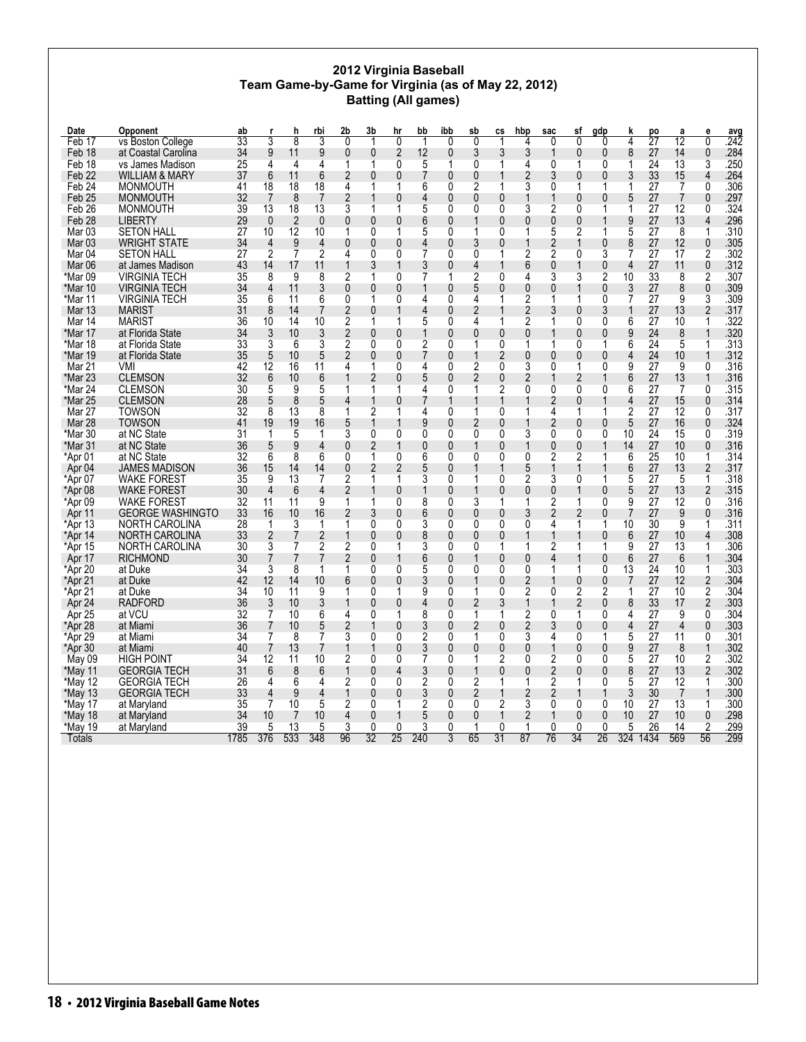# 2012 Virginia Baseball

## Team Game-by-Game for Virginia (as of May 22, 2012)

### Batting (All games)

| Date | Opponent | ab | r | h | rbi | 2b | 3b | hr | bb | ibb | sb | cs | hbp | sac | sf | gdp | k | po | a | e | avg |
|---|---|---|---|---|---|---|---|---|---|---|---|---|---|---|---|---|---|---|---|---|---|
| Feb 17 | vs Boston College | 33 | 3 | 8 | 3 | 0 | 1 | 0 | 1 | 0 | 0 | 1 | 4 | 0 | 0 | 0 | 4 | 27 | 12 | 0 | .242 |
| Feb 18 | at Coastal Carolina | 34 | 9 | 11 | 9 | 0 | 0 | 2 | 12 | 0 | 3 | 3 | 3 | 1 | 0 | 0 | 8 | 27 | 14 | 0 | .284 |
| Feb 18 | vs James Madison | 25 | 4 | 4 | 4 | 1 | 1 | 0 | 5 | 1 | 0 | 1 | 4 | 0 | 1 | 0 | 1 | 24 | 13 | 3 | .250 |
| Feb 22 | WILLIAM & MARY | 37 | 6 | 11 | 6 | 2 | 0 | 0 | 7 | 0 | 0 | 1 | 2 | 3 | 0 | 0 | 3 | 33 | 15 | 4 | .264 |
| Feb 24 | MONMOUTH | 41 | 18 | 18 | 18 | 4 | 1 | 1 | 6 | 0 | 2 | 1 | 3 | 0 | 1 | 1 | 1 | 27 | 7 | 0 | .306 |
| Feb 25 | MONMOUTH | 32 | 7 | 8 | 7 | 2 | 1 | 0 | 4 | 0 | 0 | 0 | 1 | 1 | 0 | 0 | 5 | 27 | 7 | 0 | .297 |
| Feb 26 | MONMOUTH | 39 | 13 | 18 | 13 | 3 | 1 | 1 | 5 | 0 | 0 | 0 | 3 | 2 | 0 | 1 | 1 | 27 | 12 | 0 | .324 |
| Feb 28 | LIBERTY | 29 | 0 | 2 | 0 | 0 | 0 | 0 | 6 | 0 | 1 | 0 | 0 | 0 | 0 | 1 | 9 | 27 | 13 | 4 | .296 |
| Mar 03 | SETON HALL | 27 | 10 | 12 | 10 | 1 | 0 | 1 | 5 | 0 | 1 | 0 | 1 | 5 | 2 | 1 | 5 | 27 | 8 | 1 | .310 |
| Mar 03 | WRIGHT STATE | 34 | 4 | 9 | 4 | 0 | 0 | 0 | 4 | 0 | 3 | 0 | 1 | 2 | 1 | 0 | 8 | 27 | 12 | 0 | .305 |
| Mar 04 | SETON HALL | 27 | 2 | 7 | 2 | 4 | 0 | 0 | 7 | 0 | 0 | 1 | 2 | 2 | 0 | 3 | 7 | 27 | 17 | 2 | .302 |
| Mar 06 | at James Madison | 43 | 14 | 17 | 11 | 1 | 3 | 1 | 3 | 0 | 4 | 1 | 6 | 0 | 1 | 0 | 4 | 27 | 11 | 0 | .312 |
| *Mar 09 | VIRGINIA TECH | 35 | 8 | 9 | 8 | 2 | 1 | 0 | 7 | 1 | 2 | 0 | 4 | 3 | 3 | 2 | 10 | 33 | 8 | 2 | .307 |
| *Mar 10 | VIRGINIA TECH | 34 | 4 | 11 | 3 | 0 | 0 | 0 | 1 | 0 | 5 | 0 | 0 | 0 | 1 | 0 | 3 | 27 | 8 | 0 | .309 |
| *Mar 11 | VIRGINIA TECH | 35 | 6 | 11 | 6 | 0 | 1 | 0 | 4 | 0 | 4 | 1 | 2 | 1 | 1 | 0 | 7 | 27 | 9 | 3 | .309 |
| Mar 13 | MARIST | 31 | 8 | 14 | 7 | 2 | 0 | 1 | 4 | 0 | 2 | 1 | 2 | 3 | 0 | 3 | 1 | 27 | 13 | 2 | .317 |
| Mar 14 | MARIST | 36 | 10 | 14 | 10 | 2 | 1 | 1 | 5 | 0 | 4 | 1 | 2 | 1 | 0 | 0 | 6 | 27 | 10 | 1 | .322 |
| *Mar 17 | at Florida State | 34 | 3 | 10 | 3 | 2 | 0 | 0 | 1 | 0 | 0 | 0 | 0 | 1 | 0 | 0 | 9 | 24 | 8 | 1 | .320 |
| *Mar 18 | at Florida State | 33 | 3 | 6 | 3 | 2 | 0 | 0 | 2 | 0 | 1 | 0 | 1 | 1 | 0 | 1 | 6 | 24 | 5 | 1 | .313 |
| *Mar 19 | at Florida State | 35 | 5 | 10 | 5 | 2 | 0 | 0 | 7 | 0 | 1 | 2 | 0 | 0 | 0 | 0 | 4 | 24 | 10 | 1 | .312 |
| Mar 21 | VMI | 42 | 12 | 16 | 11 | 4 | 1 | 0 | 4 | 0 | 2 | 0 | 3 | 0 | 1 | 0 | 9 | 27 | 9 | 0 | .316 |
| *Mar 23 | CLEMSON | 32 | 6 | 10 | 6 | 1 | 2 | 0 | 5 | 0 | 2 | 0 | 2 | 1 | 2 | 1 | 6 | 27 | 13 | 1 | .316 |
| *Mar 24 | CLEMSON | 30 | 5 | 9 | 5 | 1 | 1 | 1 | 4 | 0 | 1 | 2 | 0 | 0 | 0 | 0 | 6 | 27 | 7 | 0 | .315 |
| *Mar 25 | CLEMSON | 28 | 5 | 8 | 5 | 4 | 1 | 0 | 7 | 1 | 1 | 1 | 1 | 2 | 0 | 1 | 4 | 27 | 15 | 0 | .314 |
| Mar 27 | TOWSON | 32 | 8 | 13 | 8 | 1 | 2 | 1 | 4 | 0 | 1 | 0 | 1 | 4 | 1 | 1 | 2 | 27 | 12 | 0 | .317 |
| Mar 28 | TOWSON | 41 | 19 | 19 | 16 | 5 | 1 | 1 | 9 | 0 | 2 | 0 | 1 | 2 | 0 | 0 | 5 | 27 | 16 | 0 | .324 |
| *Mar 30 | at NC State | 31 | 1 | 5 | 1 | 3 | 0 | 0 | 0 | 0 | 0 | 0 | 3 | 0 | 0 | 0 | 10 | 24 | 15 | 0 | .319 |
| *Mar 31 | at NC State | 36 | 5 | 9 | 4 | 0 | 2 | 1 | 0 | 0 | 1 | 0 | 1 | 0 | 0 | 1 | 14 | 27 | 10 | 0 | .316 |
| *Apr 01 | at NC State | 32 | 6 | 8 | 6 | 0 | 1 | 0 | 6 | 0 | 0 | 0 | 0 | 2 | 2 | 1 | 6 | 25 | 10 | 1 | .314 |
| Apr 04 | JAMES MADISON | 36 | 15 | 14 | 14 | 0 | 2 | 2 | 5 | 0 | 1 | 1 | 5 | 1 | 1 | 1 | 6 | 27 | 13 | 2 | .317 |
| *Apr 07 | WAKE FOREST | 35 | 9 | 13 | 7 | 2 | 1 | 1 | 3 | 0 | 1 | 0 | 2 | 3 | 0 | 1 | 5 | 27 | 5 | 1 | .318 |
| *Apr 08 | WAKE FOREST | 30 | 4 | 6 | 4 | 2 | 1 | 0 | 1 | 0 | 1 | 0 | 0 | 0 | 1 | 0 | 5 | 27 | 13 | 2 | .315 |
| *Apr 09 | WAKE FOREST | 32 | 11 | 11 | 9 | 1 | 1 | 0 | 8 | 0 | 3 | 1 | 1 | 2 | 1 | 0 | 9 | 27 | 12 | 0 | .316 |
| Apr 11 | GEORGE WASHINGTO | 33 | 16 | 10 | 16 | 2 | 3 | 0 | 6 | 0 | 0 | 0 | 3 | 2 | 2 | 0 | 7 | 27 | 9 | 0 | .316 |
| *Apr 13 | NORTH CAROLINA | 28 | 1 | 3 | 1 | 1 | 0 | 0 | 3 | 0 | 0 | 0 | 0 | 4 | 1 | 1 | 10 | 30 | 9 | 1 | .311 |
| *Apr 14 | NORTH CAROLINA | 33 | 2 | 7 | 2 | 1 | 0 | 0 | 8 | 0 | 0 | 0 | 1 | 1 | 1 | 0 | 6 | 27 | 10 | 4 | .308 |
| *Apr 15 | NORTH CAROLINA | 30 | 3 | 7 | 2 | 2 | 0 | 1 | 3 | 0 | 0 | 1 | 1 | 2 | 1 | 1 | 9 | 27 | 13 | 1 | .306 |
| Apr 17 | RICHMOND | 30 | 7 | 7 | 7 | 2 | 0 | 1 | 6 | 0 | 1 | 0 | 0 | 4 | 1 | 0 | 6 | 27 | 6 | 1 | .304 |
| *Apr 20 | at Duke | 34 | 3 | 8 | 1 | 1 | 0 | 0 | 5 | 0 | 0 | 0 | 0 | 1 | 1 | 0 | 13 | 24 | 10 | 1 | .303 |
| *Apr 21 | at Duke | 42 | 12 | 14 | 10 | 6 | 0 | 0 | 3 | 0 | 1 | 0 | 2 | 1 | 0 | 0 | 7 | 27 | 12 | 2 | .304 |
| *Apr 21 | at Duke | 34 | 10 | 11 | 9 | 1 | 0 | 1 | 9 | 0 | 1 | 0 | 2 | 0 | 2 | 2 | 1 | 27 | 10 | 2 | .304 |
| Apr 24 | RADFORD | 36 | 3 | 10 | 3 | 1 | 0 | 0 | 4 | 0 | 2 | 3 | 1 | 1 | 2 | 0 | 8 | 33 | 17 | 2 | .303 |
| Apr 25 | at VCU | 32 | 7 | 10 | 6 | 4 | 0 | 1 | 8 | 0 | 1 | 1 | 2 | 0 | 1 | 0 | 4 | 27 | 9 | 0 | .304 |
| *Apr 28 | at Miami | 36 | 7 | 10 | 5 | 2 | 1 | 0 | 3 | 0 | 2 | 0 | 2 | 3 | 0 | 0 | 4 | 27 | 4 | 0 | .303 |
| *Apr 29 | at Miami | 34 | 7 | 8 | 7 | 3 | 0 | 0 | 2 | 0 | 1 | 0 | 3 | 4 | 0 | 1 | 5 | 27 | 11 | 0 | .301 |
| *Apr 30 | at Miami | 40 | 7 | 13 | 7 | 1 | 1 | 0 | 3 | 0 | 0 | 0 | 0 | 1 | 0 | 0 | 9 | 27 | 8 | 1 | .302 |
| May 09 | HIGH POINT | 34 | 12 | 11 | 10 | 2 | 0 | 0 | 7 | 0 | 1 | 2 | 0 | 2 | 0 | 0 | 5 | 27 | 10 | 2 | .302 |
| *May 11 | GEORGIA TECH | 31 | 6 | 8 | 6 | 1 | 0 | 4 | 3 | 0 | 1 | 0 | 0 | 2 | 0 | 0 | 8 | 27 | 13 | 2 | .302 |
| *May 12 | GEORGIA TECH | 26 | 4 | 6 | 4 | 2 | 0 | 0 | 2 | 0 | 2 | 1 | 1 | 2 | 1 | 0 | 5 | 27 | 12 | 1 | .300 |
| *May 13 | GEORGIA TECH | 33 | 4 | 9 | 4 | 1 | 0 | 0 | 3 | 0 | 2 | 1 | 2 | 2 | 1 | 1 | 3 | 30 | 7 | 1 | .300 |
| *May 17 | at Maryland | 35 | 7 | 10 | 5 | 2 | 0 | 1 | 2 | 0 | 0 | 2 | 3 | 0 | 0 | 0 | 10 | 27 | 13 | 1 | .300 |
| *May 18 | at Maryland | 34 | 10 | 7 | 10 | 4 | 0 | 1 | 5 | 0 | 0 | 1 | 2 | 1 | 0 | 0 | 10 | 27 | 10 | 0 | .298 |
| *May 19 | at Maryland | 39 | 5 | 13 | 5 | 3 | 0 | 0 | 3 | 0 | 1 | 0 | 1 | 0 | 0 | 0 | 5 | 26 | 14 | 2 | .299 |
| Totals | | 1785 | 376 | 533 | 348 | 96 | 32 | 25 | 240 | 3 | 65 | 31 | 87 | 76 | 34 | 26 | 324 | 1434 | 569 | 56 | .299 |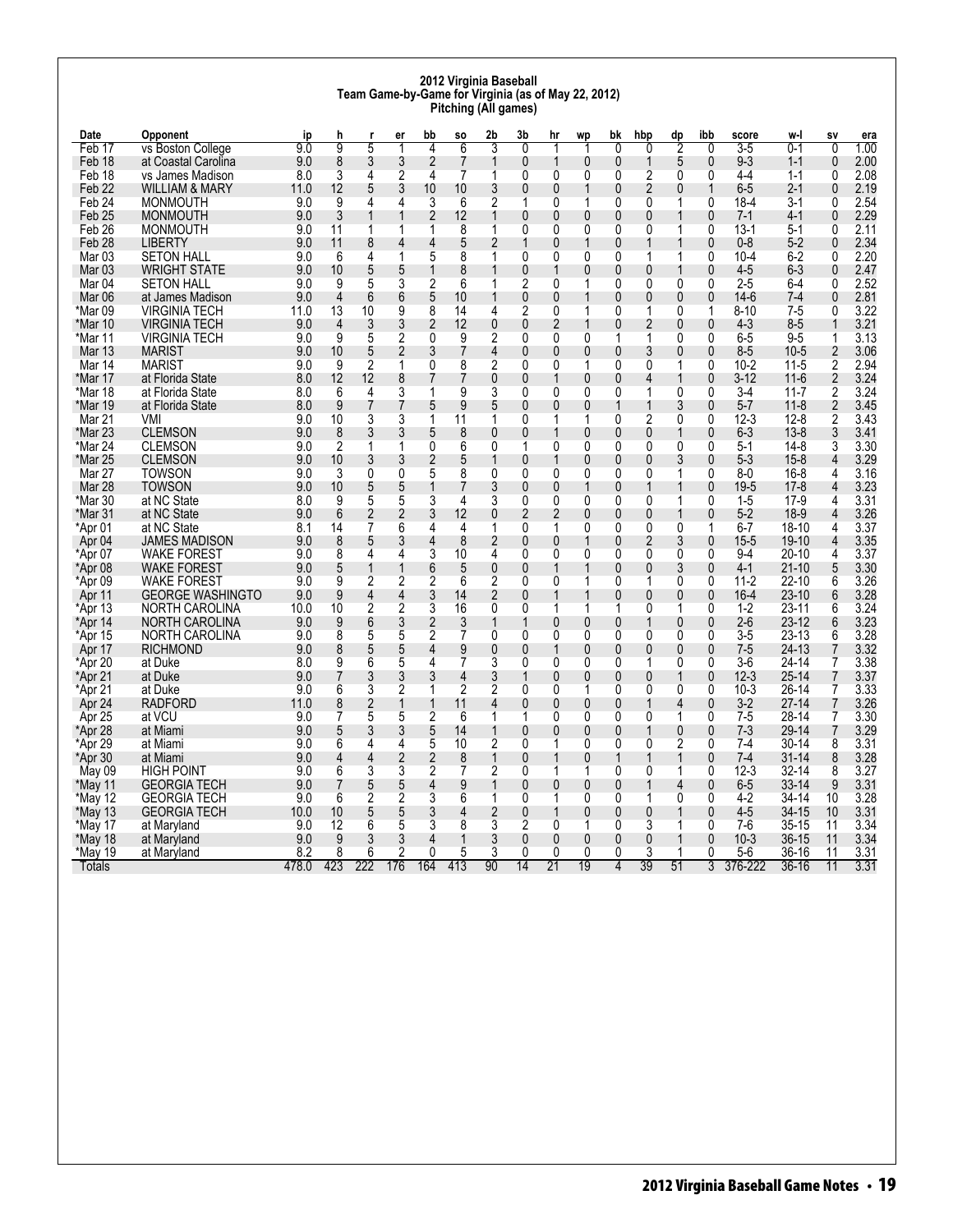# 2012 Virginia Baseball
## Team Game-by-Game for Virginia (as of May 22, 2012)
### Pitching (All games)

| Date | Opponent | ip | h | r | er | bb | so | 2b | 3b | hr | wp | bk | hbp | dp | ibb | score | w-l | sv | era |
|---|---|---|---|---|---|---|---|---|---|---|---|---|---|---|---|---|---|---|---|
| Feb 17 | vs Boston College | 9.0 | 9 | 5 | 1 | 4 | 6 | 3 | 0 | 1 | 1 | 0 | 0 | 2 | 0 | 3-5 | 0-1 | 0 | 1.00 |
| Feb 18 | at Coastal Carolina | 9.0 | 8 | 3 | 3 | 2 | 7 | 1 | 0 | 1 | 0 | 0 | 1 | 5 | 0 | 9-3 | 1-1 | 0 | 2.00 |
| Feb 18 | vs James Madison | 8.0 | 3 | 4 | 2 | 4 | 7 | 1 | 0 | 0 | 0 | 0 | 2 | 0 | 0 | 4-4 | 1-1 | 0 | 2.08 |
| Feb 22 | WILLIAM & MARY | 11.0 | 12 | 5 | 3 | 10 | 10 | 3 | 0 | 0 | 1 | 0 | 2 | 0 | 1 | 6-5 | 2-1 | 0 | 2.19 |
| Feb 24 | MONMOUTH | 9.0 | 9 | 4 | 4 | 3 | 6 | 2 | 1 | 0 | 1 | 0 | 0 | 1 | 0 | 18-4 | 3-1 | 0 | 2.54 |
| Feb 25 | MONMOUTH | 9.0 | 3 | 1 | 1 | 2 | 12 | 1 | 0 | 0 | 0 | 0 | 0 | 1 | 0 | 7-1 | 4-1 | 0 | 2.29 |
| Feb 26 | MONMOUTH | 9.0 | 11 | 1 | 1 | 1 | 8 | 1 | 0 | 0 | 0 | 0 | 0 | 1 | 0 | 13-1 | 5-1 | 0 | 2.11 |
| Feb 28 | LIBERTY | 9.0 | 11 | 8 | 4 | 4 | 5 | 2 | 1 | 0 | 1 | 0 | 1 | 1 | 0 | 0-8 | 5-2 | 0 | 2.34 |
| Mar 03 | SETON HALL | 9.0 | 6 | 4 | 1 | 5 | 8 | 1 | 0 | 0 | 0 | 0 | 1 | 1 | 0 | 10-4 | 6-2 | 0 | 2.20 |
| Mar 03 | WRIGHT STATE | 9.0 | 10 | 5 | 5 | 1 | 8 | 1 | 0 | 1 | 0 | 0 | 0 | 1 | 0 | 4-5 | 6-3 | 0 | 2.47 |
| Mar 04 | SETON HALL | 9.0 | 9 | 5 | 3 | 2 | 6 | 1 | 2 | 0 | 1 | 0 | 0 | 0 | 0 | 2-5 | 6-4 | 0 | 2.52 |
| Mar 06 | at James Madison | 9.0 | 4 | 6 | 6 | 5 | 10 | 1 | 0 | 0 | 1 | 0 | 0 | 0 | 0 | 14-6 | 7-4 | 0 | 2.81 |
| *Mar 09 | VIRGINIA TECH | 11.0 | 13 | 10 | 9 | 8 | 14 | 4 | 2 | 0 | 1 | 0 | 1 | 0 | 1 | 8-10 | 7-5 | 0 | 3.22 |
| *Mar 10 | VIRGINIA TECH | 9.0 | 4 | 3 | 3 | 2 | 12 | 0 | 0 | 2 | 1 | 0 | 2 | 0 | 0 | 4-3 | 8-5 | 1 | 3.21 |
| *Mar 11 | VIRGINIA TECH | 9.0 | 9 | 5 | 2 | 0 | 9 | 2 | 0 | 0 | 0 | 1 | 1 | 0 | 0 | 6-5 | 9-5 | 1 | 3.13 |
| Mar 13 | MARIST | 9.0 | 10 | 5 | 2 | 3 | 7 | 4 | 0 | 0 | 0 | 0 | 3 | 0 | 0 | 8-5 | 10-5 | 2 | 3.06 |
| Mar 14 | MARIST | 9.0 | 9 | 2 | 1 | 0 | 8 | 2 | 0 | 0 | 1 | 0 | 0 | 1 | 0 | 10-2 | 11-5 | 2 | 2.94 |
| *Mar 17 | at Florida State | 8.0 | 12 | 12 | 8 | 7 | 7 | 0 | 0 | 1 | 0 | 0 | 4 | 1 | 0 | 3-12 | 11-6 | 2 | 3.24 |
| *Mar 18 | at Florida State | 8.0 | 6 | 4 | 3 | 1 | 9 | 3 | 0 | 0 | 0 | 0 | 1 | 0 | 0 | 3-4 | 11-7 | 2 | 3.24 |
| *Mar 19 | at Florida State | 8.0 | 9 | 7 | 7 | 5 | 9 | 5 | 0 | 0 | 0 | 1 | 1 | 3 | 0 | 5-7 | 11-8 | 2 | 3.45 |
| Mar 21 | VMI | 9.0 | 10 | 3 | 3 | 1 | 11 | 1 | 0 | 1 | 1 | 0 | 2 | 0 | 0 | 12-3 | 12-8 | 2 | 3.43 |
| *Mar 23 | CLEMSON | 9.0 | 8 | 3 | 3 | 5 | 8 | 0 | 0 | 1 | 0 | 0 | 0 | 1 | 0 | 6-3 | 13-8 | 3 | 3.41 |
| *Mar 24 | CLEMSON | 9.0 | 2 | 1 | 1 | 0 | 6 | 0 | 1 | 0 | 0 | 0 | 0 | 0 | 0 | 5-1 | 14-8 | 3 | 3.30 |
| *Mar 25 | CLEMSON | 9.0 | 10 | 3 | 3 | 2 | 5 | 1 | 0 | 1 | 0 | 0 | 0 | 3 | 0 | 5-3 | 15-8 | 4 | 3.29 |
| Mar 27 | TOWSON | 9.0 | 3 | 0 | 0 | 5 | 8 | 0 | 0 | 0 | 0 | 0 | 0 | 1 | 0 | 8-0 | 16-8 | 4 | 3.16 |
| Mar 28 | TOWSON | 9.0 | 10 | 5 | 5 | 1 | 7 | 3 | 0 | 0 | 1 | 0 | 1 | 1 | 0 | 19-5 | 17-8 | 4 | 3.23 |
| *Mar 30 | at NC State | 8.0 | 9 | 5 | 5 | 3 | 4 | 3 | 0 | 0 | 0 | 0 | 0 | 1 | 0 | 1-5 | 17-9 | 4 | 3.31 |
| *Mar 31 | at NC State | 9.0 | 6 | 2 | 2 | 3 | 12 | 0 | 2 | 2 | 0 | 0 | 0 | 1 | 0 | 5-2 | 18-9 | 4 | 3.26 |
| *Apr 01 | at NC State | 8.1 | 14 | 7 | 6 | 4 | 4 | 1 | 0 | 1 | 0 | 0 | 0 | 0 | 1 | 6-7 | 18-10 | 4 | 3.37 |
| Apr 04 | JAMES MADISON | 9.0 | 8 | 5 | 3 | 4 | 8 | 2 | 0 | 0 | 1 | 0 | 2 | 3 | 0 | 15-5 | 19-10 | 4 | 3.35 |
| *Apr 07 | WAKE FOREST | 9.0 | 8 | 4 | 4 | 3 | 10 | 4 | 0 | 0 | 0 | 0 | 0 | 0 | 0 | 9-4 | 20-10 | 4 | 3.37 |
| *Apr 08 | WAKE FOREST | 9.0 | 5 | 1 | 1 | 6 | 5 | 0 | 0 | 1 | 1 | 0 | 0 | 3 | 0 | 4-1 | 21-10 | 5 | 3.30 |
| *Apr 09 | WAKE FOREST | 9.0 | 9 | 2 | 2 | 2 | 6 | 2 | 0 | 0 | 1 | 0 | 1 | 0 | 0 | 11-2 | 22-10 | 6 | 3.26 |
| Apr 11 | GEORGE WASHINGTO | 9.0 | 9 | 4 | 4 | 3 | 14 | 2 | 0 | 1 | 1 | 0 | 0 | 0 | 0 | 16-4 | 23-10 | 6 | 3.28 |
| *Apr 13 | NORTH CAROLINA | 10.0 | 10 | 2 | 2 | 3 | 16 | 0 | 0 | 1 | 1 | 1 | 0 | 1 | 0 | 1-2 | 23-11 | 6 | 3.24 |
| *Apr 14 | NORTH CAROLINA | 9.0 | 9 | 6 | 3 | 2 | 3 | 1 | 1 | 0 | 0 | 0 | 1 | 0 | 0 | 2-6 | 23-12 | 6 | 3.23 |
| *Apr 15 | NORTH CAROLINA | 9.0 | 8 | 5 | 5 | 2 | 7 | 0 | 0 | 0 | 0 | 0 | 0 | 0 | 0 | 3-5 | 23-13 | 6 | 3.28 |
| Apr 17 | RICHMOND | 9.0 | 8 | 5 | 5 | 4 | 9 | 0 | 0 | 1 | 0 | 0 | 0 | 0 | 0 | 7-5 | 24-13 | 7 | 3.32 |
| *Apr 20 | at Duke | 8.0 | 9 | 6 | 5 | 4 | 7 | 3 | 0 | 0 | 0 | 0 | 1 | 0 | 0 | 3-6 | 24-14 | 7 | 3.38 |
| *Apr 21 | at Duke | 9.0 | 7 | 3 | 3 | 3 | 4 | 3 | 1 | 0 | 0 | 0 | 0 | 1 | 0 | 12-3 | 25-14 | 7 | 3.37 |
| *Apr 21 | at Duke | 9.0 | 6 | 3 | 2 | 1 | 2 | 2 | 0 | 0 | 1 | 0 | 0 | 0 | 0 | 10-3 | 26-14 | 7 | 3.33 |
| Apr 24 | RADFORD | 11.0 | 8 | 2 | 1 | 1 | 11 | 4 | 0 | 0 | 0 | 0 | 1 | 4 | 0 | 3-2 | 27-14 | 7 | 3.26 |
| Apr 25 | at VCU | 9.0 | 7 | 5 | 5 | 2 | 6 | 1 | 1 | 0 | 0 | 0 | 0 | 1 | 0 | 7-5 | 28-14 | 7 | 3.30 |
| *Apr 28 | at Miami | 9.0 | 5 | 3 | 3 | 5 | 14 | 1 | 0 | 0 | 0 | 0 | 1 | 0 | 0 | 7-3 | 29-14 | 7 | 3.29 |
| *Apr 29 | at Miami | 9.0 | 6 | 4 | 4 | 5 | 10 | 2 | 0 | 1 | 0 | 0 | 0 | 2 | 0 | 7-4 | 30-14 | 8 | 3.31 |
| *Apr 30 | at Miami | 9.0 | 4 | 4 | 2 | 2 | 8 | 1 | 0 | 1 | 0 | 1 | 1 | 1 | 0 | 7-4 | 31-14 | 8 | 3.28 |
| May 09 | HIGH POINT | 9.0 | 6 | 3 | 3 | 2 | 7 | 2 | 0 | 1 | 1 | 0 | 0 | 1 | 0 | 12-3 | 32-14 | 8 | 3.27 |
| *May 11 | GEORGIA TECH | 9.0 | 7 | 5 | 5 | 4 | 9 | 1 | 0 | 0 | 0 | 0 | 1 | 4 | 0 | 6-5 | 33-14 | 9 | 3.31 |
| *May 12 | GEORGIA TECH | 9.0 | 6 | 2 | 2 | 3 | 6 | 1 | 0 | 1 | 0 | 0 | 1 | 0 | 0 | 4-2 | 34-14 | 10 | 3.28 |
| *May 13 | GEORGIA TECH | 10.0 | 10 | 5 | 5 | 3 | 4 | 2 | 0 | 1 | 0 | 0 | 0 | 1 | 0 | 4-5 | 34-15 | 10 | 3.31 |
| *May 17 | at Maryland | 9.0 | 12 | 6 | 5 | 3 | 8 | 3 | 2 | 0 | 1 | 0 | 3 | 1 | 0 | 7-6 | 35-15 | 11 | 3.34 |
| *May 18 | at Maryland | 9.0 | 9 | 3 | 3 | 4 | 1 | 3 | 0 | 0 | 0 | 0 | 0 | 1 | 0 | 10-3 | 36-15 | 11 | 3.34 |
| *May 19 | at Maryland | 8.2 | 8 | 6 | 2 | 0 | 5 | 3 | 0 | 0 | 0 | 0 | 3 | 1 | 0 | 5-6 | 36-16 | 11 | 3.31 |
| Totals | | 478.0 | 423 | 222 | 176 | 164 | 413 | 90 | 14 | 21 | 19 | 4 | 39 | 51 | 3 | 376-222 | 36-16 | 11 | 3.31 |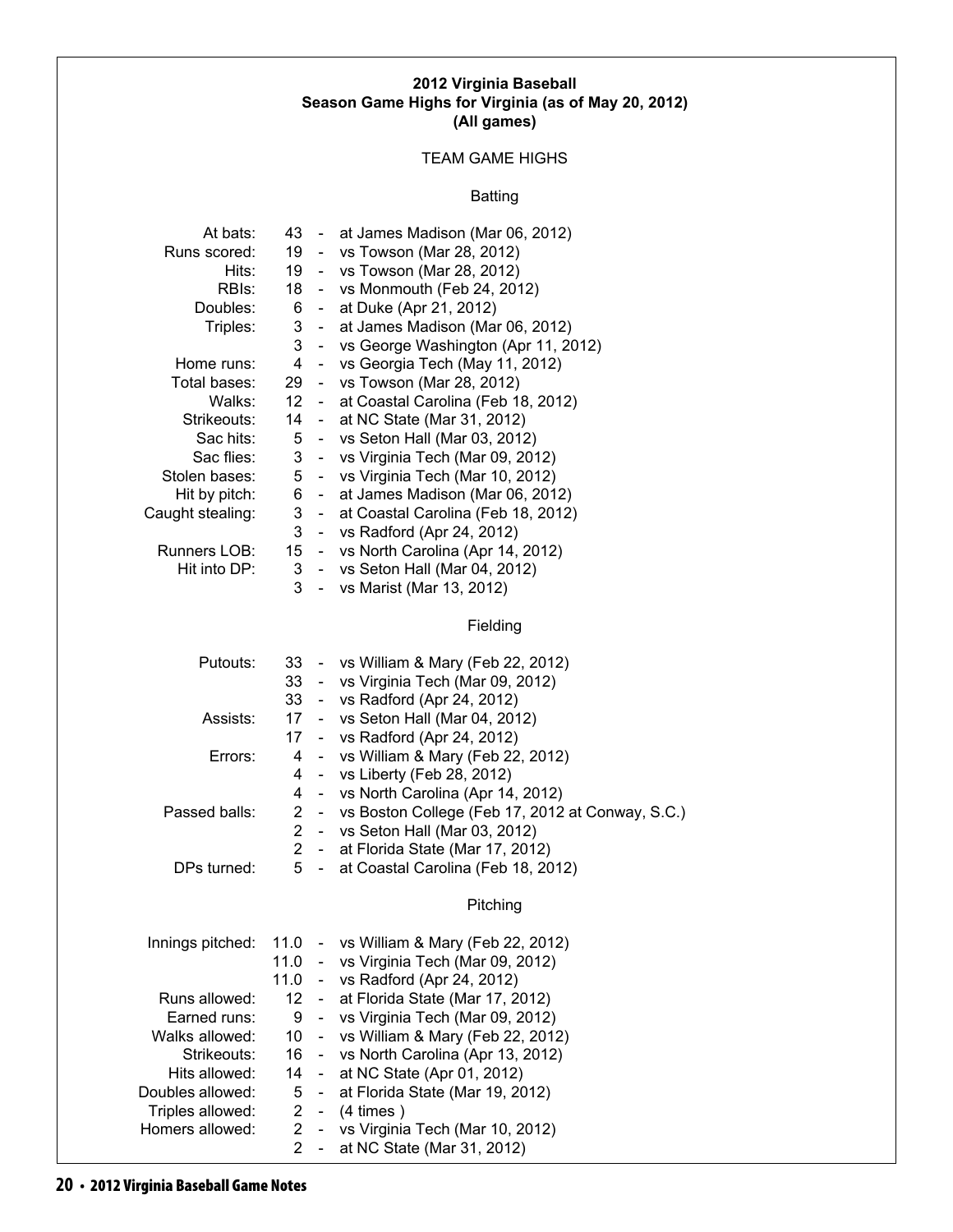# 2012 Virginia Baseball
## Season Game Highs for Virginia (as of May 20, 2012)
### (All games)

### TEAM GAME HIGHS

#### Batting

| Category | High | | Game |
|---|---|---|---|
| At bats: | 43 | - | at James Madison (Mar 06, 2012) |
| Runs scored: | 19 | - | vs Towson (Mar 28, 2012) |
| Hits: | 19 | - | vs Towson (Mar 28, 2012) |
| RBIs: | 18 | - | vs Monmouth (Feb 24, 2012) |
| Doubles: | 6 | - | at Duke (Apr 21, 2012) |
| Triples: | 3 | - | at James Madison (Mar 06, 2012) |
| | 3 | - | vs George Washington (Apr 11, 2012) |
| Home runs: | 4 | - | vs Georgia Tech (May 11, 2012) |
| Total bases: | 29 | - | vs Towson (Mar 28, 2012) |
| Walks: | 12 | - | at Coastal Carolina (Feb 18, 2012) |
| Strikeouts: | 14 | - | at NC State (Mar 31, 2012) |
| Sac hits: | 5 | - | vs Seton Hall (Mar 03, 2012) |
| Sac flies: | 3 | - | vs Virginia Tech (Mar 09, 2012) |
| Stolen bases: | 5 | - | vs Virginia Tech (Mar 10, 2012) |
| Hit by pitch: | 6 | - | at James Madison (Mar 06, 2012) |
| Caught stealing: | 3 | - | at Coastal Carolina (Feb 18, 2012) |
| | 3 | - | vs Radford (Apr 24, 2012) |
| Runners LOB: | 15 | - | vs North Carolina (Apr 14, 2012) |
| Hit into DP: | 3 | - | vs Seton Hall (Mar 04, 2012) |
| | 3 | - | vs Marist (Mar 13, 2012) |

#### Fielding

| Category | High | | Game |
|---|---|---|---|
| Putouts: | 33 | - | vs William & Mary (Feb 22, 2012) |
| | 33 | - | vs Virginia Tech (Mar 09, 2012) |
| | 33 | - | vs Radford (Apr 24, 2012) |
| Assists: | 17 | - | vs Seton Hall (Mar 04, 2012) |
| | 17 | - | vs Radford (Apr 24, 2012) |
| Errors: | 4 | - | vs William & Mary (Feb 22, 2012) |
| | 4 | - | vs Liberty (Feb 28, 2012) |
| | 4 | - | vs North Carolina (Apr 14, 2012) |
| Passed balls: | 2 | - | vs Boston College (Feb 17, 2012 at Conway, S.C.) |
| | 2 | - | vs Seton Hall (Mar 03, 2012) |
| | 2 | - | at Florida State (Mar 17, 2012) |
| DPs turned: | 5 | - | at Coastal Carolina (Feb 18, 2012) |

#### Pitching

| Category | High | | Game |
|---|---|---|---|
| Innings pitched: | 11.0 | - | vs William & Mary (Feb 22, 2012) |
| | 11.0 | - | vs Virginia Tech (Mar 09, 2012) |
| | 11.0 | - | vs Radford (Apr 24, 2012) |
| Runs allowed: | 12 | - | at Florida State (Mar 17, 2012) |
| Earned runs: | 9 | - | vs Virginia Tech (Mar 09, 2012) |
| Walks allowed: | 10 | - | vs William & Mary (Feb 22, 2012) |
| Strikeouts: | 16 | - | vs North Carolina (Apr 13, 2012) |
| Hits allowed: | 14 | - | at NC State (Apr 01, 2012) |
| Doubles allowed: | 5 | - | at Florida State (Mar 19, 2012) |
| Triples allowed: | 2 | - | (4 times ) |
| Homers allowed: | 2 | - | vs Virginia Tech (Mar 10, 2012) |
| | 2 | - | at NC State (Mar 31, 2012) |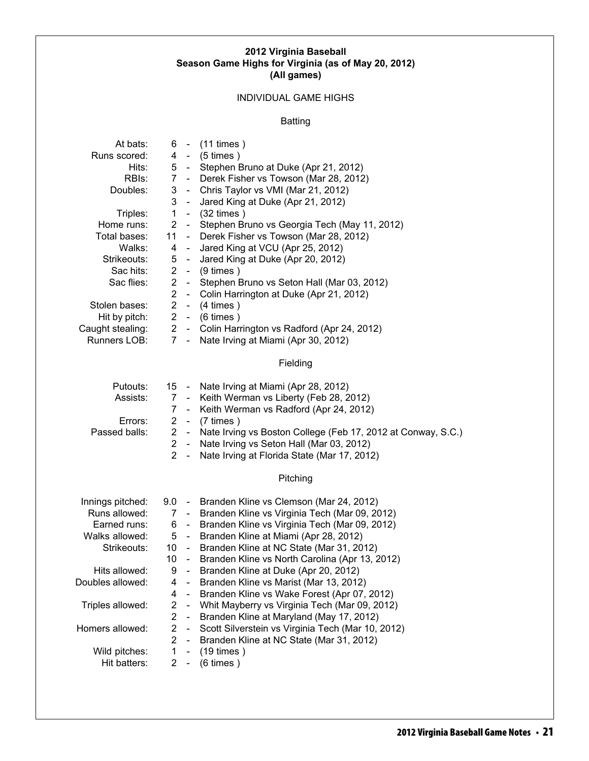## 2012 Virginia Baseball
## Season Game Highs for Virginia (as of May 20, 2012)
## (All games)

### INDIVIDUAL GAME HIGHS

#### Batting

| Category | Value | Player/Game |
|---|---|---|
| At bats: | 6 | (11 times ) |
| Runs scored: | 4 | (5 times ) |
| Hits: | 5 | Stephen Bruno at Duke (Apr 21, 2012) |
| RBIs: | 7 | Derek Fisher vs Towson (Mar 28, 2012) |
| Doubles: | 3 | Chris Taylor vs VMI (Mar 21, 2012) |
| | 3 | Jared King at Duke (Apr 21, 2012) |
| Triples: | 1 | (32 times ) |
| Home runs: | 2 | Stephen Bruno vs Georgia Tech (May 11, 2012) |
| Total bases: | 11 | Derek Fisher vs Towson (Mar 28, 2012) |
| Walks: | 4 | Jared King at VCU (Apr 25, 2012) |
| Strikeouts: | 5 | Jared King at Duke (Apr 20, 2012) |
| Sac hits: | 2 | (9 times ) |
| Sac flies: | 2 | Stephen Bruno vs Seton Hall (Mar 03, 2012) |
| | 2 | Colin Harrington at Duke (Apr 21, 2012) |
| Stolen bases: | 2 | (4 times ) |
| Hit by pitch: | 2 | (6 times ) |
| Caught stealing: | 2 | Colin Harrington vs Radford (Apr 24, 2012) |
| Runners LOB: | 7 | Nate Irving at Miami (Apr 30, 2012) |

#### Fielding

| Category | Value | Player/Game |
|---|---|---|
| Putouts: | 15 | Nate Irving at Miami (Apr 28, 2012) |
| Assists: | 7 | Keith Werman vs Liberty (Feb 28, 2012) |
| | 7 | Keith Werman vs Radford (Apr 24, 2012) |
| Errors: | 2 | (7 times ) |
| Passed balls: | 2 | Nate Irving vs Boston College (Feb 17, 2012 at Conway, S.C.) |
| | 2 | Nate Irving vs Seton Hall (Mar 03, 2012) |
| | 2 | Nate Irving at Florida State (Mar 17, 2012) |

#### Pitching

| Category | Value | Player/Game |
|---|---|---|
| Innings pitched: | 9.0 | Branden Kline vs Clemson (Mar 24, 2012) |
| Runs allowed: | 7 | Branden Kline vs Virginia Tech (Mar 09, 2012) |
| Earned runs: | 6 | Branden Kline vs Virginia Tech (Mar 09, 2012) |
| Walks allowed: | 5 | Branden Kline at Miami (Apr 28, 2012) |
| Strikeouts: | 10 | Branden Kline at NC State (Mar 31, 2012) |
| | 10 | Branden Kline vs North Carolina (Apr 13, 2012) |
| Hits allowed: | 9 | Branden Kline at Duke (Apr 20, 2012) |
| Doubles allowed: | 4 | Branden Kline vs Marist (Mar 13, 2012) |
| | 4 | Branden Kline vs Wake Forest (Apr 07, 2012) |
| Triples allowed: | 2 | Whit Mayberry vs Virginia Tech (Mar 09, 2012) |
| | 2 | Branden Kline at Maryland (May 17, 2012) |
| Homers allowed: | 2 | Scott Silverstein vs Virginia Tech (Mar 10, 2012) |
| | 2 | Branden Kline at NC State (Mar 31, 2012) |
| Wild pitches: | 1 | (19 times ) |
| Hit batters: | 2 | (6 times ) |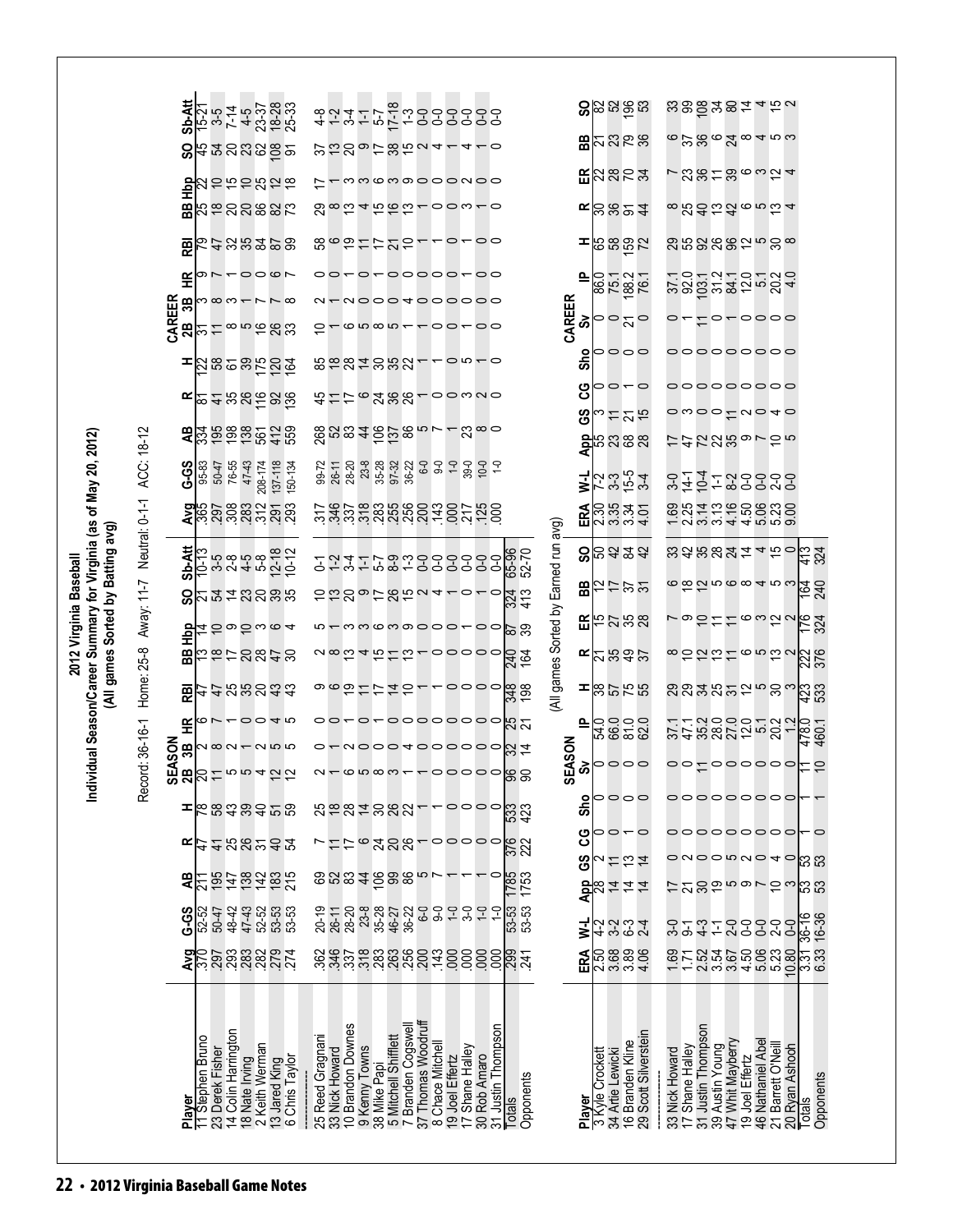# 2012 Virginia Baseball

## Individual Season/Career Summary for Virginia (as of May 20, 2012)

### (All games Sorted by Batting avg)

Record: 36-16-1 Home: 25-8 Away: 11-7 Neutral: 0-1-1 ACC: 18-12

| | SEASON | | | | | | | | | | | | | CAREER | | | | | | | | | | | | |
|---|---|---|---|---|---|---|---|---|---|---|---|---|---|---|---|---|---|---|---|---|---|---|---|---|---|---|
| Player | Avg | G-GS | AB | R | H | 2B | 3B | HR | RBI | BB | Hbp | SO | Sb-Att | Avg | G-GS | AB | R | H | 2B | 3B | HR | RBI | BB | Hbp | SO | Sb-Att |
| 11 Stephen Bruno | .370 | 52-52 | 211 | 47 | 78 | 20 | 2 | 6 | 47 | 13 | 14 | 21 | 10-13 | .365 | 95-83 | 334 | 81 | 122 | 31 | 3 | 9 | 79 | 25 | 22 | 45 | 15-21 |
| 23 Derek Fisher | .297 | 50-47 | 195 | 41 | 58 | 11 | 8 | 7 | 47 | 18 | 10 | 54 | 3-5 | .297 | 50-47 | 195 | 41 | 58 | 11 | 8 | 7 | 47 | 18 | 10 | 54 | 3-5 |
| 14 Colin Harrington | .293 | 48-42 | 147 | 25 | 43 | 5 | 2 | 1 | 25 | 17 | 9 | 14 | 2-8 | .308 | 76-55 | 198 | 35 | 61 | 8 | 3 | 1 | 32 | 20 | 15 | 20 | 7-14 |
| 18 Nate Irving | .283 | 47-43 | 138 | 26 | 39 | 5 | 1 | 0 | 35 | 20 | 10 | 23 | 4-5 | .283 | 47-43 | 138 | 26 | 39 | 5 | 1 | 0 | 35 | 20 | 10 | 23 | 4-5 |
| 2 Keith Werman | .282 | 52-52 | 142 | 31 | 40 | 4 | 2 | 0 | 20 | 28 | 3 | 20 | 5-8 | .312 | 208-174 | 561 | 116 | 175 | 16 | 7 | 0 | 84 | 86 | 25 | 62 | 23-37 |
| 13 Jared King | .279 | 53-53 | 183 | 40 | 51 | 12 | 4 | 4 | 43 | 47 | 6 | 39 | 12-18 | .291 | 137-118 | 412 | 92 | 120 | 26 | 7 | 6 | 87 | 82 | 12 | 108 | 18-28 |
| 6 Chris Taylor | .274 | 53-53 | 215 | 54 | 59 | 12 | 5 | 5 | 43 | 30 | 4 | 35 | 10-12 | .293 | 150-134 | 559 | 136 | 164 | 33 | 8 | 7 | 99 | 73 | 18 | 91 | 25-33 |
| | | | | | | | | | | | | | | | | | | | | | | | | | | |
| 25 Reed Gragnani | .362 | 20-19 | 69 | 7 | 25 | 2 | 0 | 0 | 9 | 2 | 5 | 10 | 0-1 | .317 | 99-72 | 268 | 45 | 85 | 10 | 2 | 0 | 58 | 29 | 17 | 37 | 4-8 |
| 33 Nick Howard | .346 | 26-11 | 52 | 11 | 18 | 1 | 1 | 0 | 6 | 8 | 1 | 13 | 1-2 | .346 | 26-11 | 52 | 11 | 18 | 1 | 1 | 0 | 6 | 8 | 1 | 13 | 1-2 |
| 10 Brandon Downes | .337 | 28-20 | 83 | 17 | 28 | 6 | 2 | 1 | 19 | 13 | 3 | 20 | 3-4 | .337 | 28-20 | 83 | 17 | 28 | 6 | 2 | 1 | 19 | 13 | 3 | 20 | 3-4 |
| 9 Kenny Towns | .318 | 23-8 | 44 | 6 | 14 | 5 | 0 | 0 | 11 | 4 | 3 | 9 | 1-1 | .318 | 23-8 | 44 | 6 | 14 | 5 | 0 | 0 | 11 | 4 | 3 | 9 | 1-1 |
| 38 Mike Papi | .283 | 35-28 | 106 | 24 | 30 | 8 | 0 | 1 | 17 | 15 | 6 | 17 | 5-7 | .283 | 35-28 | 106 | 24 | 30 | 8 | 0 | 1 | 17 | 15 | 6 | 17 | 5-7 |
| 5 Mitchell Shifflett | .263 | 46-27 | 99 | 20 | 26 | 3 | 0 | 0 | 14 | 11 | 3 | 26 | 8-9 | .255 | 97-32 | 137 | 36 | 35 | 5 | 0 | 0 | 21 | 16 | 3 | 38 | 17-18 |
| 7 Branden Cogswell | .256 | 36-22 | 86 | 26 | 22 | 1 | 4 | 0 | 10 | 13 | 9 | 15 | 1-3 | .256 | 36-22 | 86 | 26 | 22 | 1 | 4 | 0 | 10 | 13 | 9 | 15 | 1-3 |
| 37 Thomas Woodruff | .200 | 6-0 | 5 | 1 | 1 | 0 | 0 | 0 | 1 | 1 | 0 | 2 | 0-0 | .200 | 6-0 | 5 | 1 | 1 | 0 | 0 | 0 | 1 | 1 | 0 | 2 | 0-0 |
| 8 Chace Mitchell | .143 | 9-0 | 7 | 0 | 1 | 0 | 0 | 0 | 1 | 0 | 0 | 4 | 0-0 | .143 | 9-0 | 7 | 0 | 1 | 0 | 0 | 0 | 1 | 0 | 0 | 4 | 0-0 |
| 19 Joel Effertz | .000 | 1-0 | 1 | 0 | 0 | 0 | 0 | 0 | 0 | 0 | 0 | 1 | 0-0 | .000 | 1-0 | 1 | 0 | 0 | 0 | 0 | 0 | 0 | 0 | 0 | 1 | 0-0 |
| 17 Shane Halley | .000 | 3-0 | 1 | 0 | 0 | 0 | 0 | 0 | 0 | 0 | 1 | 0 | 0-0 | .217 | 39-0 | 23 | 3 | 5 | 1 | 0 | 1 | 1 | 3 | 2 | 4 | 0-0 |
| 30 Rob Amaro | .000 | 1-0 | 1 | 0 | 0 | 0 | 0 | 0 | 0 | 0 | 0 | 1 | 0-0 | .125 | 10-0 | 8 | 2 | 1 | 0 | 0 | 0 | 0 | 1 | 0 | 1 | 0-0 |
| 31 Justin Thompson | .000 | 1-0 | 0 | 0 | 0 | 0 | 0 | 0 | 0 | 0 | 0 | 0 | 0-0 | .000 | 1-0 | 0 | 0 | 0 | 0 | 0 | 0 | 0 | 0 | 0 | 0 | 0-0 |
| Totals | .299 | 53-53 | 1785 | 376 | 533 | 96 | 32 | 25 | 348 | 240 | 87 | 324 | 65-96 | | | | | | | | | | | | | |
| Opponents | .241 | 53-53 | 1753 | 222 | 423 | 90 | 14 | 21 | 198 | 164 | 39 | 413 | 52-70 | | | | | | | | | | | | | |

### (All games Sorted by Earned run avg)

| | SEASON | | | | | | | | | | | | | CAREER | | | | | | | | | | | | |
|---|---|---|---|---|---|---|---|---|---|---|---|---|---|---|---|---|---|---|---|---|---|---|---|---|---|---|
| Player | ERA | W-L | App | GS | CG | Sho | Sv | IP | H | R | ER | BB | SO | ERA | W-L | App | GS | CG | Sho | Sv | IP | H | R | ER | BB | SO |
| 3 Kyle Crockett | 2.50 | 4-2 | 28 | 2 | 0 | 0 | 0 | 54.0 | 38 | 21 | 15 | 12 | 50 | 2.30 | 7-2 | 55 | 3 | 0 | 0 | 0 | 86.0 | 65 | 30 | 22 | 21 | 82 |
| 34 Artie Lewicki | 3.68 | 3-2 | 14 | 11 | 0 | 0 | 0 | 66.0 | 57 | 35 | 27 | 17 | 42 | 3.35 | 3-3 | 23 | 11 | 0 | 0 | 0 | 75.1 | 58 | 36 | 28 | 23 | 52 |
| 16 Branden Kline | 3.89 | 6-3 | 14 | 13 | 1 | 0 | 0 | 81.0 | 75 | 49 | 35 | 37 | 84 | 3.34 | 15-5 | 68 | 21 | 1 | 0 | 21 | 188.2 | 159 | 91 | 70 | 79 | 196 |
| 29 Scott Silverstein | 4.06 | 2-4 | 14 | 14 | 0 | 0 | 0 | 62.0 | 55 | 37 | 28 | 31 | 42 | 4.01 | 3-4 | 28 | 15 | 0 | 0 | 0 | 76.1 | 72 | 44 | 34 | 36 | 53 |
| | | | | | | | | | | | | | | | | | | | | | | | | | | |
| 33 Nick Howard | 1.69 | 3-0 | 17 | 0 | 0 | 0 | 0 | 37.1 | 29 | 8 | 7 | 6 | 33 | 1.69 | 3-0 | 17 | 0 | 0 | 0 | 0 | 37.1 | 29 | 8 | 7 | 6 | 33 |
| 17 Shane Halley | 1.71 | 9-1 | 21 | 2 | 0 | 0 | 0 | 47.1 | 29 | 10 | 9 | 18 | 42 | 2.25 | 14-1 | 47 | 3 | 0 | 0 | 1 | 92.0 | 55 | 25 | 23 | 37 | 99 |
| 31 Justin Thompson | 2.52 | 4-3 | 30 | 0 | 0 | 0 | 11 | 35.2 | 34 | 12 | 10 | 12 | 35 | 3.14 | 10-4 | 72 | 0 | 0 | 0 | 11 | 103.1 | 92 | 40 | 36 | 36 | 108 |
| 39 Austin Young | 3.54 | 1-1 | 19 | 0 | 0 | 0 | 0 | 28.0 | 25 | 13 | 11 | 5 | 28 | 3.13 | 1-1 | 22 | 0 | 0 | 0 | 0 | 31.2 | 26 | 13 | 11 | 6 | 34 |
| 47 Whit Mayberry | 3.67 | 2-0 | 5 | 5 | 0 | 0 | 0 | 27.0 | 31 | 11 | 11 | 6 | 24 | 4.16 | 8-2 | 35 | 11 | 0 | 0 | 1 | 84.1 | 96 | 42 | 39 | 24 | 80 |
| 19 Joel Effertz | 4.50 | 0-0 | 9 | 2 | 0 | 0 | 0 | 12.0 | 12 | 6 | 6 | 8 | 14 | 4.50 | 0-0 | 9 | 2 | 0 | 0 | 0 | 12.0 | 12 | 6 | 6 | 8 | 14 |
| 46 Nathaniel Abel | 5.06 | 0-0 | 7 | 0 | 0 | 0 | 0 | 5.1 | 5 | 5 | 3 | 4 | 4 | 5.06 | 0-0 | 7 | 0 | 0 | 0 | 0 | 5.1 | 5 | 5 | 3 | 4 | 4 |
| 21 Barrett O'Neill | 5.23 | 2-0 | 10 | 4 | 0 | 0 | 0 | 20.2 | 30 | 13 | 12 | 5 | 15 | 5.23 | 2-0 | 10 | 4 | 0 | 0 | 0 | 20.2 | 30 | 13 | 12 | 5 | 15 |
| 20 Ryan Ashooh | 10.80 | 0-0 | 3 | 0 | 0 | 0 | 0 | 1.2 | 3 | 2 | 2 | 3 | 0 | 9.00 | 0-0 | 5 | 0 | 0 | 0 | 0 | 4.0 | 8 | 4 | 4 | 3 | 2 |
| Totals | 3.31 | 36-16 | 53 | 53 | 1 | 1 | 11 | 478.0 | 423 | 222 | 176 | 164 | 413 | | | | | | | | | | | | | |
| Opponents | 6.33 | 16-36 | 53 | 53 | 0 | 1 | 10 | 460.1 | 533 | 376 | 324 | 240 | 324 | | | | | | | | | | | | | |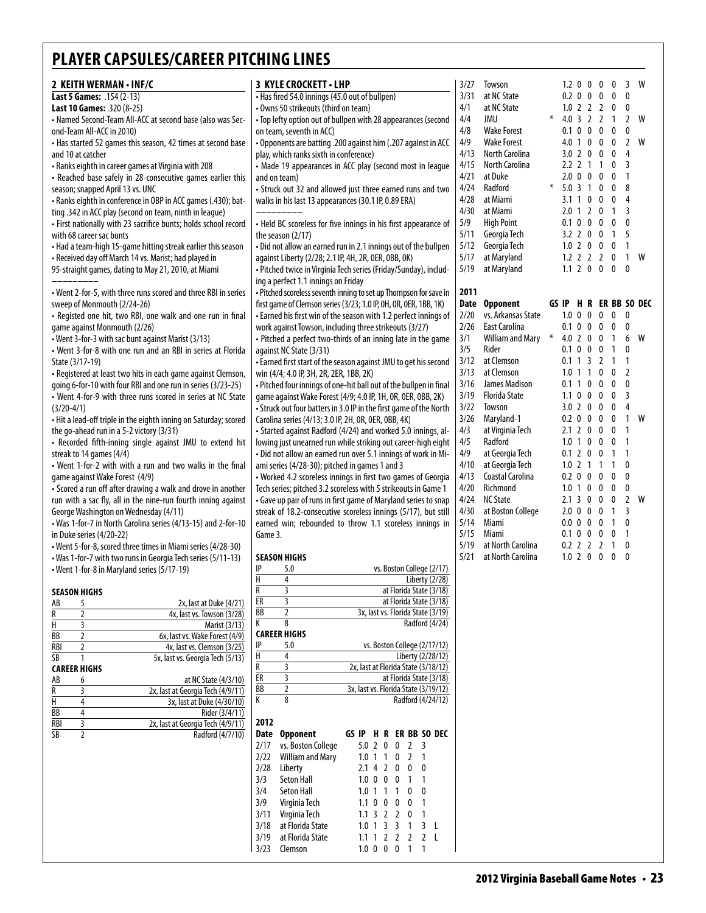# PLAYER CAPSULES/CAREER PITCHING LINES

## 2 KEITH WERMAN • INF/C

**Last 5 Games:** .154 (2-13)
**Last 10 Games:** .320 (8-25)

- Named Second-Team All-ACC at second base (also was Second-Team All-ACC in 2010)
- Has started 52 games this season, 42 times at second base and 10 at catcher
- Ranks eighth in career games at Virginia with 208
- Reached base safely in 28-consecutive games earlier this season; snapped April 13 vs. UNC
- Ranks eighth in conference in OBP in ACC games (.430); batting .342 in ACC play (second on team, ninth in league)
- First nationally with 23 sacrifice bunts; holds school record with 68 career sac bunts
- Had a team-high 15-game hitting streak earlier this season
- Received day off March 14 vs. Marist; had played in 95-straight games, dating to May 21, 2010, at Miami

---

- Went 2-for-5, with three runs scored and three RBI in series sweep of Monmouth (2/24-26)
- Registed one hit, two RBI, one walk and one run in final game against Monmouth (2/26)
- Went 3-for-3 with sac bunt against Marist (3/13)
- Went 3-for-8 with one run and an RBI in series at Florida State (3/17-19)
- Registered at least two hits in each game against Clemson, going 6-for-10 with four RBI and one run in series (3/23-25)
- Went 4-for-9 with three runs scored in series at NC State (3/20-4/1)
- Hit a lead-off triple in the eighth inning on Saturday; scored the go-ahead run in a 5-2 victory (3/31)
- Recorded fifth-inning single against JMU to extend hit streak to 14 games (4/4)
- Went 1-for-2 with with a run and two walks in the final game against Wake Forest (4/9)
- Scored a run off after drawing a walk and drove in another run with a sac fly, all in the nine-run fourth inning against George Washington on Wednesday (4/11)
- Was 1-for-7 in North Carolina series (4/13-15) and 2-for-10 in Duke series (4/20-22)
- Went 5-for-8, scored three times in Miami series (4/28-30)
- Was 1-for-7 with two runs in Georgia Tech series (5/11-13)
- Went 1-for-8 in Maryland series (5/17-19)

### SEASON HIGHS

| | | |
|---|---|---|
| AB | 5 | 2x, last at Duke (4/21) |
| R | 2 | 4x, last vs. Towson (3/28) |
| H | 3 | Marist (3/13) |
| BB | 2 | 6x, last vs. Wake Forest (4/9) |
| RBI | 2 | 4x, last vs. Clemson (3/25) |
| SB | 1 | 5x, last vs. Georgia Tech (5/13) |

### CAREER HIGHS

| | | |
|---|---|---|
| AB | 6 | at NC State (4/3/10) |
| R | 3 | 2x, last at Georgia Tech (4/9/11) |
| H | 4 | 3x, last at Duke (4/30/10) |
| BB | 4 | Rider (3/4/11) |
| RBI | 3 | 2x, last at Georgia Tech (4/9/11) |
| SB | 2 | Radford (4/7/10) |

## 3 KYLE CROCKETT • LHP

- Has fired 54.0 innings (45.0 out of bullpen)
- Owns 50 strikeouts (third on team)
- Top lefty option out of bullpen with 28 appearances (second on team, seventh in ACC)
- Opponents are batting .200 against him (.207 against in ACC play, which ranks sixth in conference)
- Made 19 appearances in ACC play (second most in league and on team)
- Struck out 32 and allowed just three earned runs and two walks in his last 13 appearances (30.1 IP, 0.89 ERA)

---

- Held BC scoreless for five innings in his first appearance of the season (2/17)
- Did not allow an earned run in 2.1 innings out of the bullpen against Liberty (2/28; 2.1 IP, 4H, 2R, 0ER, 0BB, 0K)
- Pitched twice in Virginia Tech series (Friday/Sunday), including a perfect 1.1 innings on Friday
- Pitched scoreless seventh inning to set up Thompson for save in first game of Clemson series (3/23; 1.0 IP, 0H, 0R, 0ER, 1BB, 1K)
- Earned his first win of the season with 1.2 perfect innings of work against Towson, including three strikeouts (3/27)
- Pitched a perfect two-thirds of an inning late in the game against NC State (3/31)
- Earned first start of the season against JMU to get his second win (4/4; 4.0 IP, 3H, 2R, 2ER, 1BB, 2K)
- Pitched four innings of one-hit ball out of the bullpen in final game against Wake Forest (4/9; 4.0 IP, 1H, 0R, 0ER, 0BB, 2K)
- Struck out four batters in 3.0 IP in the first game of the North Carolina series (4/13; 3.0 IP, 2H, 0R, 0ER, 0BB, 4K)
- Started against Radford (4/24) and worked 5.0 innings, allowing just unearned run while striking out career-high eight
- Did not allow an earned run over 5.1 innings of work in Miami series (4/28-30); pitched in games 1 and 3
- Worked 4.2 scoreless innings in first two games of Georgia Tech series; pitched 3.2 scoreless with 5 strikeouts in Game 1
- Gave up pair of runs in first game of Maryland series to snap streak of 18.2-consecutive scoreless innings (5/17), but still earned win; rebounded to throw 1.1 scoreless innings in Game 3.

### SEASON HIGHS

| | | |
|---|---|---|
| IP | 5.0 | vs. Boston College (2/17) |
| H | 4 | Liberty (2/28) |
| R | 3 | at Florida State (3/18) |
| ER | 3 | at Florida State (3/18) |
| BB | 2 | 3x, last vs. Florida State (3/19) |
| K | 8 | Radford (4/24) |

### CAREER HIGHS

| | | |
|---|---|---|
| IP | 5.0 | vs. Boston College (2/17/12) |
| H | 4 | Liberty (2/28/12) |
| R | 3 | 2x, last at Florida State (3/18/12) |
| ER | 3 | at Florida State (3/18) |
| BB | 2 | 3x, last vs. Florida State (3/19/12) |
| K | 8 | Radford (4/24/12) |

### 2012

| Date | Opponent | GS | IP | H | R | ER | BB | SO | DEC |
|---|---|---|---|---|---|---|---|---|---|
| 2/17 | vs. Boston College | | 5.0 | 2 | 0 | 0 | 2 | 3 | |
| 2/22 | William and Mary | | 1.0 | 1 | 1 | 0 | 2 | 1 | |
| 2/28 | Liberty | | 2.1 | 4 | 2 | 0 | 0 | 0 | |
| 3/3 | Seton Hall | | 1.0 | 0 | 0 | 0 | 1 | 1 | |
| 3/4 | Seton Hall | | 1.0 | 1 | 1 | 1 | 0 | 0 | |
| 3/9 | Virginia Tech | | 1.1 | 0 | 0 | 0 | 0 | 1 | |
| 3/11 | Virginia Tech | | 1.1 | 3 | 2 | 2 | 0 | 1 | |
| 3/18 | at Florida State | | 1.0 | 1 | 3 | 3 | 1 | 3 | L |
| 3/19 | at Florida State | | 1.1 | 1 | 2 | 2 | 2 | 2 | L |
| 3/23 | Clemson | | 1.0 | 0 | 0 | 0 | 1 | 1 | |
| 3/27 | Towson | | 1.2 | 0 | 0 | 0 | 0 | 3 | W |
| 3/31 | at NC State | | 0.2 | 0 | 0 | 0 | 0 | 0 | |
| 4/1 | at NC State | | 1.0 | 2 | 2 | 2 | 0 | 0 | |
| 4/4 | JMU | * | 4.0 | 3 | 2 | 2 | 1 | 2 | W |
| 4/8 | Wake Forest | | 0.1 | 0 | 0 | 0 | 0 | 0 | |
| 4/9 | Wake Forest | | 4.0 | 1 | 0 | 0 | 0 | 2 | W |
| 4/13 | North Carolina | | 3.0 | 2 | 0 | 0 | 0 | 4 | |
| 4/15 | North Carolina | | 2.2 | 2 | 1 | 1 | 0 | 3 | |
| 4/21 | at Duke | | 2.0 | 0 | 0 | 0 | 0 | 1 | |
| 4/24 | Radford | * | 5.0 | 3 | 1 | 0 | 0 | 8 | |
| 4/28 | at Miami | | 3.1 | 1 | 0 | 0 | 0 | 4 | |
| 4/30 | at Miami | | 2.0 | 1 | 2 | 0 | 1 | 3 | |
| 5/9 | High Point | | 0.1 | 0 | 0 | 0 | 0 | 0 | |
| 5/11 | Georgia Tech | | 3.2 | 2 | 0 | 0 | 1 | 5 | |
| 5/12 | Georgia Tech | | 1.0 | 2 | 0 | 0 | 0 | 1 | |
| 5/17 | at Maryland | | 1.2 | 2 | 2 | 2 | 0 | 1 | W |
| 5/19 | at Maryland | | 1.1 | 2 | 0 | 0 | 0 | 0 | |

### 2011

| Date | Opponent | GS | IP | H | R | ER | BB | SO | DEC |
|---|---|---|---|---|---|---|---|---|---|
| 2/20 | vs. Arkansas State | | 1.0 | 0 | 0 | 0 | 0 | 0 | |
| 2/26 | East Carolina | | 0.1 | 0 | 0 | 0 | 0 | 0 | |
| 3/1 | William and Mary | * | 4.0 | 2 | 0 | 0 | 1 | 6 | W |
| 3/5 | Rider | | 0.1 | 0 | 0 | 0 | 1 | 0 | |
| 3/12 | at Clemson | | 0.1 | 1 | 3 | 2 | 1 | 1 | |
| 3/13 | at Clemson | | 1.0 | 1 | 1 | 0 | 0 | 2 | |
| 3/16 | James Madison | | 0.1 | 1 | 0 | 0 | 0 | 0 | |
| 3/19 | Florida State | | 1.1 | 0 | 0 | 0 | 0 | 3 | |
| 3/22 | Towson | | 3.0 | 2 | 0 | 0 | 0 | 4 | |
| 3/26 | Maryland-1 | | 0.2 | 0 | 0 | 0 | 0 | 1 | W |
| 4/3 | at Virginia Tech | | 2.1 | 2 | 0 | 0 | 0 | 1 | |
| 4/5 | Radford | | 1.0 | 1 | 0 | 0 | 0 | 1 | |
| 4/9 | at Georgia Tech | | 0.1 | 2 | 0 | 0 | 1 | 1 | |
| 4/10 | at Georgia Tech | | 1.0 | 2 | 1 | 1 | 1 | 0 | |
| 4/13 | Coastal Carolina | | 0.2 | 0 | 0 | 0 | 0 | 0 | |
| 4/20 | Richmond | | 1.0 | 1 | 0 | 0 | 0 | 0 | |
| 4/24 | NC State | | 2.1 | 3 | 0 | 0 | 0 | 2 | W |
| 4/30 | at Boston College | | 2.0 | 0 | 0 | 0 | 1 | 3 | |
| 5/14 | Miami | | 0.0 | 0 | 0 | 0 | 1 | 0 | |
| 5/15 | Miami | | 0.1 | 0 | 0 | 0 | 0 | 1 | |
| 5/19 | at North Carolina | | 0.2 | 2 | 2 | 2 | 1 | 0 | |
| 5/21 | at North Carolina | | 1.0 | 2 | 0 | 0 | 0 | 0 | |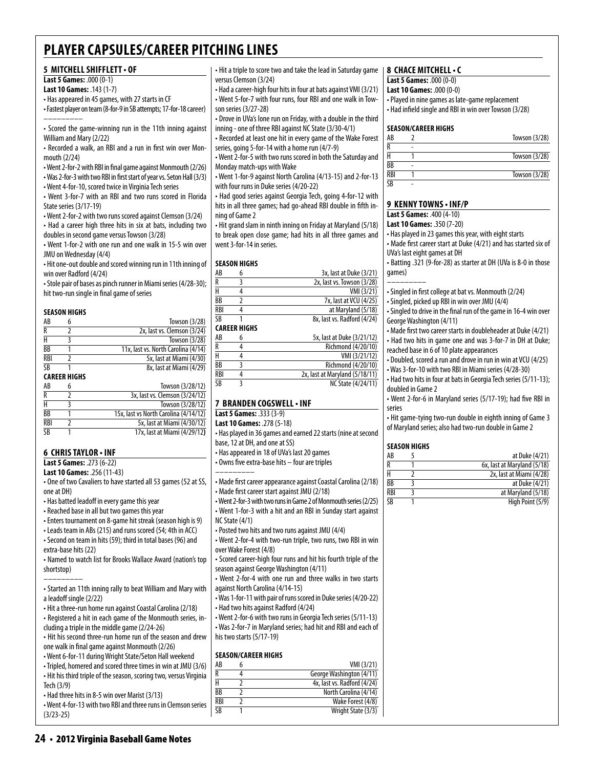# PLAYER CAPSULES/CAREER PITCHING LINES

## 5 MITCHELL SHIFFLETT • OF

**Last 5 Games:** .000 (0-1)
**Last 10 Games:** .143 (1-7)

• Has appeared in 45 games, with 27 starts in CF
• Fastest player on team (8-for-9 in SB attempts; 17-for-18 career)

————————

• Scored the game-winning run in the 11th inning against William and Mary (2/22)
• Recorded a walk, an RBI and a run in first win over Monmouth (2/24)
• Went 2-for-2 with RBI in final game against Monmouth (2/26)
• Was 2-for-3 with two RBI in first start of year vs. Seton Hall (3/3)
• Went 4-for-10, scored twice in Virginia Tech series
• Went 3-for-7 with an RBI and two runs scored in Florida State series (3/17-19)
• Went 2-for-2 with two runs scored against Clemson (3/24)
• Had a career high three hits in six at bats, including two doubles in second game versus Towson (3/28)
• Went 1-for-2 with one run and one walk in 15-5 win over JMU on Wednesday (4/4)
• Hit one-out double and scored winning run in 11th inning of win over Radford (4/24)
• Stole pair of bases as pinch runner in Miami series (4/28-30); hit two-run single in final game of series

### SEASON HIGHS

| | | |
|---|---|---|
| AB | 6 | Towson (3/28) |
| R | 2 | 2x, last vs. Clemson (3/24) |
| H | 3 | Towson (3/28) |
| BB | 1 | 11x, last vs. North Carolina (4/14) |
| RBI | 2 | 5x, last at Miami (4/30) |
| SB | 1 | 8x, last at Miami (4/29) |
| **CAREER HIGHS** | | |
| AB | 6 | Towson (3/28/12) |
| R | 2 | 3x, last vs. Clemson (3/24/12) |
| H | 3 | Towson (3/28/12) |
| BB | 1 | 15x, last vs North Carolina (4/14/12) |
| RBI | 2 | 5x, last at Miami (4/30/12) |
| SB | 1 | 17x, last at Miami (4/29/12) |

## 6 CHRIS TAYLOR • INF

**Last 5 Games:** .273 (6-22)
**Last 10 Games:** .256 (11-43)

• One of two Cavaliers to have started all 53 games (52 at SS, one at DH)
• Has batted leadoff in every game this year
• Reached base in all but two games this year
• Enters tournament on 8-game hit streak (season high is 9)
• Leads team in ABs (215) and runs scored (54; 4th in ACC)
• Second on team in hits (59); third in total bases (96) and extra-base hits (22)
• Named to watch list for Brooks Wallace Award (nation's top shortstop)

————————

• Started an 11th inning rally to beat William and Mary with a leadoff single (2/22)
• Hit a three-run home run against Coastal Carolina (2/18)
• Registered a hit in each game of the Monmouth series, including a triple in the middle game (2/24-26)
• Hit his second three-run home run of the season and drew one walk in final game against Monmouth (2/26)
• Went 6-for-11 during Wright State/Seton Hall weekend
• Tripled, homered and scored three times in win at JMU (3/6)
• Hit his third triple of the season, scoring two, versus Virginia Tech (3/9)
• Had three hits in 8-5 win over Marist (3/13)
• Went 4-for-13 with two RBI and three runs in Clemson series (3/23-25)
• Hit a triple to score two and take the lead in Saturday game versus Clemson (3/24)
• Had a career-high four hits in four at bats against VMI (3/21)
• Went 5-for-7 with four runs, four RBI and one walk in Towson series (3/27-28)
• Drove in UVa's lone run on Friday, with a double in the third inning - one of three RBI against NC State (3/30-4/1)
• Recorded at least one hit in every game of the Wake Forest series, going 5-for-14 with a home run (4/7-9)
• Went 2-for-5 with two runs scored in both the Saturday and Monday match-ups with Wake
• Went 1-for-9 against North Carolina (4/13-15) and 2-for-13 with four runs in Duke series (4/20-22)
• Had good series against Georgia Tech, going 4-for-12 with hits in all three games; had go-ahead RBI double in fifth inning of Game 2
• Hit grand slam in ninth inning on Friday at Maryland (5/18) to break open close game; had hits in all three games and went 3-for-14 in series.

### SEASON HIGHS

| | | |
|---|---|---|
| AB | 6 | 3x, last at Duke (3/21) |
| R | 3 | 2x, last vs. Towson (3/28) |
| H | 4 | VMI (3/21) |
| BB | 2 | 7x, last at VCU (4/25) |
| RBI | 4 | at Maryland (5/18) |
| SB | 1 | 8x, last vs. Radford (4/24) |
| **CAREER HIGHS** | | |
| AB | 6 | 5x, last at Duke (3/21/12) |
| R | 4 | Richmond (4/20/10) |
| H | 4 | VMI (3/21/12) |
| BB | 3 | Richmond (4/20/10) |
| RBI | 4 | 2x, last at Maryland (5/18/11) |
| SB | 3 | NC State (4/24/11) |

## 7 BRANDEN COGSWELL • INF

**Last 5 Games:** .333 (3-9)
**Last 10 Games:** .278 (5-18)

• Has played in 36 games and earned 22 starts (nine at second base, 12 at DH, and one at SS)
• Has appeared in 18 of UVa's last 20 games
• Owns five extra-base hits – four are triples

————————

• Made first career appearance against Coastal Carolina (2/18)
• Made first career start against JMU (2/18)
• Went 2-for-3 with two runs in Game 2 of Monmouth series (2/25)
• Went 1-for-3 with a hit and an RBI in Sunday start against NC State (4/1)
• Posted two hits and two runs against JMU (4/4)
• Went 2-for-4 with two-run triple, two runs, two RBI in win over Wake Forest (4/8)
• Scored career-high four runs and hit his fourth triple of the season against George Washington (4/11)
• Went 2-for-4 with one run and three walks in two starts against North Carolina (4/14-15)
• Was 1-for-11 with pair of runs scored in Duke series (4/20-22)
• Had two hits against Radford (4/24)
• Went 2-for-6 with two runs in Georgia Tech series (5/11-13)
• Was 2-for-7 in Maryland series; had hit and RBI and each of his two starts (5/17-19)

### SEASON/CAREER HIGHS

| | | |
|---|---|---|
| AB | 6 | VMI (3/21) |
| R | 4 | George Washington (4/11) |
| H | 2 | 4x, last vs. Radford (4/24) |
| BB | 2 | North Carolina (4/14) |
| RBI | 2 | Wake Forest (4/8) |
| SB | 1 | Wright State (3/3) |

## 8 CHACE MITCHELL • C

**Last 5 Games:** .000 (0-0)
**Last 10 Games:** .000 (0-0)

• Played in nine games as late-game replacement
• Had infield single and RBI in win over Towson (3/28)

### SEASON/CAREER HIGHS

| | | |
|---|---|---|
| AB | 2 | Towson (3/28) |
| R | - | |
| H | 1 | Towson (3/28) |
| BB | - | |
| RBI | 1 | Towson (3/28) |
| SB | - | |

## 9 KENNY TOWNS • INF/P

**Last 5 Games:** .400 (4-10)
**Last 10 Games:** .350 (7-20)

• Has played in 23 games this year, with eight starts
• Made first career start at Duke (4/21) and has started six of UVa's last eight games at DH
• Batting .321 (9-for-28) as starter at DH (UVa is 8-0 in those games)

————————

• Singled in first college at bat vs. Monmouth (2/24)
• Singled, picked up RBI in win over JMU (4/4)
• Singled to drive in the final run of the game in 16-4 win over George Washington (4/11)
• Made first two career starts in doubleheader at Duke (4/21)
• Had two hits in game one and was 3-for-7 in DH at Duke; reached base in 6 of 10 plate appearances
• Doubled, scored a run and drove in run in win at VCU (4/25)
• Was 3-for-10 with two RBI in Miami series (4/28-30)
• Had two hits in four at bats in Georgia Tech series (5/11-13); doubled in Game 2
• Went 2-for-6 in Maryland series (5/17-19); had five RBI in series
• Hit game-tying two-run double in eighth inning of Game 3 of Maryland series; also had two-run double in Game 2

### SEASON HIGHS

| | | |
|---|---|---|
| AB | 5 | at Duke (4/21) |
| R | 1 | 6x, last at Maryland (5/18) |
| H | 2 | 2x, last at Miami (4/28) |
| BB | 3 | at Duke (4/21) |
| RBI | 3 | at Maryland (5/18) |
| SB | 1 | High Point (5/9) |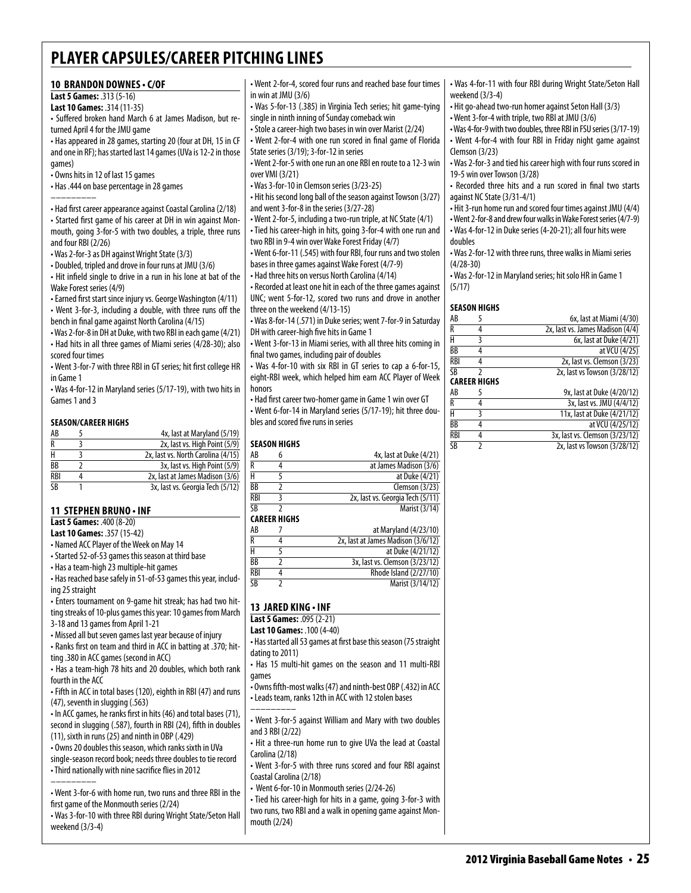# PLAYER CAPSULES/CAREER PITCHING LINES

## 10 BRANDON DOWNES • C/OF

**Last 5 Games:** .313 (5-16)
**Last 10 Games:** .314 (11-35)

- Suffered broken hand March 6 at James Madison, but returned April 4 for the JMU game
- Has appeared in 28 games, starting 20 (four at DH, 15 in CF and one in RF); has started last 14 games (UVa is 12-2 in those games)
- Owns hits in 12 of last 15 games
- Has .444 on base percentage in 28 games

————————

- Had first career appearance against Coastal Carolina (2/18)
- Started first game of his career at DH in win against Monmouth, going 3-for-5 with two doubles, a triple, three runs and four RBI (2/26)
- Was 2-for-3 as DH against Wright State (3/3)
- Doubled, tripled and drove in four runs at JMU (3/6)
- Hit infield single to drive in a run in his lone at bat of the Wake Forest series (4/9)
- Earned first start since injury vs. George Washington (4/11)
- Went 3-for-3, including a double, with three runs off the bench in final game against North Carolina (4/15)
- Was 2-for-8 in DH at Duke, with two RBI in each game (4/21)
- Had hits in all three games of Miami series (4/28-30); also scored four times
- Went 3-for-7 with three RBI in GT series; hit first college HR in Game 1
- Was 4-for-12 in Maryland series (5/17-19), with two hits in Games 1 and 3

### SEASON/CAREER HIGHS

| | | |
|---|---|---|
| AB | 5 | 4x, last at Maryland (5/19) |
| R | 3 | 2x, last vs. High Point (5/9) |
| H | 3 | 2x, last vs. North Carolina (4/15) |
| BB | 2 | 3x, last vs. High Point (5/9) |
| RBI | 4 | 2x, last at James Madison (3/6) |
| SB | 1 | 3x, last vs. Georgia Tech (5/12) |

## 11 STEPHEN BRUNO • INF

**Last 5 Games:** .400 (8-20)
**Last 10 Games:** .357 (15-42)

- Named ACC Player of the Week on May 14
- Started 52-of-53 games this season at third base
- Has a team-high 23 multiple-hit games
- Has reached base safely in 51-of-53 games this year, including 25 straight
- Enters tournament on 9-game hit streak; has had two hitting streaks of 10-plus games this year: 10 games from March 3-18 and 13 games from April 1-21
- Missed all but seven games last year because of injury
- Ranks first on team and third in ACC in batting at .370; hitting .380 in ACC games (second in ACC)
- Has a team-high 78 hits and 20 doubles, which both rank fourth in the ACC
- Fifth in ACC in total bases (120), eighth in RBI (47) and runs (47), seventh in slugging (.563)
- In ACC games, he ranks first in hits (46) and total bases (71), second in slugging (.587), fourth in RBI (24), fifth in doubles (11), sixth in runs (25) and ninth in OBP (.429)
- Owns 20 doubles this season, which ranks sixth in UVa single-season record book; needs three doubles to tie record
- Third nationally with nine sacrifice flies in 2012

————————

- Went 3-for-6 with home run, two runs and three RBI in the first game of the Monmouth series (2/24)
- Was 3-for-10 with three RBI during Wright State/Seton Hall weekend (3/3-4)
- Went 2-for-4, scored four runs and reached base four times in win at JMU (3/6)
- Was 5-for-13 (.385) in Virginia Tech series; hit game-tying single in ninth inning of Sunday comeback win
- Stole a career-high two bases in win over Marist (2/24)
- Went 2-for-4 with one run scored in final game of Florida State series (3/19); 3-for-12 in series
- Went 2-for-5 with one run an one RBI en route to a 12-3 win over VMI (3/21)
- Was 3-for-10 in Clemson series (3/23-25)
- Hit his second long ball of the season against Towson (3/27) and went 3-for-8 in the series (3/27-28)
- Went 2-for-5, including a two-run triple, at NC State (4/1)
- Tied his career-high in hits, going 3-for-4 with one run and two RBI in 9-4 win over Wake Forest Friday (4/7)
- Went 6-for-11 (.545) with four RBI, four runs and two stolen bases in three games against Wake Forest (4/7-9)
- Had three hits on versus North Carolina (4/14)
- Recorded at least one hit in each of the three games against UNC; went 5-for-12, scored two runs and drove in another three on the weekend (4/13-15)
- Was 8-for-14 (.571) in Duke series; went 7-for-9 in Saturday DH with career-high five hits in Game 1
- Went 3-for-13 in Miami series, with all three hits coming in final two games, including pair of doubles
- Was 4-for-10 with six RBI in GT series to cap a 6-for-15, eight-RBI week, which helped him earn ACC Player of Week honors
- Had first career two-homer game in Game 1 win over GT
- Went 6-for-14 in Maryland series (5/17-19); hit three doubles and scored five runs in series

### SEASON HIGHS

| | | |
|---|---|---|
| AB | 6 | 4x, last at Duke (4/21) |
| R | 4 | at James Madison (3/6) |
| H | 5 | at Duke (4/21) |
| BB | 2 | Clemson (3/23) |
| RBI | 3 | 2x, last vs. Georgia Tech (5/11) |
| SB | 2 | Marist (3/14) |

### CAREER HIGHS

| | | |
|---|---|---|
| AB | 7 | at Maryland (4/23/10) |
| R | 4 | 2x, last at James Madison (3/6/12) |
| H | 5 | at Duke (4/21/12) |
| BB | 2 | 3x, last vs. Clemson (3/23/12) |
| RBI | 4 | Rhode Island (2/27/10) |
| SB | 2 | Marist (3/14/12) |

## 13 JARED KING • INF

**Last 5 Games:** .095 (2-21)
**Last 10 Games:** .100 (4-40)

- Has started all 53 games at first base this season (75 straight dating to 2011)
- Has 15 multi-hit games on the season and 11 multi-RBI games
- Owns fifth-most walks (47) and ninth-best OBP (.432) in ACC
- Leads team, ranks 12th in ACC with 12 stolen bases

————————

- Went 3-for-5 against William and Mary with two doubles and 3 RBI (2/22)
- Hit a three-run home run to give UVa the lead at Coastal Carolina (2/18)
- Went 3-for-5 with three runs scored and four RBI against Coastal Carolina (2/18)
- Went 6-for-10 in Monmouth series (2/24-26)
- Tied his career-high for hits in a game, going 3-for-3 with two runs, two RBI and a walk in opening game against Monmouth (2/24)
- Was 4-for-11 with four RBI during Wright State/Seton Hall weekend (3/3-4)
- Hit go-ahead two-run homer against Seton Hall (3/3)
- Went 3-for-4 with triple, two RBI at JMU (3/6)
- Was 4-for-9 with two doubles, three RBI in FSU series (3/17-19)
- Went 4-for-4 with four RBI in Friday night game against Clemson (3/23)
- Was 2-for-3 and tied his career high with four runs scored in 19-5 win over Towson (3/28)
- Recorded three hits and a run scored in final two starts against NC State (3/31-4/1)
- Hit 3-run home run and scored four times against JMU (4/4)
- Went 2-for-8 and drew four walks in Wake Forest series (4/7-9)
- Was 4-for-12 in Duke series (4-20-21); all four hits were doubles
- Was 2-for-12 with three runs, three walks in Miami series (4/28-30)
- Was 2-for-12 in Maryland series; hit solo HR in Game 1 (5/17)

### SEASON HIGHS

| | | |
|---|---|---|
| AB | 5 | 6x, last at Miami (4/30) |
| R | 4 | 2x, last vs. James Madison (4/4) |
| H | 3 | 6x, last at Duke (4/21) |
| BB | 4 | at VCU (4/25) |
| RBI | 4 | 2x, last vs. Clemson (3/23) |
| SB | 2 | 2x, last vs Towson (3/28/12) |

### CAREER HIGHS

| | | |
|---|---|---|
| AB | 5 | 9x, last at Duke (4/20/12) |
| R | 4 | 3x, last vs. JMU (4/4/12) |
| H | 3 | 11x, last at Duke (4/21/12) |
| BB | 4 | at VCU (4/25/12) |
| RBI | 4 | 3x, last vs. Clemson (3/23/12) |
| SB | 2 | 2x, last vs Towson (3/28/12) |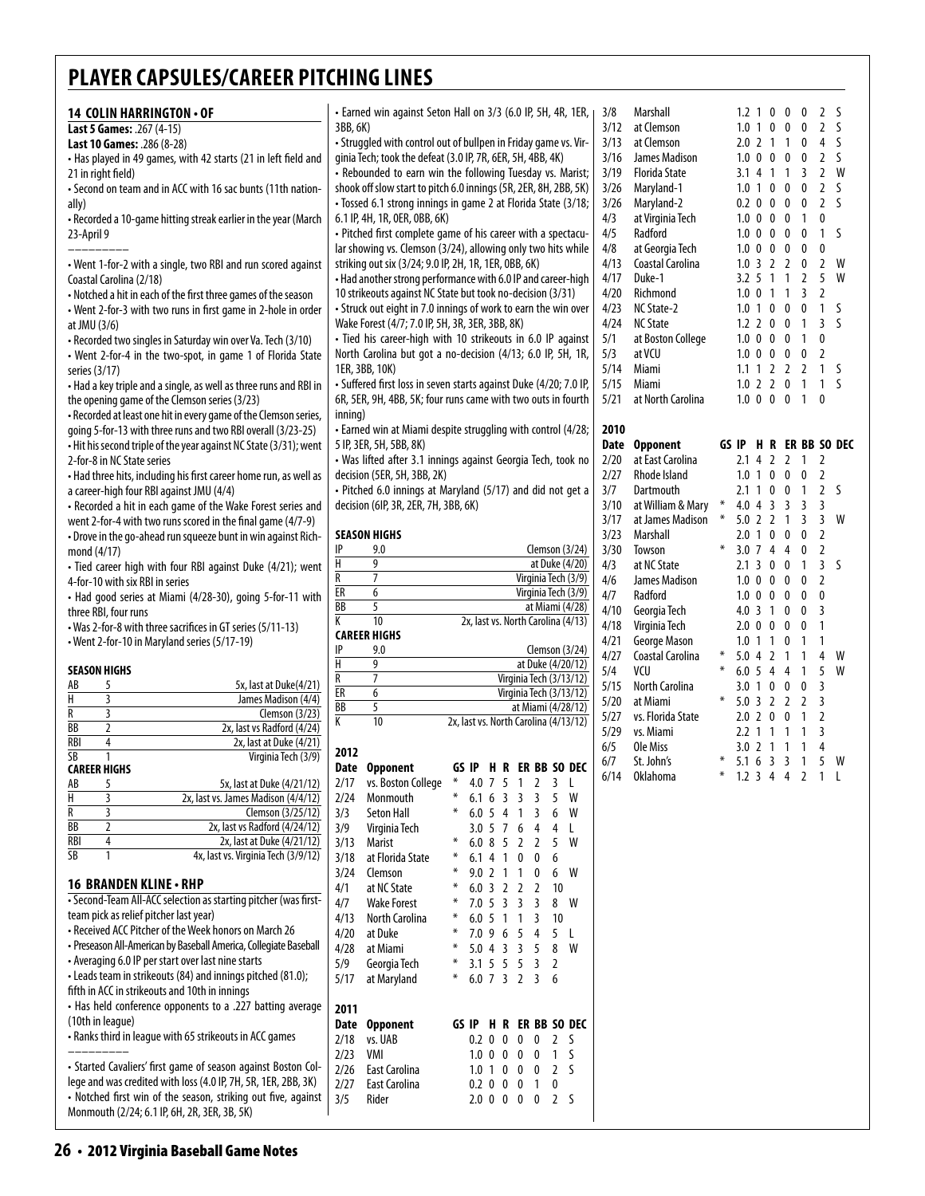# PLAYER CAPSULES/CAREER PITCHING LINES

## 14 COLIN HARRINGTON • OF

**Last 5 Games:** .267 (4-15)
**Last 10 Games:** .286 (8-28)

- Has played in 49 games, with 42 starts (21 in left field and 21 in right field)
- Second on team and in ACC with 16 sac bunts (11th nationally)
- Recorded a 10-game hitting streak earlier in the year (March 23-April 9

---

- Went 1-for-2 with a single, two RBI and run scored against Coastal Carolina (2/18)
- Notched a hit in each of the first three games of the season
- Went 2-for-3 with two runs in first game in 2-hole in order at JMU (3/6)
- Recorded two singles in Saturday win over Va. Tech (3/10)
- Went 2-for-4 in the two-spot, in game 1 of Florida State series (3/17)
- Had a key triple and a single, as well as three runs and RBI in the opening game of the Clemson series (3/23)
- Recorded at least one hit in every game of the Clemson series, going 5-for-13 with three runs and two RBI overall (3/23-25)
- Hit his second triple of the year against NC State (3/31); went 2-for-8 in NC State series
- Had three hits, including his first career home run, as well as a career-high four RBI against JMU (4/4)
- Recorded a hit in each game of the Wake Forest series and went 2-for-4 with two runs scored in the final game (4/7-9)
- Drove in the go-ahead run squeeze bunt in win against Richmond (4/17)
- Tied career high with four RBI against Duke (4/21); went 4-for-10 with six RBI in series
- Had good series at Miami (4/28-30), going 5-for-11 with three RBI, four runs
- Was 2-for-8 with three sacrifices in GT series (5/11-13)
- Went 2-for-10 in Maryland series (5/17-19)

**SEASON HIGHS**

| | | |
|---|---|---|
| AB | 5 | 5x, last at Duke(4/21) |
| H | 3 | James Madison (4/4) |
| R | 3 | Clemson (3/23) |
| BB | 2 | 2x, last vs Radford (4/24) |
| RBI | 4 | 2x, last at Duke (4/21) |
| SB | 1 | Virginia Tech (3/9) |

**CAREER HIGHS**

| | | |
|---|---|---|
| AB | 5 | 5x, last at Duke (4/21/12) |
| H | 3 | 2x, last vs. James Madison (4/4/12) |
| R | 3 | Clemson (3/25/12) |
| BB | 2 | 2x, last vs Radford (4/24/12) |
| RBI | 4 | 2x, last at Duke (4/21/12) |
| SB | 1 | 4x, last vs. Virginia Tech (3/9/12) |

## 16 BRANDEN KLINE • RHP

- Second-Team All-ACC selection as starting pitcher (was first-team pick as relief pitcher last year)
- Received ACC Pitcher of the Week honors on March 26
- Preseason All-American by Baseball America, Collegiate Baseball
- Averaging 6.0 IP per start over last nine starts
- Leads team in strikeouts (84) and innings pitched (81.0); fifth in ACC in strikeouts and 10th in innings
- Has held conference opponents to a .227 batting average (10th in league)
- Ranks third in league with 65 strikeouts in ACC games

---

- Started Cavaliers' first game of season against Boston College and was credited with loss (4.0 IP, 7H, 5R, 1ER, 2BB, 3K)
- Notched first win of the season, striking out five, against Monmouth (2/24; 6.1 IP, 6H, 2R, 3ER, 3B, 5K)
- Earned win against Seton Hall on 3/3 (6.0 IP, 5H, 4R, 1ER, 3BB, 6K)
- Struggled with control out of bullpen in Friday game vs. Virginia Tech; took the defeat (3.0 IP, 7R, 6ER, 5H, 4BB, 4K)
- Rebounded to earn win the following Tuesday vs. Marist; shook off slow start to pitch 6.0 innings (5R, 2ER, 8H, 2BB, 5K)
- Tossed 6.1 strong innings in game 2 at Florida State (3/18; 6.1 IP, 4H, 1R, 0ER, 0BB, 6K)
- Pitched first complete game of his career with a spectacular showing vs. Clemson (3/24), allowing only two hits while striking out six (3/24; 9.0 IP, 2H, 1R, 1ER, 0BB, 6K)
- Had another strong performance with 6.0 IP and career-high 10 strikeouts against NC State but took no-decision (3/31)
- Struck out eight in 7.0 innings of work to earn the win over Wake Forest (4/7; 7.0 IP, 5H, 3R, 3ER, 3BB, 8K)
- Tied his career-high with 10 strikeouts in 6.0 IP against North Carolina but got a no-decision (4/13; 6.0 IP, 5H, 1R, 1ER, 3BB, 10K)
- Suffered first loss in seven starts against Duke (4/20; 7.0 IP, 6R, 5ER, 9H, 4BB, 5K; four runs came with two outs in fourth inning)
- Earned win at Miami despite struggling with control (4/28; 5 IP, 3ER, 5H, 5BB, 8K)
- Was lifted after 3.1 innings against Georgia Tech, took no decision (5ER, 5H, 3BB, 2K)
- Pitched 6.0 innings at Maryland (5/17) and did not get a decision (6IP, 3R, 2ER, 7H, 3BB, 6K)

**SEASON HIGHS**

| | | |
|---|---|---|
| IP | 9.0 | Clemson (3/24) |
| H | 9 | at Duke (4/20) |
| R | 7 | Virginia Tech (3/9) |
| ER | 6 | Virginia Tech (3/9) |
| BB | 5 | at Miami (4/28) |
| K | 10 | 2x, last vs. North Carolina (4/13) |

**CAREER HIGHS**

| | | |
|---|---|---|
| IP | 9.0 | Clemson (3/24) |
| H | 9 | at Duke (4/20/12) |
| R | 7 | Virginia Tech (3/13/12) |
| ER | 6 | Virginia Tech (3/13/12) |
| BB | 5 | at Miami (4/28/12) |
| K | 10 | 2x, last vs. North Carolina (4/13/12) |

**2012**

| Date | Opponent | GS | IP | H | R | ER | BB | SO | DEC |
|---|---|---|---|---|---|---|---|---|---|
| 2/17 | vs. Boston College | * | 4.0 | 7 | 5 | 1 | 2 | 3 | L |
| 2/24 | Monmouth | * | 6.1 | 6 | 3 | 3 | 3 | 5 | W |
| 3/3 | Seton Hall | * | 6.0 | 5 | 4 | 1 | 3 | 6 | W |
| 3/9 | Virginia Tech | | 3.0 | 5 | 7 | 6 | 4 | 4 | L |
| 3/13 | Marist | * | 6.0 | 8 | 5 | 2 | 2 | 5 | W |
| 3/18 | at Florida State | * | 6.1 | 4 | 1 | 0 | 0 | 6 | |
| 3/24 | Clemson | * | 9.0 | 2 | 1 | 1 | 0 | 6 | W |
| 4/1 | at NC State | * | 6.0 | 3 | 2 | 2 | 2 | 10 | |
| 4/7 | Wake Forest | * | 7.0 | 5 | 3 | 3 | 3 | 8 | W |
| 4/13 | North Carolina | * | 6.0 | 5 | 1 | 1 | 3 | 10 | |
| 4/20 | at Duke | * | 7.0 | 9 | 6 | 5 | 4 | 5 | L |
| 4/28 | at Miami | * | 5.0 | 4 | 3 | 3 | 5 | 8 | W |
| 5/9 | Georgia Tech | * | 3.1 | 5 | 5 | 5 | 3 | 2 | |
| 5/17 | at Maryland | * | 6.0 | 7 | 3 | 2 | 3 | 6 | |

**2011**

| Date | Opponent | GS | IP | H | R | ER | BB | SO | DEC |
|---|---|---|---|---|---|---|---|---|---|
| 2/18 | vs. UAB | | 0.2 | 0 | 0 | 0 | 0 | 2 | S |
| 2/23 | VMI | | 1.0 | 0 | 0 | 0 | 0 | 1 | S |
| 2/26 | East Carolina | | 1.0 | 1 | 0 | 0 | 0 | 2 | S |
| 2/27 | East Carolina | | 0.2 | 0 | 0 | 0 | 1 | 0 | |
| 3/5 | Rider | | 2.0 | 0 | 0 | 0 | 0 | 2 | S |
| 3/8 | Marshall | | 1.2 | 1 | 0 | 0 | 0 | 2 | S |
| 3/12 | at Clemson | | 1.0 | 1 | 0 | 0 | 0 | 2 | S |
| 3/13 | at Clemson | | 2.0 | 2 | 1 | 1 | 0 | 4 | S |
| 3/16 | James Madison | | 1.0 | 0 | 0 | 0 | 0 | 2 | S |
| 3/19 | Florida State | | 3.1 | 4 | 1 | 1 | 3 | 2 | W |
| 3/26 | Maryland-1 | | 1.0 | 1 | 0 | 0 | 0 | 2 | S |
| 3/26 | Maryland-2 | | 0.2 | 0 | 0 | 0 | 0 | 2 | S |
| 4/3 | at Virginia Tech | | 1.0 | 0 | 0 | 0 | 1 | 0 | |
| 4/5 | Radford | | 1.0 | 0 | 0 | 0 | 0 | 1 | S |
| 4/8 | at Georgia Tech | | 1.0 | 0 | 0 | 0 | 0 | 0 | |
| 4/13 | Coastal Carolina | | 1.0 | 3 | 2 | 2 | 0 | 2 | W |
| 4/17 | Duke-1 | | 3.2 | 5 | 1 | 1 | 2 | 5 | W |
| 4/20 | Richmond | | 1.0 | 0 | 1 | 1 | 3 | 2 | |
| 4/23 | NC State-2 | | 1.0 | 1 | 0 | 0 | 0 | 1 | S |
| 4/24 | NC State | | 1.2 | 2 | 0 | 0 | 1 | 3 | S |
| 5/1 | at Boston College | | 1.0 | 0 | 0 | 0 | 1 | 0 | |
| 5/3 | at VCU | | 1.0 | 0 | 0 | 0 | 0 | 2 | |
| 5/14 | Miami | | 1.1 | 1 | 2 | 2 | 2 | 1 | S |
| 5/15 | Miami | | 1.0 | 2 | 2 | 0 | 1 | 1 | S |
| 5/21 | at North Carolina | | 1.0 | 0 | 0 | 0 | 1 | 0 | |

**2010**

| Date | Opponent | GS | IP | H | R | ER | BB | SO | DEC |
|---|---|---|---|---|---|---|---|---|---|
| 2/20 | at East Carolina | | 2.1 | 4 | 2 | 2 | 1 | 2 | |
| 2/27 | Rhode Island | | 1.0 | 1 | 0 | 0 | 0 | 2 | |
| 3/7 | Dartmouth | | 2.1 | 1 | 0 | 0 | 1 | 2 | S |
| 3/10 | at William & Mary | * | 4.0 | 4 | 3 | 3 | 3 | 3 | |
| 3/17 | at James Madison | * | 5.0 | 2 | 2 | 1 | 3 | 3 | W |
| 3/23 | Marshall | | 2.0 | 1 | 0 | 0 | 0 | 2 | |
| 3/30 | Towson | * | 3.0 | 7 | 4 | 4 | 0 | 2 | |
| 4/3 | at NC State | | 2.1 | 3 | 0 | 0 | 1 | 3 | S |
| 4/6 | James Madison | | 1.0 | 0 | 0 | 0 | 0 | 2 | |
| 4/7 | Radford | | 1.0 | 0 | 0 | 0 | 0 | 0 | |
| 4/10 | Georgia Tech | | 4.0 | 3 | 1 | 0 | 0 | 3 | |
| 4/18 | Virginia Tech | | 2.0 | 0 | 0 | 0 | 0 | 1 | |
| 4/21 | George Mason | | 1.0 | 1 | 1 | 0 | 1 | 1 | |
| 4/27 | Coastal Carolina | * | 5.0 | 4 | 2 | 1 | 1 | 4 | W |
| 5/4 | VCU | * | 6.0 | 5 | 4 | 4 | 1 | 5 | W |
| 5/15 | North Carolina | | 3.0 | 1 | 0 | 0 | 0 | 3 | |
| 5/20 | at Miami | * | 5.0 | 3 | 2 | 2 | 2 | 3 | |
| 5/27 | vs. Florida State | | 2.0 | 2 | 0 | 0 | 1 | 2 | |
| 5/29 | vs. Miami | | 2.2 | 1 | 1 | 1 | 1 | 3 | |
| 6/5 | Ole Miss | | 3.0 | 2 | 1 | 1 | 1 | 4 | |
| 6/7 | St. John's | * | 5.1 | 6 | 3 | 3 | 1 | 5 | W |
| 6/14 | Oklahoma | * | 1.2 | 3 | 4 | 4 | 2 | 1 | L |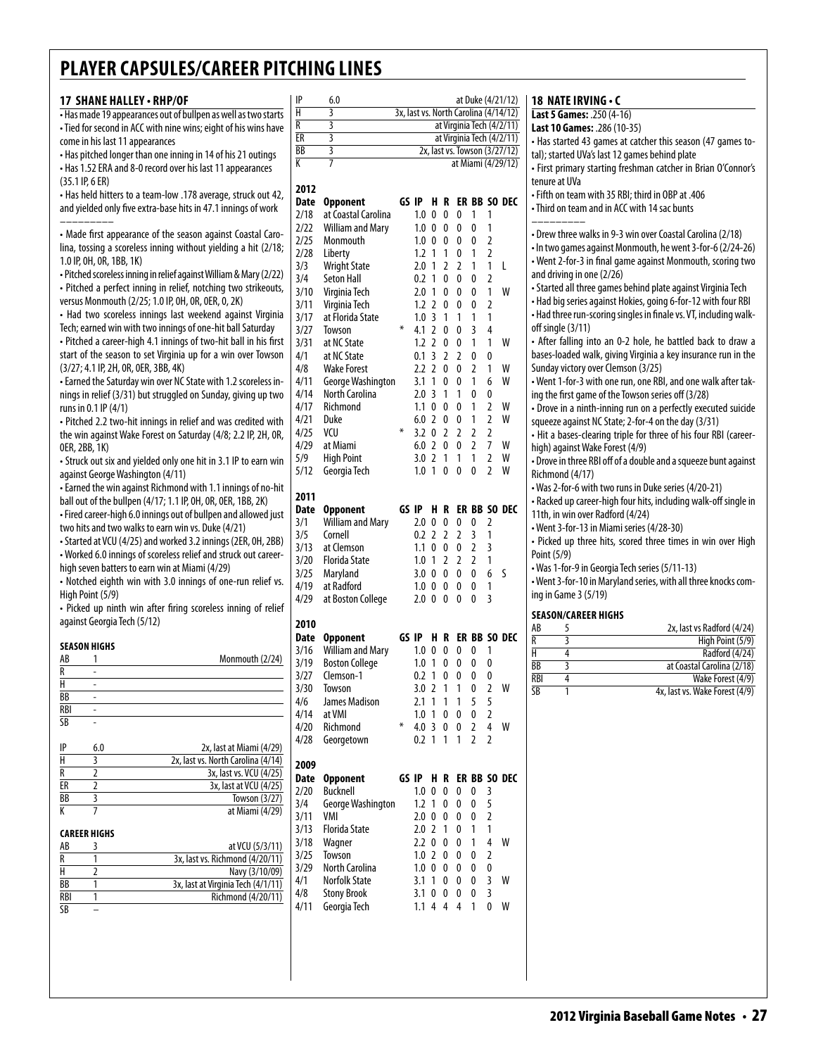# PLAYER CAPSULES/CAREER PITCHING LINES

## 17 SHANE HALLEY • RHP/OF

- Has made 19 appearances out of bullpen as well as two starts
- Tied for second in ACC with nine wins; eight of his wins have come in his last 11 appearances
- Has pitched longer than one inning in 14 of his 21 outings
- Has 1.52 ERA and 8-0 record over his last 11 appearances (35.1 IP, 6 ER)
- Has held hitters to a team-low .178 average, struck out 42, and yielded only five extra-base hits in 47.1 innings of work

---

- Made first appearance of the season against Coastal Carolina, tossing a scoreless inning without yielding a hit (2/18; 1.0 IP, 0H, 0R, 1BB, 1K)
- Pitched scoreless inning in relief against William & Mary (2/22)
- Pitched a perfect inning in relief, notching two strikeouts, versus Monmouth (2/25; 1.0 IP, 0H, 0R, 0ER, 0, 2K)
- Had two scoreless innings last weekend against Virginia Tech; earned win with two innings of one-hit ball Saturday
- Pitched a career-high 4.1 innings of two-hit ball in his first start of the season to set Virginia up for a win over Towson (3/27; 4.1 IP, 2H, 0R, 0ER, 3BB, 4K)
- Earned the Saturday win over NC State with 1.2 scoreless innings in relief (3/31) but struggled on Sunday, giving up two runs in 0.1 IP (4/1)
- Pitched 2.2 two-hit innings in relief and was credited with the win against Wake Forest on Saturday (4/8; 2.2 IP, 2H, 0R, 0ER, 2BB, 1K)
- Struck out six and yielded only one hit in 3.1 IP to earn win against George Washington (4/11)
- Earned the win against Richmond with 1.1 innings of no-hit ball out of the bullpen (4/17; 1.1 IP, 0H, 0R, 0ER, 1BB, 2K)
- Fired career-high 6.0 innings out of bullpen and allowed just two hits and two walks to earn win vs. Duke (4/21)
- Started at VCU (4/25) and worked 3.2 innings (2ER, 0H, 2BB)
- Worked 6.0 innings of scoreless relief and struck out career-high seven batters to earn win at Miami (4/29)
- Notched eighth win with 3.0 innings of one-run relief vs. High Point (5/9)
- Picked up ninth win after firing scoreless inning of relief against Georgia Tech (5/12)

### SEASON HIGHS

| | | |
|---|---|---|
| AB | 1 | Monmouth (2/24) |
| R | - | |
| H | - | |
| BB | - | |
| RBI | - | |
| SB | - | |

| | | |
|---|---|---|
| IP | 6.0 | 2x, last at Miami (4/29) |
| H | 3 | 2x, last vs. North Carolina (4/14) |
| R | 2 | 3x, last vs. VCU (4/25) |
| ER | 2 | 3x, last at VCU (4/25) |
| BB | 3 | Towson (3/27) |
| K | 7 | at Miami (4/29) |

### CAREER HIGHS

| | | |
|---|---|---|
| AB | 3 | at VCU (5/3/11) |
| R | 1 | 3x, last vs. Richmond (4/20/11) |
| H | 2 | Navy (3/10/09) |
| BB | 1 | 3x, last at Virginia Tech (4/1/11) |
| RBI | 1 | Richmond (4/20/11) |
| SB | – | |

| | | |
|---|---|---|
| IP | 6.0 | at Duke (4/21/12) |
| H | 3 | 3x, last vs. North Carolina (4/14/12) |
| R | 3 | at Virginia Tech (4/2/11) |
| ER | 3 | at Virginia Tech (4/2/11) |
| BB | 3 | 2x, last vs. Towson (3/27/12) |
| K | 7 | at Miami (4/29/12) |

### 2012

| Date | Opponent | GS | IP | H | R | ER | BB | SO | DEC |
|---|---|---|---|---|---|---|---|---|---|
| 2/18 | at Coastal Carolina | | 1.0 | 0 | 0 | 0 | 1 | 1 | |
| 2/22 | William and Mary | | 1.0 | 0 | 0 | 0 | 0 | 1 | |
| 2/25 | Monmouth | | 1.0 | 0 | 0 | 0 | 0 | 2 | |
| 2/28 | Liberty | | 1.2 | 1 | 1 | 0 | 1 | 2 | |
| 3/3 | Wright State | | 2.0 | 1 | 2 | 2 | 1 | 1 | L |
| 3/4 | Seton Hall | | 0.2 | 1 | 0 | 0 | 0 | 2 | |
| 3/10 | Virginia Tech | | 2.0 | 1 | 0 | 0 | 0 | 1 | W |
| 3/11 | Virginia Tech | | 1.2 | 2 | 0 | 0 | 0 | 2 | |
| 3/17 | at Florida State | | 1.0 | 3 | 1 | 1 | 1 | 1 | |
| 3/27 | Towson | * | 4.1 | 2 | 0 | 0 | 3 | 4 | |
| 3/31 | at NC State | | 1.2 | 2 | 0 | 0 | 1 | 1 | W |
| 4/1 | at NC State | | 0.1 | 3 | 2 | 2 | 0 | 0 | |
| 4/8 | Wake Forest | | 2.2 | 2 | 0 | 0 | 2 | 1 | W |
| 4/11 | George Washington | | 3.1 | 1 | 0 | 0 | 1 | 6 | W |
| 4/14 | North Carolina | | 2.0 | 3 | 1 | 1 | 0 | 0 | |
| 4/17 | Richmond | | 1.1 | 0 | 0 | 0 | 1 | 2 | W |
| 4/21 | Duke | | 6.0 | 2 | 0 | 0 | 1 | 2 | W |
| 4/25 | VCU | * | 3.2 | 0 | 2 | 2 | 2 | 2 | |
| 4/29 | at Miami | | 6.0 | 2 | 0 | 0 | 2 | 7 | W |
| 5/9 | High Point | | 3.0 | 2 | 1 | 1 | 1 | 2 | W |
| 5/12 | Georgia Tech | | 1.0 | 1 | 0 | 0 | 0 | 2 | W |

### 2011

| Date | Opponent | GS | IP | H | R | ER | BB | SO | DEC |
|---|---|---|---|---|---|---|---|---|---|
| 3/1 | William and Mary | | 2.0 | 0 | 0 | 0 | 0 | 2 | |
| 3/5 | Cornell | | 0.2 | 2 | 2 | 2 | 3 | 1 | |
| 3/13 | at Clemson | | 1.1 | 0 | 0 | 0 | 2 | 3 | |
| 3/20 | Florida State | | 1.0 | 1 | 2 | 2 | 2 | 1 | |
| 3/25 | Maryland | | 3.0 | 0 | 0 | 0 | 0 | 6 | S |
| 4/19 | at Radford | | 1.0 | 0 | 0 | 0 | 0 | 1 | |
| 4/29 | at Boston College | | 2.0 | 0 | 0 | 0 | 0 | 3 | |

### 2010

| Date | Opponent | GS | IP | H | R | ER | BB | SO | DEC |
|---|---|---|---|---|---|---|---|---|---|
| 3/16 | William and Mary | | 1.0 | 0 | 0 | 0 | 0 | 1 | |
| 3/19 | Boston College | | 1.0 | 1 | 0 | 0 | 0 | 0 | |
| 3/27 | Clemson-1 | | 0.2 | 1 | 0 | 0 | 0 | 0 | |
| 3/30 | Towson | | 3.0 | 2 | 1 | 1 | 0 | 2 | W |
| 4/6 | James Madison | | 2.1 | 1 | 1 | 1 | 5 | 5 | |
| 4/14 | at VMI | | 1.0 | 1 | 0 | 0 | 0 | 2 | |
| 4/20 | Richmond | * | 4.0 | 3 | 0 | 0 | 2 | 4 | W |
| 4/28 | Georgetown | | 0.2 | 1 | 1 | 1 | 2 | 2 | |

### 2009

| Date | Opponent | GS | IP | H | R | ER | BB | SO | DEC |
|---|---|---|---|---|---|---|---|---|---|
| 2/20 | Bucknell | | 1.0 | 0 | 0 | 0 | 0 | 3 | |
| 3/4 | George Washington | | 1.2 | 1 | 0 | 0 | 0 | 5 | |
| 3/11 | VMI | | 2.0 | 0 | 0 | 0 | 0 | 2 | |
| 3/13 | Florida State | | 2.0 | 2 | 1 | 0 | 1 | 1 | |
| 3/18 | Wagner | | 2.2 | 0 | 0 | 0 | 1 | 4 | W |
| 3/25 | Towson | | 1.0 | 2 | 0 | 0 | 0 | 2 | |
| 3/29 | North Carolina | | 1.0 | 0 | 0 | 0 | 0 | 0 | |
| 4/1 | Norfolk State | | 3.1 | 1 | 0 | 0 | 0 | 3 | W |
| 4/8 | Stony Brook | | 3.1 | 0 | 0 | 0 | 0 | 3 | |
| 4/11 | Georgia Tech | | 1.1 | 4 | 4 | 4 | 1 | 0 | W |

## 18 NATE IRVING • C

**Last 5 Games:** .250 (4-16)

**Last 10 Games:** .286 (10-35)

- Has started 43 games at catcher this season (47 games total); started UVa's last 12 games behind plate
- First primary starting freshman catcher in Brian O'Connor's tenure at UVa
- Fifth on team with 35 RBI; third in OBP at .406
- Third on team and in ACC with 14 sac bunts

---

- Drew three walks in 9-3 win over Coastal Carolina (2/18)
- In two games against Monmouth, he went 3-for-6 (2/24-26)
- Went 2-for-3 in final game against Monmouth, scoring two and driving in one (2/26)
- Started all three games behind plate against Virginia Tech
- Had big series against Hokies, going 6-for-12 with four RBI
- Had three run-scoring singles in finale vs. VT, including walk-off single (3/11)
- After falling into an 0-2 hole, he battled back to draw a bases-loaded walk, giving Virginia a key insurance run in the Sunday victory over Clemson (3/25)
- Went 1-for-3 with one run, one RBI, and one walk after taking the first game of the Towson series off (3/28)
- Drove in a ninth-inning run on a perfectly executed suicide squeeze against NC State; 2-for-4 on the day (3/31)
- Hit a bases-clearing triple for three of his four RBI (career-high) against Wake Forest (4/9)
- Drove in three RBI off of a double and a squeeze bunt against Richmond (4/17)
- Was 2-for-6 with two runs in Duke series (4/20-21)
- Racked up career-high four hits, including walk-off single in 11th, in win over Radford (4/24)
- Went 3-for-13 in Miami series (4/28-30)
- Picked up three hits, scored three times in win over High Point (5/9)
- Was 1-for-9 in Georgia Tech series (5/11-13)
- Went 3-for-10 in Maryland series, with all three knocks coming in Game 3 (5/19)

### SEASON/CAREER HIGHS

| | | |
|---|---|---|
| AB | 5 | 2x, last vs Radford (4/24) |
| R | 3 | High Point (5/9) |
| H | 4 | Radford (4/24) |
| BB | 3 | at Coastal Carolina (2/18) |
| RBI | 4 | Wake Forest (4/9) |
| SB | 1 | 4x, last vs. Wake Forest (4/9) |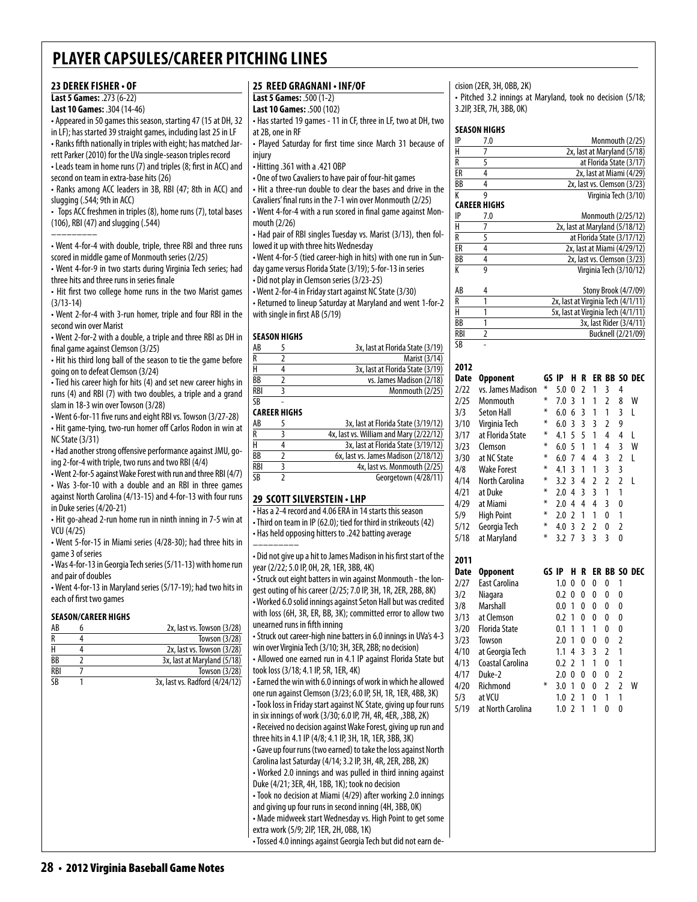# PLAYER CAPSULES/CAREER PITCHING LINES

## 23 DEREK FISHER • OF

**Last 5 Games:** .273 (6-22)
**Last 10 Games:** .304 (14-46)

• Appeared in 50 games this season, starting 47 (15 at DH, 32 in LF); has started 39 straight games, including last 25 in LF
• Ranks fifth nationally in triples with eight; has matched Jarrett Parker (2010) for the UVa single-season triples record
• Leads team in home runs (7) and triples (8; first in ACC) and second on team in extra-base hits (26)
• Ranks among ACC leaders in 3B, RBI (47; 8th in ACC) and slugging (.544; 9th in ACC)
• Tops ACC freshmen in triples (8), home runs (7), total bases (106), RBI (47) and slugging (.544)

---------

• Went 4-for-4 with double, triple, three RBI and three runs scored in middle game of Monmouth series (2/25)
• Went 4-for-9 in two starts during Virginia Tech series; had three hits and three runs in series finale
• Hit first two college home runs in the two Marist games (3/13-14)
• Went 2-for-4 with 3-run homer, triple and four RBI in the second win over Marist
• Went 2-for-2 with a double, a triple and three RBI as DH in final game against Clemson (3/25)
• Hit his third long ball of the season to tie the game before going on to defeat Clemson (3/24)
• Tied his career high for hits (4) and set new career highs in runs (4) and RBI (7) with two doubles, a triple and a grand slam in 18-3 win over Towson (3/28)
• Went 6-for-11 five runs and eight RBI vs. Towson (3/27-28)
• Hit game-tying, two-run homer off Carlos Rodon in win at NC State (3/31)
• Had another strong offensive performance against JMU, going 2-for-4 with triple, two runs and two RBI (4/4)
• Went 2-for-5 against Wake Forest with run and three RBI (4/7)
• Was 3-for-10 with a double and an RBI in three games against North Carolina (4/13-15) and 4-for-13 with four runs in Duke series (4/20-21)
• Hit go-ahead 2-run home run in ninth inning in 7-5 win at VCU (4/25)
• Went 5-for-15 in Miami series (4/28-30); had three hits in game 3 of series
• Was 4-for-13 in Georgia Tech series (5/11-13) with home run and pair of doubles
• Went 4-for-13 in Maryland series (5/17-19); had two hits in each of first two games

### SEASON/CAREER HIGHS

| | | |
|---|---|---|
| AB | 6 | 2x, last vs. Towson (3/28) |
| R | 4 | Towson (3/28) |
| H | 4 | 2x, last vs. Towson (3/28) |
| BB | 2 | 3x, last at Maryland (5/18) |
| RBI | 7 | Towson (3/28) |
| SB | 1 | 3x, last vs. Radford (4/24/12) |

## 25 REED GRAGNANI • INF/OF

**Last 5 Games:** .500 (1-2)
**Last 10 Games:** .500 (102)

• Has started 19 games - 11 in CF, three in LF, two at DH, two at 2B, one in RF
• Played Saturday for first time since March 31 because of injury
• Hitting .361 with a .421 OBP
• One of two Cavaliers to have pair of four-hit games
• Hit a three-run double to clear the bases and drive in the Cavaliers' final runs in the 7-1 win over Monmouth (2/25)
• Went 4-for-4 with a run scored in final game against Monmouth (2/26)
• Had pair of RBI singles Tuesday vs. Marist (3/13), then followed it up with three hits Wednesday
• Went 4-for-5 (tied career-high in hits) with one run in Sunday game versus Florida State (3/19); 5-for-13 in series
• Did not play in Clemson series (3/23-25)
• Went 2-for-4 in Friday start against NC State (3/30)
• Returned to lineup Saturday at Maryland and went 1-for-2 with single in first AB (5/19)

### SEASON HIGHS

| | | |
|---|---|---|
| AB | 5 | 3x, last at Florida State (3/19) |
| R | 2 | Marist (3/14) |
| H | 4 | 3x, last at Florida State (3/19) |
| BB | 2 | vs. James Madison (2/18) |
| RBI | 3 | Monmouth (2/25) |
| SB | - | |

### CAREER HIGHS

| | | |
|---|---|---|
| AB | 5 | 3x, last at Florida State (3/19/12) |
| R | 3 | 4x, last vs. William and Mary (2/22/12) |
| H | 4 | 3x, last at Florida State (3/19/12) |
| BB | 2 | 6x, last vs. James Madison (2/18/12) |
| RBI | 3 | 4x, last vs. Monmouth (2/25) |
| SB | 2 | Georgetown (4/28/11) |

## 29 SCOTT SILVERSTEIN • LHP

• Has a 2-4 record and 4.06 ERA in 14 starts this season
• Third on team in IP (62.0); tied for third in strikeouts (42)
• Has held opposing hitters to .242 batting average

---------

• Did not give up a hit to James Madison in his first start of the year (2/22; 5.0 IP, 0H, 2R, 1ER, 3BB, 4K)
• Struck out eight batters in win against Monmouth - the longest outing of his career (2/25; 7.0 IP, 3H, 1R, 2ER, 2BB, 8K)
• Worked 6.0 solid innings against Seton Hall but was credited with loss (6H, 3R, ER, BB, 3K); committed error to allow two unearned runs in fifth inning
• Struck out career-high nine batters in 6.0 innings in UVa's 4-3 win over Virginia Tech (3/10; 3H, 3ER, 2BB; no decision)
• Allowed one earned run in 4.1 IP against Florida State but took loss (3/18; 4.1 IP, 5R, 1ER, 4K)
• Earned the win with 6.0 innings of work in which he allowed one run against Clemson (3/23; 6.0 IP, 5H, 1R, 1ER, 4BB, 3K)
• Took loss in Friday start against NC State, giving up four runs in six innings of work (3/30; 6.0 IP, 7H, 4R, 4ER, ,3BB, 2K)
• Received no decision against Wake Forest, giving up run and three hits in 4.1 IP (4/8; 4.1 IP, 3H, 1R, 1ER, 3BB, 3K)
• Gave up four runs (two earned) to take the loss against North Carolina last Saturday (4/14; 3.2 IP, 3H, 4R, 2ER, 2BB, 2K)
• Worked 2.0 innings and was pulled in third inning against Duke (4/21; 3ER, 4H, 1BB, 1K); took no decision
• Took no decision at Miami (4/29) after working 2.0 innings and giving up four runs in second inning (4H, 3BB, 0K)
• Made midweek start Wednesday vs. High Point to get some extra work (5/9; 2IP, 1ER, 2H, 0BB, 1K)
• Tossed 4.0 innings against Georgia Tech but did not earn decision (2ER, 3H, 0BB, 2K)
• Pitched 3.2 innings at Maryland, took no decision (5/18; 3.2IP, 3ER, 7H, 3BB, 0K)

### SEASON HIGHS

| | | |
|---|---|---|
| IP | 7.0 | Monmouth (2/25) |
| H | 7 | 2x, last at Maryland (5/18) |
| R | 5 | at Florida State (3/17) |
| ER | 4 | 2x, last at Miami (4/29) |
| BB | 4 | 2x, last vs. Clemson (3/23) |
| K | 9 | Virginia Tech (3/10) |

### CAREER HIGHS

| | | |
|---|---|---|
| IP | 7.0 | Monmouth (2/25/12) |
| H | 7 | 2x, last at Maryland (5/18/12) |
| R | 5 | at Florida State (3/17/12) |
| ER | 4 | 2x, last at Miami (4/29/12) |
| BB | 4 | 2x, last vs. Clemson (3/23) |
| K | 9 | Virginia Tech (3/10/12) |
| | | |
| AB | 4 | Stony Brook (4/7/09) |
| R | 1 | 2x, last at Virginia Tech (4/1/11) |
| H | 1 | 5x, last at Virginia Tech (4/1/11) |
| BB | 1 | 3x, last Rider (3/4/11) |
| RBI | 2 | Bucknell (2/21/09) |
| SB | - | |

### 2012

| Date | Opponent | GS | IP | H | R | ER | BB | SO | DEC |
|---|---|---|---|---|---|---|---|---|---|
| 2/22 | vs. James Madison | * | 5.0 | 0 | 2 | 1 | 3 | 4 | |
| 2/25 | Monmouth | * | 7.0 | 3 | 1 | 1 | 2 | 8 | W |
| 3/3 | Seton Hall | * | 6.0 | 6 | 3 | 1 | 1 | 3 | L |
| 3/10 | Virginia Tech | * | 6.0 | 3 | 3 | 3 | 2 | 9 | |
| 3/17 | at Florida State | * | 4.1 | 5 | 5 | 1 | 4 | 4 | L |
| 3/23 | Clemson | * | 6.0 | 5 | 1 | 1 | 4 | 3 | W |
| 3/30 | at NC State | * | 6.0 | 7 | 4 | 4 | 3 | 2 | L |
| 4/8 | Wake Forest | * | 4.1 | 3 | 1 | 1 | 3 | 3 | |
| 4/14 | North Carolina | * | 3.2 | 3 | 4 | 2 | 2 | 2 | L |
| 4/21 | at Duke | * | 2.0 | 4 | 3 | 3 | 1 | 1 | |
| 4/29 | at Miami | * | 2.0 | 4 | 4 | 4 | 3 | 0 | |
| 5/9 | High Point | * | 2.0 | 2 | 1 | 1 | 0 | 1 | |
| 5/12 | Georgia Tech | * | 4.0 | 3 | 2 | 2 | 0 | 2 | |
| 5/18 | at Maryland | * | 3.2 | 7 | 3 | 3 | 3 | 0 | |

### 2011

| Date | Opponent | GS | IP | H | R | ER | BB | SO | DEC |
|---|---|---|---|---|---|---|---|---|---|
| 2/27 | East Carolina | | 1.0 | 0 | 0 | 0 | 0 | 1 | |
| 3/2 | Niagara | | 0.2 | 0 | 0 | 0 | 0 | 0 | |
| 3/8 | Marshall | | 0.0 | 1 | 0 | 0 | 0 | 0 | |
| 3/13 | at Clemson | | 0.2 | 1 | 0 | 0 | 0 | 0 | |
| 3/20 | Florida State | | 0.1 | 1 | 1 | 1 | 0 | 0 | |
| 3/23 | Towson | | 2.0 | 1 | 0 | 0 | 0 | 2 | |
| 4/10 | at Georgia Tech | | 1.1 | 4 | 3 | 3 | 2 | 1 | |
| 4/13 | Coastal Carolina | | 0.2 | 2 | 1 | 1 | 0 | 1 | |
| 4/17 | Duke-2 | | 2.0 | 0 | 0 | 0 | 0 | 2 | |
| 4/20 | Richmond | * | 3.0 | 1 | 0 | 0 | 2 | 2 | W |
| 5/3 | at VCU | | 1.0 | 2 | 1 | 0 | 1 | 1 | |
| 5/19 | at North Carolina | | 1.0 | 2 | 1 | 1 | 0 | 0 | |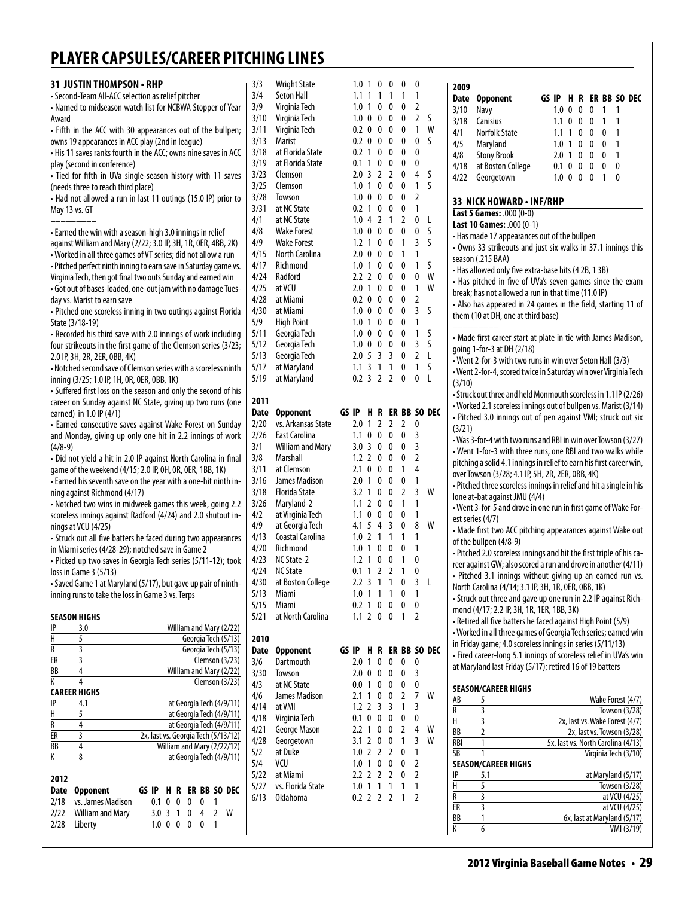# PLAYER CAPSULES/CAREER PITCHING LINES

## 31 JUSTIN THOMPSON • RHP

- Second-Team All-ACC selection as relief pitcher
- Named to midseason watch list for NCBWA Stopper of Year Award
- Fifth in the ACC with 30 appearances out of the bullpen; owns 19 appearances in ACC play (2nd in league)
- His 11 saves ranks fourth in the ACC; owns nine saves in ACC play (second in conference)
- Tied for fifth in UVa single-season history with 11 saves (needs three to reach third place)
- Had not allowed a run in last 11 outings (15.0 IP) prior to May 13 vs. GT

---

- Earned the win with a season-high 3.0 innings in relief against William and Mary (2/22; 3.0 IP, 3H, 1R, 0ER, 4BB, 2K)
- Worked in all three games of VT series; did not allow a run
- Pitched perfect ninth inning to earn save in Saturday game vs. Virginia Tech, then got final two outs Sunday and earned win
- Got out of bases-loaded, one-out jam with no damage Tuesday vs. Marist to earn save
- Pitched one scoreless inning in two outings against Florida State (3/18-19)
- Recorded his third save with 2.0 innings of work including four strikeouts in the first game of the Clemson series (3/23; 2.0 IP, 3H, 2R, 2ER, 0BB, 4K)
- Notched second save of Clemson series with a scoreless ninth inning (3/25; 1.0 IP, 1H, 0R, 0ER, 0BB, 1K)
- Suffered first loss on the season and only the second of his career on Sunday against NC State, giving up two runs (one earned) in 1.0 IP (4/1)
- Earned consecutive saves against Wake Forest on Sunday and Monday, giving up only one hit in 2.2 innings of work (4/8-9)
- Did not yield a hit in 2.0 IP against North Carolina in final game of the weekend (4/15; 2.0 IP, 0H, 0R, 0ER, 1BB, 1K)
- Earned his seventh save on the year with a one-hit ninth inning against Richmond (4/17)
- Notched two wins in midweek games this week, going 2.2 scoreless innings against Radford (4/24) and 2.0 shutout innings at VCU (4/25)
- Struck out all five batters he faced during two appearances in Miami series (4/28-29); notched save in Game 2
- Picked up two saves in Georgia Tech series (5/11-12); took loss in Game 3 (5/13)
- Saved Game 1 at Maryland (5/17), but gave up pair of ninth-inning runs to take the loss in Game 3 vs. Terps

### SEASON HIGHS

| | | |
|---|---|---|
| IP | 3.0 | William and Mary (2/22) |
| H | 5 | Georgia Tech (5/13) |
| R | 3 | Georgia Tech (5/13) |
| ER | 3 | Clemson (3/23) |
| BB | 4 | William and Mary (2/22) |
| K | 4 | Clemson (3/23) |

### CAREER HIGHS

| | | |
|---|---|---|
| IP | 4.1 | at Georgia Tech (4/9/11) |
| H | 5 | at Georgia Tech (4/9/11) |
| R | 4 | at Georgia Tech (4/9/11) |
| ER | 3 | 2x, last vs. Georgia Tech (5/13/12) |
| BB | 4 | William and Mary (2/22/12) |
| K | 8 | at Georgia Tech (4/9/11) |

### 2012

| Date | Opponent | GS | IP | H | R | ER | BB | SO | DEC |
|---|---|---|---|---|---|---|---|---|---|
| 2/18 | vs. James Madison | | 0.1 | 0 | 0 | 0 | 0 | 1 | |
| 2/22 | William and Mary | | 3.0 | 3 | 1 | 0 | 4 | 2 | W |
| 2/28 | Liberty | | 1.0 | 0 | 0 | 0 | 0 | 1 | |
| 3/3 | Wright State | | 1.0 | 1 | 0 | 0 | 0 | 0 | |
| 3/4 | Seton Hall | | 1.1 | 1 | 1 | 1 | 1 | 1 | |
| 3/9 | Virginia Tech | | 1.0 | 1 | 0 | 0 | 0 | 2 | |
| 3/10 | Virginia Tech | | 1.0 | 0 | 0 | 0 | 0 | 2 | S |
| 3/11 | Virginia Tech | | 0.2 | 0 | 0 | 0 | 0 | 1 | W |
| 3/13 | Marist | | 0.2 | 0 | 0 | 0 | 0 | 0 | S |
| 3/18 | at Florida State | | 0.2 | 1 | 0 | 0 | 0 | 0 | |
| 3/19 | at Florida State | | 0.1 | 1 | 0 | 0 | 0 | 0 | |
| 3/23 | Clemson | | 2.0 | 3 | 2 | 2 | 0 | 4 | S |
| 3/25 | Clemson | | 1.0 | 1 | 0 | 0 | 0 | 1 | S |
| 3/28 | Towson | | 1.0 | 0 | 0 | 0 | 0 | 2 | |
| 3/31 | at NC State | | 0.2 | 1 | 0 | 0 | 0 | 1 | |
| 4/1 | at NC State | | 1.0 | 4 | 2 | 1 | 2 | 0 | L |
| 4/8 | Wake Forest | | 1.0 | 0 | 0 | 0 | 0 | 0 | S |
| 4/9 | Wake Forest | | 1.2 | 1 | 0 | 0 | 1 | 3 | S |
| 4/15 | North Carolina | | 2.0 | 0 | 0 | 0 | 1 | 1 | |
| 4/17 | Richmond | | 1.0 | 1 | 0 | 0 | 0 | 1 | S |
| 4/24 | Radford | | 2.2 | 2 | 0 | 0 | 0 | 0 | W |
| 4/25 | at VCU | | 2.0 | 1 | 0 | 0 | 0 | 1 | W |
| 4/28 | at Miami | | 0.2 | 0 | 0 | 0 | 0 | 2 | |
| 4/30 | at Miami | | 1.0 | 0 | 0 | 0 | 0 | 3 | S |
| 5/9 | High Point | | 1.0 | 1 | 0 | 0 | 0 | 1 | |
| 5/11 | Georgia Tech | | 1.0 | 0 | 0 | 0 | 0 | 1 | S |
| 5/12 | Georgia Tech | | 1.0 | 0 | 0 | 0 | 0 | 3 | S |
| 5/13 | Georgia Tech | | 2.0 | 5 | 3 | 3 | 0 | 2 | L |
| 5/17 | at Maryland | | 1.1 | 3 | 1 | 1 | 0 | 1 | S |
| 5/19 | at Maryland | | 0.2 | 3 | 2 | 2 | 0 | 0 | L |

### 2011

| Date | Opponent | GS | IP | H | R | ER | BB | SO | DEC |
|---|---|---|---|---|---|---|---|---|---|
| 2/20 | vs. Arkansas State | | 2.0 | 1 | 2 | 2 | 2 | 0 | |
| 2/26 | East Carolina | | 1.1 | 0 | 0 | 0 | 0 | 3 | |
| 3/1 | William and Mary | | 3.0 | 3 | 0 | 0 | 0 | 3 | |
| 3/8 | Marshall | | 1.2 | 2 | 0 | 0 | 0 | 2 | |
| 3/11 | at Clemson | | 2.1 | 0 | 0 | 0 | 1 | 4 | |
| 3/16 | James Madison | | 2.0 | 1 | 0 | 0 | 0 | 1 | |
| 3/18 | Florida State | | 3.2 | 1 | 0 | 0 | 2 | 3 | W |
| 3/26 | Maryland-2 | | 1.1 | 2 | 0 | 0 | 1 | 1 | |
| 4/2 | at Virginia Tech | | 1.1 | 0 | 0 | 0 | 0 | 1 | |
| 4/9 | at Georgia Tech | | 4.1 | 5 | 4 | 3 | 0 | 8 | W |
| 4/13 | Coastal Carolina | | 1.0 | 2 | 1 | 1 | 1 | 1 | |
| 4/20 | Richmond | | 1.0 | 1 | 0 | 0 | 0 | 1 | |
| 4/23 | NC State-2 | | 1.2 | 1 | 0 | 0 | 1 | 0 | |
| 4/24 | NC State | | 0.1 | 1 | 2 | 2 | 1 | 0 | |
| 4/30 | at Boston College | | 2.2 | 3 | 1 | 1 | 0 | 3 | L |
| 5/13 | Miami | | 1.0 | 1 | 1 | 1 | 0 | 1 | |
| 5/15 | Miami | | 0.2 | 1 | 0 | 0 | 0 | 0 | |
| 5/21 | at North Carolina | | 1.1 | 2 | 0 | 0 | 1 | 2 | |

### 2010

| Date | Opponent | GS | IP | H | R | ER | BB | SO | DEC |
|---|---|---|---|---|---|---|---|---|---|
| 3/6 | Dartmouth | | 2.0 | 1 | 0 | 0 | 0 | 0 | |
| 3/30 | Towson | | 2.0 | 0 | 0 | 0 | 0 | 3 | |
| 4/3 | at NC State | | 0.0 | 1 | 0 | 0 | 0 | 0 | |
| 4/6 | James Madison | | 2.1 | 1 | 0 | 0 | 2 | 7 | W |
| 4/14 | at VMI | | 1.2 | 2 | 3 | 3 | 1 | 3 | |
| 4/18 | Virginia Tech | | 0.1 | 0 | 0 | 0 | 0 | 0 | |
| 4/21 | George Mason | | 2.2 | 1 | 0 | 0 | 2 | 4 | W |
| 4/28 | Georgetown | | 3.1 | 2 | 0 | 0 | 1 | 3 | W |
| 5/2 | at Duke | | 1.0 | 2 | 2 | 2 | 0 | 1 | |
| 5/4 | VCU | | 1.0 | 1 | 0 | 0 | 0 | 2 | |
| 5/22 | at Miami | | 2.2 | 2 | 2 | 2 | 0 | 2 | |
| 5/27 | vs. Florida State | | 1.0 | 1 | 1 | 1 | 1 | 1 | |
| 6/13 | Oklahoma | | 0.2 | 2 | 2 | 2 | 1 | 2 | |

### 2009

| Date | Opponent | GS | IP | H | R | ER | BB | SO | DEC |
|---|---|---|---|---|---|---|---|---|---|
| 3/10 | Navy | | 1.0 | 0 | 0 | 0 | 1 | 1 | |
| 3/18 | Canisius | | 1.1 | 0 | 0 | 0 | 1 | 1 | |
| 4/1 | Norfolk State | | 1.1 | 1 | 0 | 0 | 0 | 1 | |
| 4/5 | Maryland | | 1.0 | 1 | 0 | 0 | 0 | 1 | |
| 4/8 | Stony Brook | | 2.0 | 1 | 0 | 0 | 0 | 1 | |
| 4/18 | at Boston College | | 0.1 | 0 | 0 | 0 | 0 | 0 | |
| 4/22 | Georgetown | | 1.0 | 0 | 0 | 0 | 1 | 0 | |

## 33 NICK HOWARD • INF/RHP

**Last 5 Games:** .000 (0-0)
**Last 10 Games:** .000 (0-1)

- Has made 17 appearances out of the bullpen
- Owns 33 strikeouts and just six walks in 37.1 innings this season (.215 BAA)
- Has allowed only five extra-base hits (4 2B, 1 3B)
- Has pitched in five of UVa's seven games since the exam break; has not allowed a run in that time (11.0 IP)
- Also has appeared in 24 games in the field, starting 11 of them (10 at DH, one at third base)

---

- Made first career start at plate in tie with James Madison, going 1-for-3 at DH (2/18)
- Went 2-for-3 with two runs in win over Seton Hall (3/3)
- Went 2-for-4, scored twice in Saturday win over Virginia Tech (3/10)
- Struck out three and held Monmouth scoreless in 1.1 IP (2/26)
- Worked 2.1 scoreless innings out of bullpen vs. Marist (3/14)
- Pitched 3.0 innings out of pen against VMI; struck out six (3/21)
- Was 3-for-4 with two runs and RBI in win over Towson (3/27)
- Went 1-for-3 with three runs, one RBI and two walks while pitching a solid 4.1 innings in relief to earn his first career win, over Towson (3/28; 4.1 IP, 5H, 2R, 2ER, 0BB, 4K)
- Pitched three scoreless innings in relief and hit a single in his lone at-bat against JMU (4/4)
- Went 3-for-5 and drove in one run in first game of Wake Forest series (4/7)
- Made first two ACC pitching appearances against Wake out of the bullpen (4/8-9)
- Pitched 2.0 scoreless innings and hit the first triple of his career against GW; also scored a run and drove in another (4/11)
- Pitched 3.1 innings without giving up an earned run vs. North Carolina (4/14; 3.1 IP, 3H, 1R, 0ER, 0BB, 1K)
- Struck out three and gave up one run in 2.2 IP against Richmond (4/17; 2.2 IP, 3H, 1R, 1ER, 1BB, 3K)
- Retired all five batters he faced against High Point (5/9)
- Worked in all three games of Georgia Tech series; earned win in Friday game; 4.0 scoreless innings in series (5/11/13)
- Fired career-long 5.1 innings of scoreless relief in UVa's win at Maryland last Friday (5/17); retired 16 of 19 batters

### SEASON/CAREER HIGHS

| | | |
|---|---|---|
| AB | 5 | Wake Forest (4/7) |
| R | 3 | Towson (3/28) |
| H | 3 | 2x, last vs. Wake Forest (4/7) |
| BB | 2 | 2x, last vs. Towson (3/28) |
| RBI | 1 | 5x, last vs. North Carolina (4/13) |
| SB | 1 | Virginia Tech (3/10) |

### SEASON/CAREER HIGHS

| | | |
|---|---|---|
| IP | 5.1 | at Maryland (5/17) |
| H | 5 | Towson (3/28) |
| R | 3 | at VCU (4/25) |
| ER | 3 | at VCU (4/25) |
| BB | 1 | 6x, last at Maryland (5/17) |
| K | 6 | VMI (3/19) |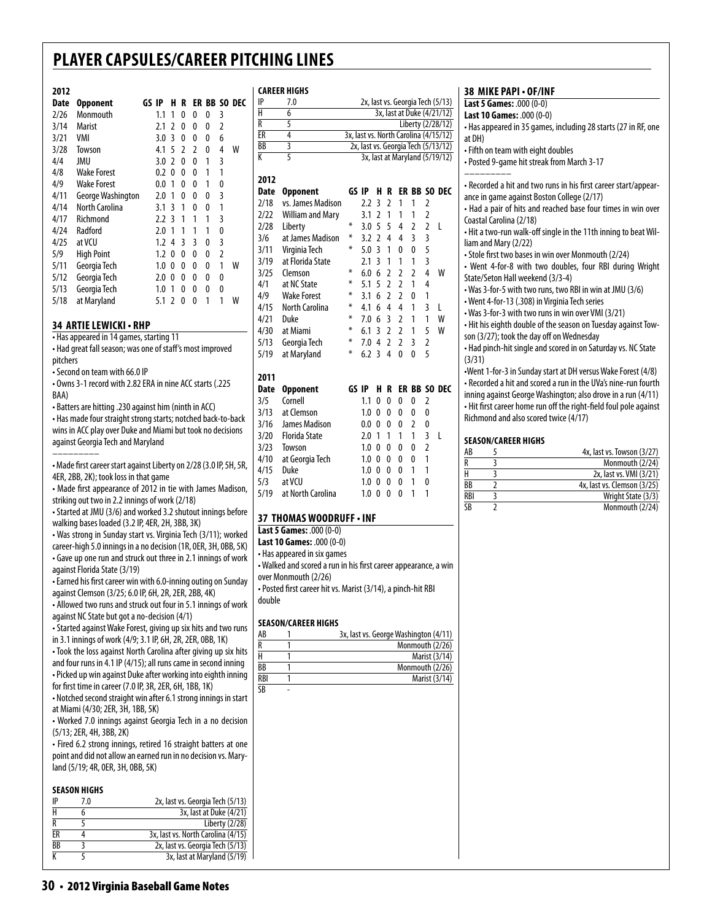# PLAYER CAPSULES/CAREER PITCHING LINES

**2012**

| Date | Opponent | GS | IP | H | R | ER | BB | SO | DEC |
|---|---|---|---|---|---|---|---|---|---|
| 2/26 | Monmouth | | 1.1 | 1 | 0 | 0 | 0 | 3 | |
| 3/14 | Marist | | 2.1 | 2 | 0 | 0 | 0 | 2 | |
| 3/21 | VMI | | 3.0 | 3 | 0 | 0 | 0 | 6 | |
| 3/28 | Towson | | 4.1 | 5 | 2 | 2 | 0 | 4 | W |
| 4/4 | JMU | | 3.0 | 2 | 0 | 0 | 1 | 3 | |
| 4/8 | Wake Forest | | 0.2 | 0 | 0 | 0 | 1 | 1 | |
| 4/9 | Wake Forest | | 0.0 | 1 | 0 | 0 | 1 | 0 | |
| 4/11 | George Washington | | 2.0 | 1 | 0 | 0 | 0 | 3 | |
| 4/14 | North Carolina | | 3.1 | 3 | 1 | 0 | 0 | 1 | |
| 4/17 | Richmond | | 2.2 | 3 | 1 | 1 | 1 | 3 | |
| 4/24 | Radford | | 2.0 | 1 | 1 | 1 | 1 | 0 | |
| 4/25 | at VCU | | 1.2 | 4 | 3 | 3 | 0 | 3 | |
| 5/9 | High Point | | 1.2 | 0 | 0 | 0 | 0 | 2 | |
| 5/11 | Georgia Tech | | 1.0 | 0 | 0 | 0 | 0 | 1 | W |
| 5/12 | Georgia Tech | | 2.0 | 0 | 0 | 0 | 0 | 0 | |
| 5/13 | Georgia Tech | | 1.0 | 1 | 0 | 0 | 0 | 0 | |
| 5/18 | at Maryland | | 5.1 | 2 | 0 | 0 | 1 | 1 | W |

## 34 ARTIE LEWICKI • RHP

- Has appeared in 14 games, starting 11
- Had great fall season; was one of staff's most improved pitchers
- Second on team with 66.0 IP
- Owns 3-1 record with 2.82 ERA in nine ACC starts (.225 BAA)
- Batters are hitting .230 against him (ninth in ACC)
- Has made four straight strong starts; notched back-to-back wins in ACC play over Duke and Miami but took no decisions against Georgia Tech and Maryland

---------

- Made first career start against Liberty on 2/28 (3.0 IP, 5H, 5R, 4ER, 2BB, 2K); took loss in that game
- Made first appearance of 2012 in tie with James Madison, striking out two in 2.2 innings of work (2/18)
- Started at JMU (3/6) and worked 3.2 shutout innings before walking bases loaded (3.2 IP, 4ER, 2H, 3BB, 3K)
- Was strong in Sunday start vs. Virginia Tech (3/11); worked career-high 5.0 innings in a no decision (1R, 0ER, 3H, 0BB, 5K)
- Gave up one run and struck out three in 2.1 innings of work against Florida State (3/19)
- Earned his first career win with 6.0-inning outing on Sunday against Clemson (3/25; 6.0 IP, 6H, 2R, 2ER, 2BB, 4K)
- Allowed two runs and struck out four in 5.1 innings of work against NC State but got a no-decision (4/1)
- Started against Wake Forest, giving up six hits and two runs in 3.1 innings of work (4/9; 3.1 IP, 6H, 2R, 2ER, 0BB, 1K)
- Took the loss against North Carolina after giving up six hits and four runs in 4.1 IP (4/15); all runs came in second inning
- Picked up win against Duke after working into eighth inning for first time in career (7.0 IP, 3R, 2ER, 6H, 1BB, 1K)
- Notched second straight win after 6.1 strong innings in start at Miami (4/30; 2ER, 3H, 1BB, 5K)
- Worked 7.0 innings against Georgia Tech in a no decision (5/13; 2ER, 4H, 3BB, 2K)
- Fired 6.2 strong innings, retired 16 straight batters at one point and did not allow an earned run in no decision vs. Maryland (5/19; 4R, 0ER, 3H, 0BB, 5K)

**SEASON HIGHS**

| | | |
|---|---|---|
| IP | 7.0 | 2x, last vs. Georgia Tech (5/13) |
| H | 6 | 3x, last at Duke (4/21) |
| R | 5 | Liberty (2/28) |
| ER | 4 | 3x, last vs. North Carolina (4/15) |
| BB | 3 | 2x, last vs. Georgia Tech (5/13) |
| K | 5 | 3x, last at Maryland (5/19) |

**CAREER HIGHS**

| | | |
|---|---|---|
| IP | 7.0 | 2x, last vs. Georgia Tech (5/13) |
| H | 6 | 3x, last at Duke (4/21/12) |
| R | 5 | Liberty (2/28/12) |
| ER | 4 | 3x, last vs. North Carolina (4/15/12) |
| BB | 3 | 2x, last vs. Georgia Tech (5/13/12) |
| K | 5 | 3x, last at Maryland (5/19/12) |

**2012**

| Date | Opponent | GS | IP | H | R | ER | BB | SO | DEC |
|---|---|---|---|---|---|---|---|---|---|
| 2/18 | vs. James Madison | | 2.2 | 3 | 2 | 1 | 1 | 2 | |
| 2/22 | William and Mary | | 3.1 | 2 | 1 | 1 | 1 | 2 | |
| 2/28 | Liberty | * | 3.0 | 5 | 5 | 4 | 2 | 2 | L |
| 3/6 | at James Madison | * | 3.2 | 2 | 4 | 4 | 3 | 3 | |
| 3/11 | Virginia Tech | * | 5.0 | 3 | 1 | 0 | 0 | 5 | |
| 3/19 | at Florida State | | 2.1 | 3 | 1 | 1 | 1 | 3 | |
| 3/25 | Clemson | * | 6.0 | 6 | 2 | 2 | 2 | 4 | W |
| 4/1 | at NC State | * | 5.1 | 5 | 2 | 2 | 1 | 4 | |
| 4/9 | Wake Forest | * | 3.1 | 6 | 2 | 2 | 0 | 1 | |
| 4/15 | North Carolina | * | 4.1 | 6 | 4 | 4 | 1 | 3 | L |
| 4/21 | Duke | * | 7.0 | 6 | 3 | 2 | 1 | 1 | W |
| 4/30 | at Miami | * | 6.1 | 3 | 2 | 2 | 1 | 5 | W |
| 5/13 | Georgia Tech | * | 7.0 | 4 | 2 | 2 | 3 | 2 | |
| 5/19 | at Maryland | * | 6.2 | 3 | 4 | 0 | 0 | 5 | |

**2011**

| Date | Opponent | GS | IP | H | R | ER | BB | SO | DEC |
|---|---|---|---|---|---|---|---|---|---|
| 3/5 | Cornell | | 1.1 | 0 | 0 | 0 | 0 | 2 | |
| 3/13 | at Clemson | | 1.0 | 0 | 0 | 0 | 0 | 0 | |
| 3/16 | James Madison | | 0.0 | 0 | 0 | 0 | 2 | 0 | |
| 3/20 | Florida State | | 2.0 | 1 | 1 | 1 | 1 | 3 | L |
| 3/23 | Towson | | 1.0 | 0 | 0 | 0 | 0 | 2 | |
| 4/10 | at Georgia Tech | | 1.0 | 0 | 0 | 0 | 0 | 1 | |
| 4/15 | Duke | | 1.0 | 0 | 0 | 0 | 1 | 1 | |
| 5/3 | at VCU | | 1.0 | 0 | 0 | 0 | 1 | 0 | |
| 5/19 | at North Carolina | | 1.0 | 0 | 0 | 0 | 1 | 1 | |

## 37 THOMAS WOODRUFF • INF

**Last 5 Games:** .000 (0-0)
**Last 10 Games:** .000 (0-0)

- Has appeared in six games
- Walked and scored a run in his first career appearance, a win over Monmouth (2/26)
- Posted first career hit vs. Marist (3/14), a pinch-hit RBI double

**SEASON/CAREER HIGHS**

| | | |
|---|---|---|
| AB | 1 | 3x, last vs. George Washington (4/11) |
| R | 1 | Monmouth (2/26) |
| H | 1 | Marist (3/14) |
| BB | 1 | Monmouth (2/26) |
| RBI | 1 | Marist (3/14) |
| SB | - | |

## 38 MIKE PAPI • OF/INF

**Last 5 Games:** .000 (0-0)
**Last 10 Games:** .000 (0-0)

- Has appeared in 35 games, including 28 starts (27 in RF, one at DH)
- Fifth on team with eight doubles
- Posted 9-game hit streak from March 3-17

---------

- Recorded a hit and two runs in his first career start/appearance in game against Boston College (2/17)
- Had a pair of hits and reached base four times in win over Coastal Carolina (2/18)
- Hit a two-run walk-off single in the 11th inning to beat William and Mary (2/22)
- Stole first two bases in win over Monmouth (2/24)
- Went 4-for-8 with two doubles, four RBI during Wright State/Seton Hall weekend (3/3-4)
- Was 3-for-5 with two runs, two RBI in win at JMU (3/6)
- Went 4-for-13 (.308) in Virginia Tech series
- Was 3-for-3 with two runs in win over VMI (3/21)
- Hit his eighth double of the season on Tuesday against Towson (3/27); took the day off on Wednesday
- Had pinch-hit single and scored in on Saturday vs. NC State (3/31)
- Went 1-for-3 in Sunday start at DH versus Wake Forest (4/8)
- Recorded a hit and scored a run in the UVa's nine-run fourth inning against George Washington; also drove in a run (4/11)
- Hit first career home run off the right-field foul pole against Richmond and also scored twice (4/17)

**SEASON/CAREER HIGHS**

| | | |
|---|---|---|
| AB | 5 | 4x, last vs. Towson (3/27) |
| R | 3 | Monmouth (2/24) |
| H | 3 | 2x, last vs. VMI (3/21) |
| BB | 2 | 4x, last vs. Clemson (3/25) |
| RBI | 3 | Wright State (3/3) |
| SB | 2 | Monmouth (2/24) |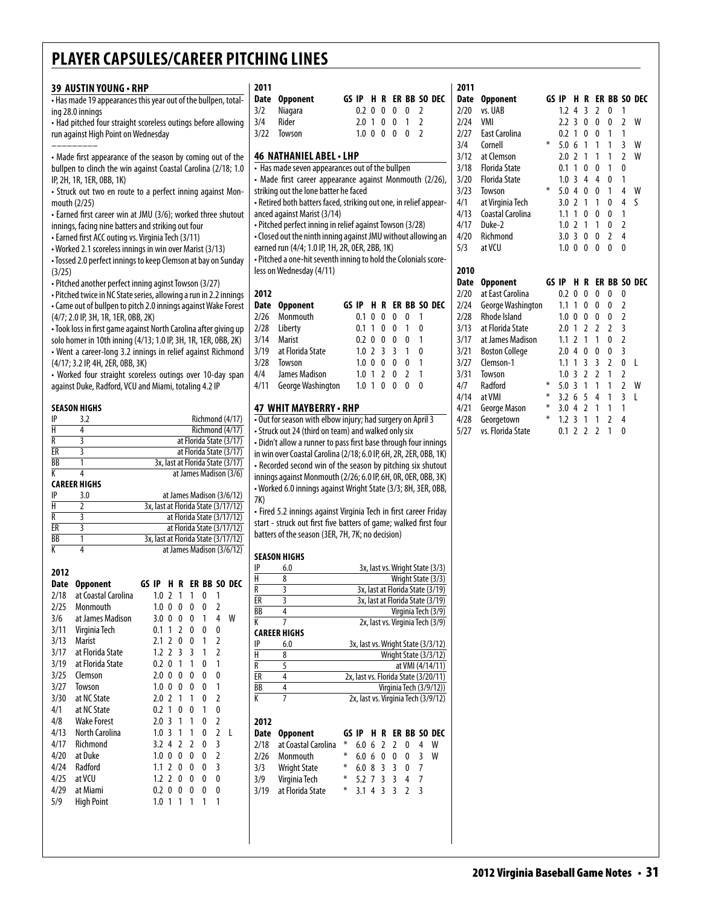# PLAYER CAPSULES/CAREER PITCHING LINES

## 39 AUSTIN YOUNG • RHP

• Has made 19 appearances this year out of the bullpen, totaling 28.0 innings
• Had pitched four straight scoreless outings before allowing run against High Point on Wednesday

---------

• Made first appearance of the season by coming out of the bullpen to clinch the win against Coastal Carolina (2/18; 1.0 IP, 2H, 1R, 1ER, 0BB, 1K)
• Struck out two en route to a perfect inning against Monmouth (2/25)
• Earned first career win at JMU (3/6); worked three shutout innings, facing nine batters and striking out four
• Earned first ACC outing vs. Virginia Tech (3/11)
• Worked 2.1 scoreless innings in win over Marist (3/13)
• Tossed 2.0 perfect innings to keep Clemson at bay on Sunday (3/25)
• Pitched another perfect inning agianst Towson (3/27)
• Pitched twice in NC State series, allowing a run in 2.2 innings
• Came out of bullpen to pitch 2.0 innings against Wake Forest (4/7; 2.0 IP, 3H, 1R, 1ER, 0BB, 2K)
• Took loss in first game against North Carolina after giving up solo homer in 10th inning (4/13; 1.0 IP, 3H, 1R, 1ER, 0BB, 2K)
• Went a career-long 3.2 innings in relief against Richmond (4/17; 3.2 IP, 4H, 2ER, 0BB, 3K)
• Worked four straight scoreless outings over 10-day span against Duke, Radford, VCU and Miami, totaling 4.2 IP

### SEASON HIGHS

| | | |
|---|---|---|
| IP | 3.2 | Richmond (4/17) |
| H | 4 | Richmond (4/17) |
| R | 3 | at Florida State (3/17) |
| ER | 3 | at Florida State (3/17) |
| BB | 1 | 3x, last at Florida State (3/17) |
| K | 4 | at James Madison (3/6) |

### CAREER HIGHS

| | | |
|---|---|---|
| IP | 3.0 | at James Madison (3/6/12) |
| H | 2 | 3x, last at Florida State (3/17/12) |
| R | 3 | at Florida State (3/17/12) |
| ER | 3 | at Florida State (3/17/12) |
| BB | 1 | 3x, last at Florida State (3/17/12) |
| K | 4 | at James Madison (3/6/12) |

**2012**

| Date | Opponent | GS | IP | H | R | ER | BB | SO | DEC |
|---|---|---|---|---|---|---|---|---|---|
| 2/18 | at Coastal Carolina | | 1.0 | 2 | 1 | 1 | 0 | 1 | |
| 2/25 | Monmouth | | 1.0 | 0 | 0 | 0 | 0 | 2 | |
| 3/6 | at James Madison | | 3.0 | 0 | 0 | 0 | 1 | 4 | W |
| 3/11 | Virginia Tech | | 0.1 | 1 | 2 | 0 | 0 | 0 | |
| 3/13 | Marist | | 2.1 | 2 | 0 | 0 | 1 | 2 | |
| 3/17 | at Florida State | | 1.2 | 2 | 3 | 3 | 1 | 2 | |
| 3/19 | at Florida State | | 0.2 | 0 | 1 | 1 | 0 | 1 | |
| 3/25 | Clemson | | 2.0 | 0 | 0 | 0 | 0 | 0 | |
| 3/27 | Towson | | 1.0 | 0 | 0 | 0 | 0 | 1 | |
| 3/30 | at NC State | | 2.0 | 2 | 1 | 1 | 0 | 2 | |
| 4/1 | at NC State | | 0.2 | 1 | 0 | 0 | 1 | 0 | |
| 4/8 | Wake Forest | | 2.0 | 3 | 1 | 1 | 0 | 2 | |
| 4/13 | North Carolina | | 1.0 | 3 | 1 | 1 | 0 | 2 | L |
| 4/17 | Richmond | | 3.2 | 4 | 2 | 2 | 0 | 3 | |
| 4/20 | at Duke | | 1.0 | 0 | 0 | 0 | 0 | 2 | |
| 4/24 | Radford | | 1.1 | 2 | 0 | 0 | 0 | 3 | |
| 4/25 | at VCU | | 1.2 | 2 | 0 | 0 | 0 | 0 | |
| 4/29 | at Miami | | 0.2 | 0 | 0 | 0 | 0 | 0 | |
| 5/9 | High Point | | 1.0 | 1 | 1 | 1 | 1 | 1 | |

**2011**

| Date | Opponent | GS | IP | H | R | ER | BB | SO | DEC |
|---|---|---|---|---|---|---|---|---|---|
| 3/2 | Niagara | | 0.2 | 0 | 0 | 0 | 0 | 2 | |
| 3/4 | Rider | | 2.0 | 1 | 0 | 0 | 1 | 2 | |
| 3/22 | Towson | | 1.0 | 0 | 0 | 0 | 0 | 2 | |

## 46 NATHANIEL ABEL • LHP

• Has made seven appearances out of the bullpen
• Made first career appearance against Monmouth (2/26), striking out the lone batter he faced
• Retired both batters faced, striking out one, in relief appearanced against Marist (3/14)
• Pitched perfect inning in relief against Towson (3/28)
• Closed out the ninth inning against JMU without allowing an earned run (4/4; 1.0 IP, 1H, 2R, 0ER, 2BB, 1K)
• Pitched a one-hit seventh inning to hold the Colonials scoreless on Wednesday (4/11)

**2012**

| Date | Opponent | GS | IP | H | R | ER | BB | SO | DEC |
|---|---|---|---|---|---|---|---|---|---|
| 2/26 | Monmouth | | 0.1 | 0 | 0 | 0 | 0 | 1 | |
| 2/28 | Liberty | | 0.1 | 1 | 0 | 0 | 1 | 0 | |
| 3/14 | Marist | | 0.2 | 0 | 0 | 0 | 0 | 1 | |
| 3/19 | at Florida State | | 1.0 | 2 | 3 | 3 | 1 | 0 | |
| 3/28 | Towson | | 1.0 | 0 | 0 | 0 | 0 | 1 | |
| 4/4 | James Madison | | 1.0 | 1 | 2 | 0 | 2 | 1 | |
| 4/11 | George Washington | | 1.0 | 1 | 0 | 0 | 0 | 0 | |

## 47 WHIT MAYBERRY • RHP

• Out for season with elbow injury; had surgery on April 3
• Struck out 24 (third on team) and walked only six
• Didn't allow a runner to pass first base through four innings in win over Coastal Carolina (2/18; 6.0 IP, 6H, 2R, 2ER, 0BB, 1K)
• Recorded second win of the season by pitching six shutout innings against Monmouth (2/26; 6.0 IP, 6H, 0R, 0ER, 0BB, 3K)
• Worked 6.0 innings against Wright State (3/3; 8H, 3ER, 0BB, 7K)
• Fired 5.2 innings against Virginia Tech in first career Friday start - struck out first five batters of game; walked first four batters of the season (3ER, 7H, 7K; no decision)

### SEASON HIGHS

| | | |
|---|---|---|
| IP | 6.0 | 3x, last vs. Wright State (3/3) |
| H | 8 | Wright State (3/3) |
| R | 3 | 3x, last at Florida State (3/19) |
| ER | 3 | 3x, last at Florida State (3/19) |
| BB | 4 | Virginia Tech (3/9) |
| K | 7 | 2x, last vs. Virginia Tech (3/9) |

### CAREER HIGHS

| | | |
|---|---|---|
| IP | 6.0 | 3x, last vs. Wright State (3/3/12) |
| H | 8 | Wright State (3/3/12) |
| R | 5 | at VMI (4/14/11) |
| ER | 4 | 2x, last vs. Florida State (3/20/11) |
| BB | 4 | Virginia Tech (3/9/12)) |
| K | 7 | 2x, last vs. Virginia Tech (3/9/12) |

**2012**

| Date | Opponent | GS | IP | H | R | ER | BB | SO | DEC |
|---|---|---|---|---|---|---|---|---|---|
| 2/18 | at Coastal Carolina | * | 6.0 | 6 | 2 | 2 | 0 | 4 | W |
| 2/26 | Monmouth | * | 6.0 | 6 | 0 | 0 | 0 | 3 | W |
| 3/3 | Wright State | * | 6.0 | 8 | 3 | 3 | 0 | 7 | |
| 3/9 | Virginia Tech | * | 5.2 | 7 | 3 | 3 | 4 | 7 | |
| 3/19 | at Florida State | * | 3.1 | 4 | 3 | 3 | 2 | 3 | |

**2011**

| Date | Opponent | GS | IP | H | R | ER | BB | SO | DEC |
|---|---|---|---|---|---|---|---|---|---|
| 2/20 | vs. UAB | | 1.2 | 4 | 3 | 2 | 0 | 1 | |
| 2/24 | VMI | | 2.2 | 3 | 0 | 0 | 0 | 2 | W |
| 2/27 | East Carolina | | 0.2 | 1 | 0 | 0 | 1 | 1 | |
| 3/4 | Cornell | * | 5.0 | 6 | 1 | 1 | 1 | 3 | W |
| 3/12 | at Clemson | | 2.0 | 2 | 1 | 1 | 1 | 2 | W |
| 3/18 | Florida State | | 0.1 | 1 | 0 | 0 | 1 | 0 | |
| 3/20 | Florida State | | 1.0 | 3 | 4 | 4 | 0 | 1 | |
| 3/23 | Towson | * | 5.0 | 4 | 0 | 0 | 1 | 4 | W |
| 4/1 | at Virginia Tech | | 3.0 | 2 | 1 | 1 | 0 | 4 | S |
| 4/13 | Coastal Carolina | | 1.1 | 1 | 0 | 0 | 0 | 1 | |
| 4/17 | Duke-2 | | 1.0 | 2 | 1 | 1 | 0 | 2 | |
| 4/20 | Richmond | | 3.0 | 3 | 0 | 0 | 2 | 4 | |
| 5/3 | at VCU | | 1.0 | 0 | 0 | 0 | 0 | 0 | |

**2010**

| Date | Opponent | GS | IP | H | R | ER | BB | SO | DEC |
|---|---|---|---|---|---|---|---|---|---|
| 2/20 | at East Carolina | | 0.2 | 0 | 0 | 0 | 0 | 0 | |
| 2/24 | George Washington | | 1.1 | 1 | 0 | 0 | 0 | 2 | |
| 2/28 | Rhode Island | | 1.0 | 0 | 0 | 0 | 0 | 2 | |
| 3/13 | at Florida State | | 2.0 | 1 | 2 | 2 | 2 | 3 | |
| 3/17 | at James Madison | | 1.1 | 2 | 1 | 1 | 0 | 2 | |
| 3/21 | Boston College | | 2.0 | 4 | 0 | 0 | 0 | 3 | |
| 3/27 | Clemson-1 | | 1.1 | 1 | 3 | 3 | 2 | 0 | L |
| 3/31 | Towson | | 1.0 | 3 | 2 | 2 | 1 | 2 | |
| 4/7 | Radford | * | 5.0 | 3 | 1 | 1 | 1 | 2 | W |
| 4/14 | at VMI | * | 3.2 | 6 | 5 | 4 | 1 | 3 | L |
| 4/21 | George Mason | * | 3.0 | 4 | 2 | 1 | 1 | 1 | |
| 4/28 | Georgetown | * | 1.2 | 3 | 1 | 1 | 2 | 4 | |
| 5/27 | vs. Florida State | | 0.1 | 2 | 2 | 2 | 1 | 0 | |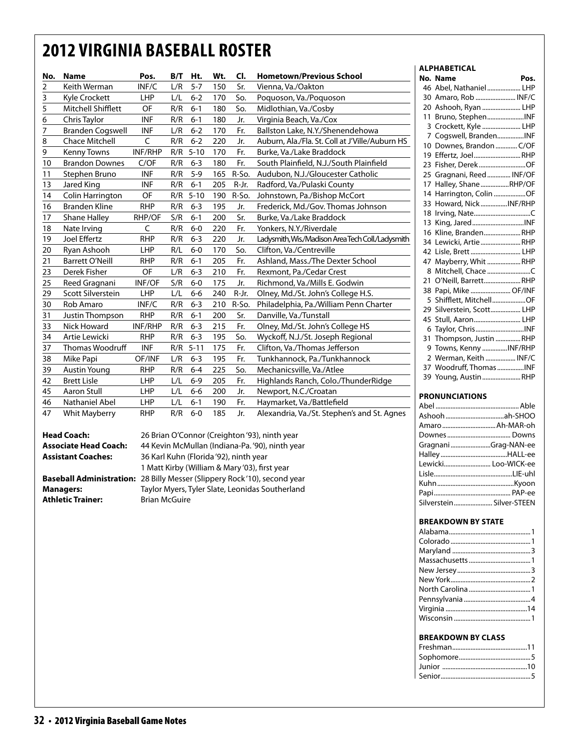# 2012 VIRGINIA BASEBALL ROSTER

| No. | Name | Pos. | B/T | Ht. | Wt. | Cl. | Hometown/Previous School |
|---|---|---|---|---|---|---|---|
| 2 | Keith Werman | INF/C | L/R | 5-7 | 150 | Sr. | Vienna, Va./Oakton |
| 3 | Kyle Crockett | LHP | L/L | 6-2 | 170 | So. | Poquoson, Va./Poquoson |
| 5 | Mitchell Shifflett | OF | R/R | 6-1 | 180 | So. | Midlothian, Va./Cosby |
| 6 | Chris Taylor | INF | R/R | 6-1 | 180 | Jr. | Virginia Beach, Va./Cox |
| 7 | Branden Cogswell | INF | L/R | 6-2 | 170 | Fr. | Ballston Lake, N.Y./Shenendehowa |
| 8 | Chace Mitchell | C | R/R | 6-2 | 220 | Jr. | Auburn, Ala./Fla. St. Coll at J'Ville/Auburn HS |
| 9 | Kenny Towns | INF/RHP | R/R | 5-10 | 170 | Fr. | Burke, Va./Lake Braddock |
| 10 | Brandon Downes | C/OF | R/R | 6-3 | 180 | Fr. | South Plainfield, N.J./South Plainfield |
| 11 | Stephen Bruno | INF | R/R | 5-9 | 165 | R-So. | Audubon, N.J./Gloucester Catholic |
| 13 | Jared King | INF | R/R | 6-1 | 205 | R-Jr. | Radford, Va./Pulaski County |
| 14 | Colin Harrington | OF | R/R | 5-10 | 190 | R-So. | Johnstown, Pa./Bishop McCort |
| 16 | Branden Kline | RHP | R/R | 6-3 | 195 | Jr. | Frederick, Md./Gov. Thomas Johnson |
| 17 | Shane Halley | RHP/OF | S/R | 6-1 | 200 | Sr. | Burke, Va./Lake Braddock |
| 18 | Nate Irving | C | R/R | 6-0 | 220 | Fr. | Yonkers, N.Y./Riverdale |
| 19 | Joel Effertz | RHP | R/R | 6-3 | 220 | Jr. | Ladysmith, Wis./Madison Area Tech Coll./Ladysmith |
| 20 | Ryan Ashooh | LHP | R/L | 6-0 | 170 | So. | Clifton, Va./Centreville |
| 21 | Barrett O'Neill | RHP | R/R | 6-1 | 205 | Fr. | Ashland, Mass./The Dexter School |
| 23 | Derek Fisher | OF | L/R | 6-3 | 210 | Fr. | Rexmont, Pa./Cedar Crest |
| 25 | Reed Gragnani | INF/OF | S/R | 6-0 | 175 | Jr. | Richmond, Va./Mills E. Godwin |
| 29 | Scott Silverstein | LHP | L/L | 6-6 | 240 | R-Jr. | Olney, Md./St. John's College H.S. |
| 30 | Rob Amaro | INF/C | R/R | 6-3 | 210 | R-So. | Philadelphia, Pa./William Penn Charter |
| 31 | Justin Thompson | RHP | R/R | 6-1 | 200 | Sr. | Danville, Va./Tunstall |
| 33 | Nick Howard | INF/RHP | R/R | 6-3 | 215 | Fr. | Olney, Md./St. John's College HS |
| 34 | Artie Lewicki | RHP | R/R | 6-3 | 195 | So. | Wyckoff, N.J./St. Joseph Regional |
| 37 | Thomas Woodruff | INF | R/R | 5-11 | 175 | Fr. | Clifton, Va./Thomas Jefferson |
| 38 | Mike Papi | OF/INF | L/R | 6-3 | 195 | Fr. | Tunkhannock, Pa./Tunkhannock |
| 39 | Austin Young | RHP | R/R | 6-4 | 225 | So. | Mechanicsville, Va./Atlee |
| 42 | Brett Lisle | LHP | L/L | 6-9 | 205 | Fr. | Highlands Ranch, Colo./ThunderRidge |
| 45 | Aaron Stull | LHP | L/L | 6-6 | 200 | Jr. | Newport, N.C./Croatan |
| 46 | Nathaniel Abel | LHP | L/L | 6-1 | 190 | Fr. | Haymarket, Va./Battlefield |
| 47 | Whit Mayberry | RHP | R/R | 6-0 | 185 | Jr. | Alexandria, Va./St. Stephen's and St. Agnes |

**Head Coach:** 26 Brian O'Connor (Creighton '93), ninth year
**Associate Head Coach:** 44 Kevin McMullan (Indiana-Pa. '90), ninth year
**Assistant Coaches:** 36 Karl Kuhn (Florida '92), ninth year
1 Matt Kirby (William & Mary '03), first year
**Baseball Administration:** 28 Billy Messer (Slippery Rock '10), second year
**Managers:** Taylor Myers, Tyler Slate, Leonidas Southerland
**Athletic Trainer:** Brian McGuire

### ALPHABETICAL

| No. | Name | Pos. |
|---|---|---|
| 46 | Abel, Nathaniel | LHP |
| 30 | Amaro, Rob | INF/C |
| 20 | Ashooh, Ryan | LHP |
| 11 | Bruno, Stephen | INF |
| 3 | Crockett, Kyle | LHP |
| 7 | Cogswell, Branden | INF |
| 10 | Downes, Brandon | C/OF |
| 19 | Effertz, Joel | RHP |
| 23 | Fisher, Derek | OF |
| 25 | Gragnani, Reed | INF/OF |
| 17 | Halley, Shane | RHP/OF |
| 14 | Harrington, Colin | OF |
| 33 | Howard, Nick | INF/RHP |
| 18 | Irving, Nate | C |
| 13 | King, Jared | INF |
| 16 | Kline, Branden | RHP |
| 34 | Lewicki, Artie | RHP |
| 42 | Lisle, Brett | LHP |
| 47 | Mayberry, Whit | RHP |
| 8 | Mitchell, Chace | C |
| 21 | O'Neill, Barrett | RHP |
| 38 | Papi, Mike | OF/INF |
| 5 | Shifflett, Mitchell | OF |
| 29 | Silverstein, Scott | LHP |
| 45 | Stull, Aaron | LHP |
| 6 | Taylor, Chris | INF |
| 31 | Thompson, Justin | RHP |
| 9 | Towns, Kenny | INF/RHP |
| 2 | Werman, Keith | INF/C |
| 37 | Woodruff, Thomas | INF |
| 39 | Young, Austin | RHP |

### PRONUNCIATIONS

| | |
|---|---|
| Abel | Able |
| Ashooh | ah-SHOO |
| Amaro | Ah-MAR-oh |
| Downes | Downs |
| Gragnani | Grag-NAN-ee |
| Halley | HALL-ee |
| Lewicki | Loo-WICK-ee |
| Lisle | LIE-uhl |
| Kuhn | Kyoon |
| Papi | PAP-ee |
| Silverstein | Silver-STEEN |

### BREAKDOWN BY STATE

| | |
|---|---|
| Alabama | 1 |
| Colorado | 1 |
| Maryland | 3 |
| Massachusetts | 1 |
| New Jersey | 3 |
| New York | 2 |
| North Carolina | 1 |
| Pennsylvania | 4 |
| Virginia | 14 |
| Wisconsin | 1 |

### BREAKDOWN BY CLASS

| | |
|---|---|
| Freshman | 11 |
| Sophomore | 5 |
| Junior | 10 |
| Senior | 5 |